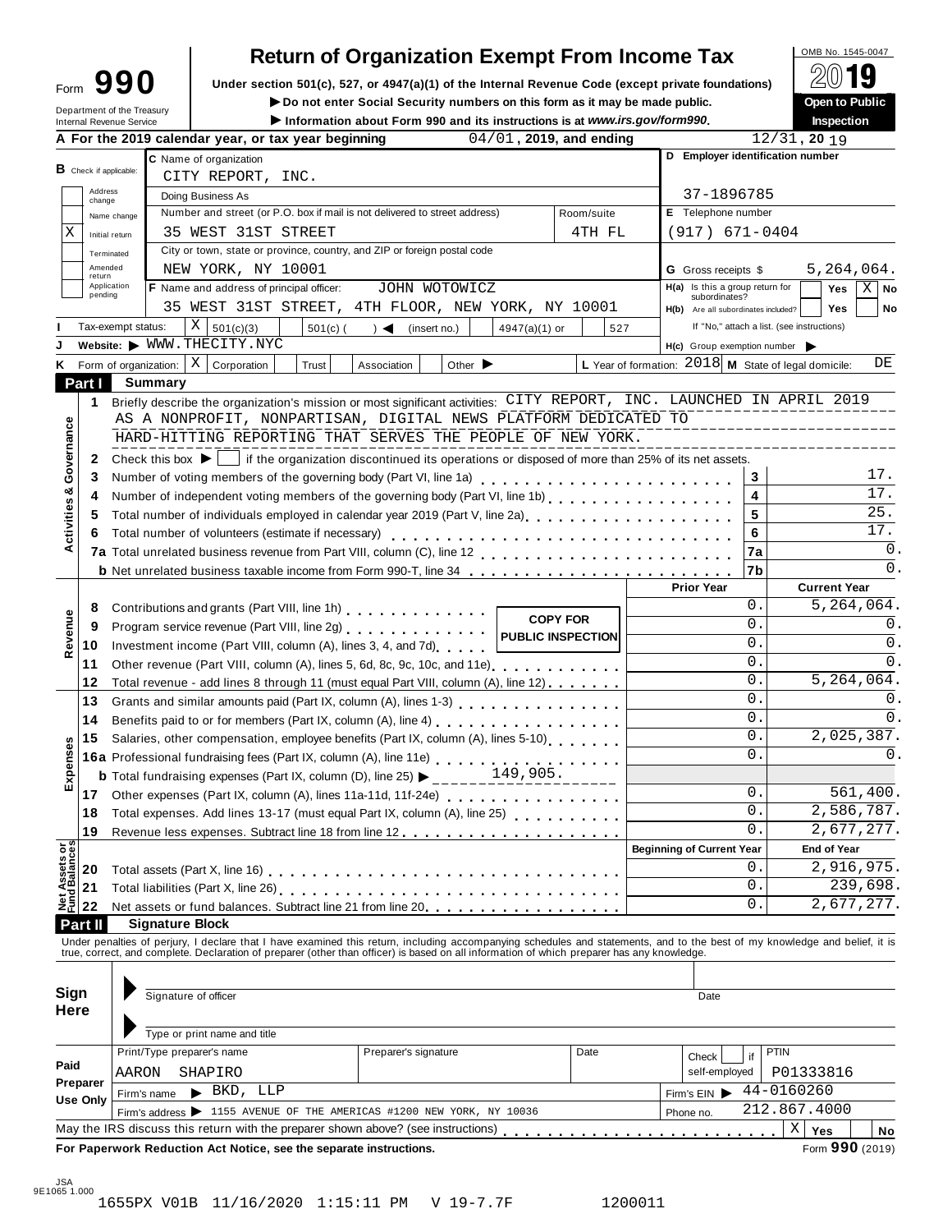# Form 990 — Return of Organization Exempt From Income Tax

OMB No. 1545-0047

**2019**

**Open to Public Inspection**

Under section 501(c), 527, or 4947(a)(1) of the Internal Revenue Code (except private foundations)

▶ Do not enter Social Security numbers on this form as it may be made public.

▶ Information about Form 990 and its instructions is at *www.irs.gov/form990*.

Department of the Treasury
Internal Revenue Service

**A** For the 2019 calendar year, or tax year beginning 04/01, 2019, and ending 12/31, 20 19

**B** Check if applicable:
- Address change
- Name change
- X Initial return
- Terminated
- Amended return
- Application pending

**C** Name of organization: CITY REPORT, INC.

Doing Business As

Number and street (or P.O. box if mail is not delivered to street address): 35 WEST 31ST STREET — Room/suite: 4TH FL

City or town, state or province, country, and ZIP or foreign postal code: NEW YORK, NY 10001

**D** Employer identification number: 37-1896785

**E** Telephone number: (917) 671-0404

**G** Gross receipts $ 5,264,064.

**F** Name and address of principal officer: JOHN WOTOWICZ, 35 WEST 31ST STREET, 4TH FLOOR, NEW YORK, NY 10001

**H(a)** Is this a group return for subordinates? Yes [ ] No [X]

**H(b)** Are all subordinates included? Yes [ ] No [ ]

If "No," attach a list. (see instructions)

**I** Tax-exempt status: [X] 501(c)(3) [ ] 501(c) ( ) ◀ (insert no.) [ ] 4947(a)(1) or [ ] 527

**J** Website: ▶ WWW.THECITY.NYC

**H(c)** Group exemption number ▶

**K** Form of organization: [X] Corporation [ ] Trust [ ] Association [ ] Other ▶

**L** Year of formation: 2018 **M** State of legal domicile: DE

## Part I Summary

**Activities & Governance**

1. Briefly describe the organization's mission or most significant activities: CITY REPORT, INC. LAUNCHED IN APRIL 2019 AS A NONPROFIT, NONPARTISAN, DIGITAL NEWS PLATFORM DEDICATED TO HARD-HITTING REPORTING THAT SERVES THE PEOPLE OF NEW YORK.
2. Check this box ▶ [ ] if the organization discontinued its operations or disposed of more than 25% of its net assets.

| Line | Description | | Value |
|---|---|---|---|
| 3 | Number of voting members of the governing body (Part VI, line 1a) | 3 | 17. |
| 4 | Number of independent voting members of the governing body (Part VI, line 1b) | 4 | 17. |
| 5 | Total number of individuals employed in calendar year 2019 (Part V, line 2a) | 5 | 25. |
| 6 | Total number of volunteers (estimate if necessary) | 6 | 17. |
| 7a | Total unrelated business revenue from Part VIII, column (C), line 12 | 7a | 0. |
| b | Net unrelated business taxable income from Form 990-T, line 34 | 7b | 0. |

COPY FOR PUBLIC INSPECTION

| Section | Line | Description | Prior Year | Current Year |
|---|---|---|---|---|
| Revenue | 8 | Contributions and grants (Part VIII, line 1h) | 0. | 5,264,064. |
| | 9 | Program service revenue (Part VIII, line 2g) | 0. | 0. |
| | 10 | Investment income (Part VIII, column (A), lines 3, 4, and 7d) | 0. | 0. |
| | 11 | Other revenue (Part VIII, column (A), lines 5, 6d, 8c, 9c, 10c, and 11e) | 0. | 0. |
| | 12 | Total revenue - add lines 8 through 11 (must equal Part VIII, column (A), line 12) | 0. | 5,264,064. |
| Expenses | 13 | Grants and similar amounts paid (Part IX, column (A), lines 1-3) | 0. | 0. |
| | 14 | Benefits paid to or for members (Part IX, column (A), line 4) | 0. | 0. |
| | 15 | Salaries, other compensation, employee benefits (Part IX, column (A), lines 5-10) | 0. | 2,025,387. |
| | 16a | Professional fundraising fees (Part IX, column (A), line 11e) | 0. | 0. |
| | b | Total fundraising expenses (Part IX, column (D), line 25) ▶ 149,905. | | |
| | 17 | Other expenses (Part IX, column (A), lines 11a-11d, 11f-24e) | 0. | 561,400. |
| | 18 | Total expenses. Add lines 13-17 (must equal Part IX, column (A), line 25) | 0. | 2,586,787. |
| | 19 | Revenue less expenses. Subtract line 18 from line 12 | 0. | 2,677,277. |
| | | | **Beginning of Current Year** | **End of Year** |
| Net Assets or Fund Balances | 20 | Total assets (Part X, line 16) | 0. | 2,916,975. |
| | 21 | Total liabilities (Part X, line 26) | 0. | 239,698. |
| | 22 | Net assets or fund balances. Subtract line 21 from line 20 | 0. | 2,677,277. |

## Part II Signature Block

Under penalties of perjury, I declare that I have examined this return, including accompanying schedules and statements, and to the best of my knowledge and belief, it is true, correct, and complete. Declaration of preparer (other than officer) is based on all information of which preparer has any knowledge.

**Sign Here**

Signature of officer — Date

Type or print name and title

**Paid Preparer Use Only**

| Print/Type preparer's name | Preparer's signature | Date | Check if self-employed | PTIN |
|---|---|---|---|---|
| AARON SHAPIRO | | | | P01333816 |

Firm's name ▶ BKD, LLP — Firm's EIN ▶ 44-0160260

Firm's address ▶ 1155 AVENUE OF THE AMERICAS #1200 NEW YORK, NY 10036 — Phone no. 212.867.4000

May the IRS discuss this return with the preparer shown above? (see instructions) [X] Yes [ ] No

**For Paperwork Reduction Act Notice, see the separate instructions.** Form **990** (2019)

JSA 9E1065 1.000

1655PX V01B 11/16/2020 1:15:11 PM V 19-7.7F 1200011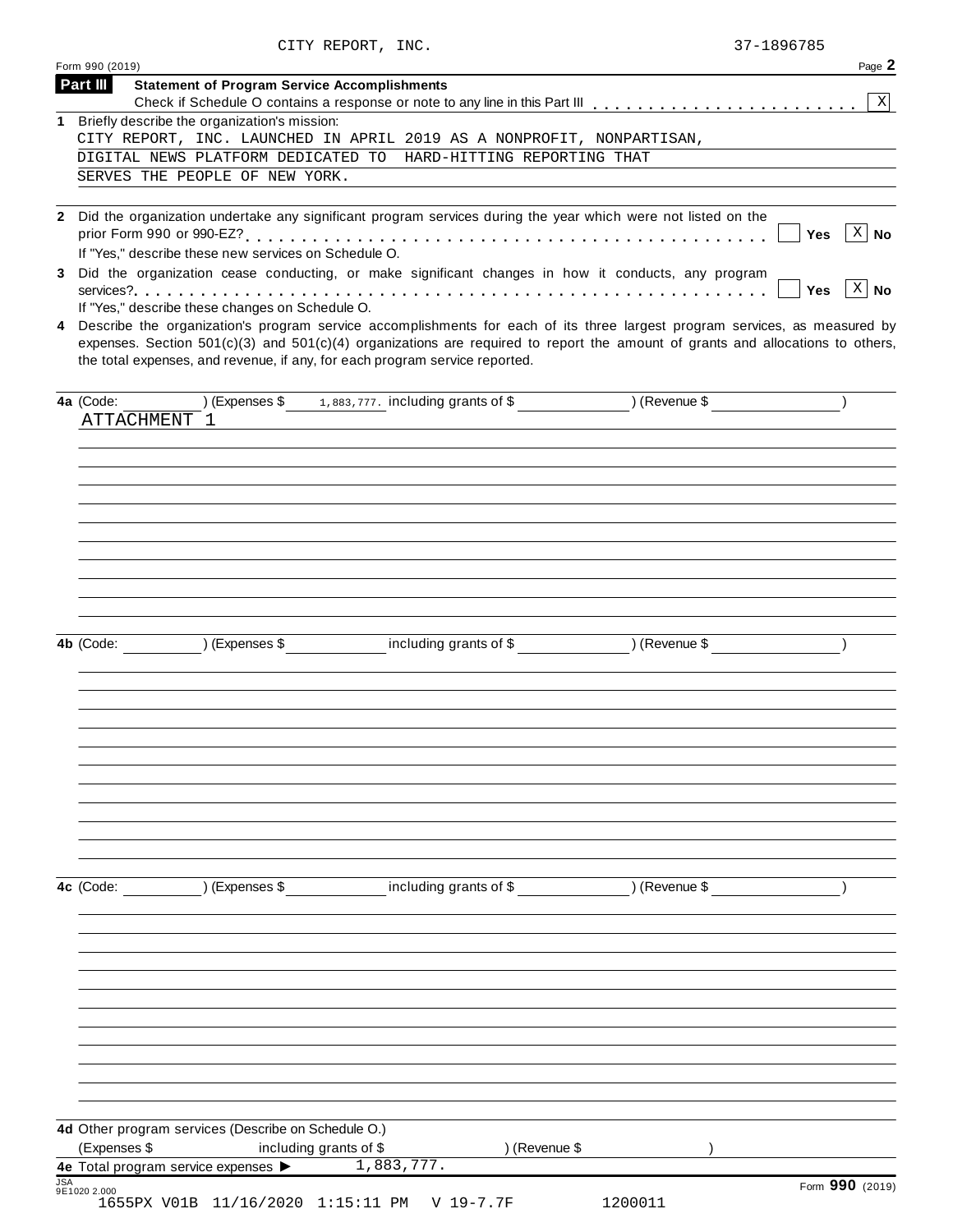CITY REPORT, INC. 37-1896785

Form 990 (2019)

## Part III Statement of Program Service Accomplishments

Check if Schedule O contains a response or note to any line in this Part III . . . . . . . . . . . . . . . . . . . . . . . [X]

**1** Briefly describe the organization's mission:

CITY REPORT, INC. LAUNCHED IN APRIL 2019 AS A NONPROFIT, NONPARTISAN, DIGITAL NEWS PLATFORM DEDICATED TO HARD-HITTING REPORTING THAT SERVES THE PEOPLE OF NEW YORK.

**2** Did the organization undertake any significant program services during the year which were not listed on the prior Form 990 or 990-EZ? . . . . . . . . . . . . . . . . . . . . . . . . . . . . . . . . . . . . . . . . . . [ ] Yes [X] No

If "Yes," describe these new services on Schedule O.

**3** Did the organization cease conducting, or make significant changes in how it conducts, any program services? . . . . . . . . . . . . . . . . . . . . . . . . . . . . . . . . . . . . . . . . . . . . . . . . . . . . . . . . [ ] Yes [X] No

If "Yes," describe these changes on Schedule O.

**4** Describe the organization's program service accomplishments for each of its three largest program services, as measured by expenses. Section 501(c)(3) and 501(c)(4) organizations are required to report the amount of grants and allocations to others, the total expenses, and revenue, if any, for each program service reported.

**4a** (Code: ) (Expenses $ 1,883,777. including grants of $ ) (Revenue $ )

ATTACHMENT 1

**4b** (Code: ) (Expenses $ including grants of $ ) (Revenue $ )

**4c** (Code: ) (Expenses $ including grants of $ ) (Revenue $ )

**4d** Other program services (Describe on Schedule O.)

(Expenses $ including grants of $ ) (Revenue $ )

**4e** Total program service expenses ▶ 1,883,777.

JSA 9E1020 2.000

Form **990** (2019)

1655PX V01B 11/16/2020 1:15:11 PM V 19-7.7F 1200011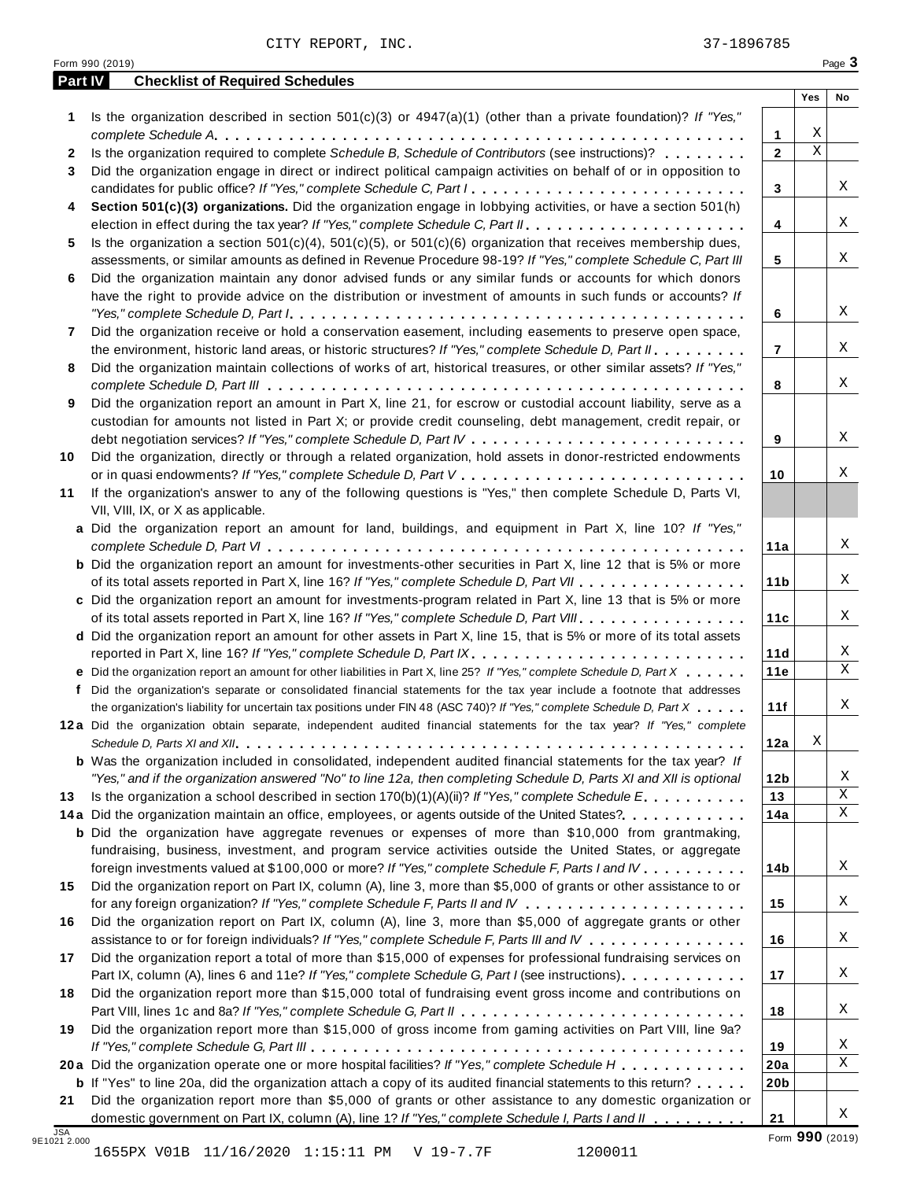CITY REPORT, INC. 37-1896785

Form 990 (2019)

## Part IV Checklist of Required Schedules

| | | | Yes | No |
|---|---|---|---|---|
| **1** | Is the organization described in section 501(c)(3) or 4947(a)(1) (other than a private foundation)? *If "Yes," complete Schedule A* | 1 | X | |
| **2** | Is the organization required to complete *Schedule B, Schedule of Contributors* (see instructions)? | 2 | X | |
| **3** | Did the organization engage in direct or indirect political campaign activities on behalf of or in opposition to candidates for public office? *If "Yes," complete Schedule C, Part I* | 3 | | X |
| **4** | **Section 501(c)(3) organizations.** Did the organization engage in lobbying activities, or have a section 501(h) election in effect during the tax year? *If "Yes," complete Schedule C, Part II* | 4 | | X |
| **5** | Is the organization a section 501(c)(4), 501(c)(5), or 501(c)(6) organization that receives membership dues, assessments, or similar amounts as defined in Revenue Procedure 98-19? *If "Yes," complete Schedule C, Part III* | 5 | | X |
| **6** | Did the organization maintain any donor advised funds or any similar funds or accounts for which donors have the right to provide advice on the distribution or investment of amounts in such funds or accounts? *If "Yes," complete Schedule D, Part I* | 6 | | X |
| **7** | Did the organization receive or hold a conservation easement, including easements to preserve open space, the environment, historic land areas, or historic structures? *If "Yes," complete Schedule D, Part II* | 7 | | X |
| **8** | Did the organization maintain collections of works of art, historical treasures, or other similar assets? *If "Yes," complete Schedule D, Part III* | 8 | | X |
| **9** | Did the organization report an amount in Part X, line 21, for escrow or custodial account liability, serve as a custodian for amounts not listed in Part X; or provide credit counseling, debt management, credit repair, or debt negotiation services? *If "Yes," complete Schedule D, Part IV* | 9 | | X |
| **10** | Did the organization, directly or through a related organization, hold assets in donor-restricted endowments or in quasi endowments? *If "Yes," complete Schedule D, Part V* | 10 | | X |
| **11** | If the organization's answer to any of the following questions is "Yes," then complete Schedule D, Parts VI, VII, VIII, IX, or X as applicable. | | | |
| **a** | Did the organization report an amount for land, buildings, and equipment in Part X, line 10? *If "Yes," complete Schedule D, Part VI* | 11a | | X |
| **b** | Did the organization report an amount for investments-other securities in Part X, line 12 that is 5% or more of its total assets reported in Part X, line 16? *If "Yes," complete Schedule D, Part VII* | 11b | | X |
| **c** | Did the organization report an amount for investments-program related in Part X, line 13 that is 5% or more of its total assets reported in Part X, line 16? *If "Yes," complete Schedule D, Part VIII* | 11c | | X |
| **d** | Did the organization report an amount for other assets in Part X, line 15, that is 5% or more of its total assets reported in Part X, line 16? *If "Yes," complete Schedule D, Part IX* | 11d | | X |
| **e** | Did the organization report an amount for other liabilities in Part X, line 25? *If "Yes," complete Schedule D, Part X* | 11e | | X |
| **f** | Did the organization's separate or consolidated financial statements for the tax year include a footnote that addresses the organization's liability for uncertain tax positions under FIN 48 (ASC 740)? *If "Yes," complete Schedule D, Part X* | 11f | | X |
| **12a** | Did the organization obtain separate, independent audited financial statements for the tax year? *If "Yes," complete Schedule D, Parts XI and XII* | 12a | X | |
| **b** | Was the organization included in consolidated, independent audited financial statements for the tax year? *If "Yes," and if the organization answered "No" to line 12a, then completing Schedule D, Parts XI and XII is optional* | 12b | | X |
| **13** | Is the organization a school described in section 170(b)(1)(A)(ii)? *If "Yes," complete Schedule E* | 13 | | X |
| **14a** | Did the organization maintain an office, employees, or agents outside of the United States? | 14a | | X |
| **b** | Did the organization have aggregate revenues or expenses of more than $10,000 from grantmaking, fundraising, business, investment, and program service activities outside the United States, or aggregate foreign investments valued at $100,000 or more? *If "Yes," complete Schedule F, Parts I and IV* | 14b | | X |
| **15** | Did the organization report on Part IX, column (A), line 3, more than $5,000 of grants or other assistance to or for any foreign organization? *If "Yes," complete Schedule F, Parts II and IV* | 15 | | X |
| **16** | Did the organization report on Part IX, column (A), line 3, more than $5,000 of aggregate grants or other assistance to or for foreign individuals? *If "Yes," complete Schedule F, Parts III and IV* | 16 | | X |
| **17** | Did the organization report a total of more than $15,000 of expenses for professional fundraising services on Part IX, column (A), lines 6 and 11e? *If "Yes," complete Schedule G, Part I* (see instructions) | 17 | | X |
| **18** | Did the organization report more than $15,000 total of fundraising event gross income and contributions on Part VIII, lines 1c and 8a? *If "Yes," complete Schedule G, Part II* | 18 | | X |
| **19** | Did the organization report more than $15,000 of gross income from gaming activities on Part VIII, line 9a? *If "Yes," complete Schedule G, Part III* | 19 | | X |
| **20a** | Did the organization operate one or more hospital facilities? *If "Yes," complete Schedule H* | 20a | | X |
| **b** | If "Yes" to line 20a, did the organization attach a copy of its audited financial statements to this return? | 20b | | |
| **21** | Did the organization report more than $5,000 of grants or other assistance to any domestic organization or domestic government on Part IX, column (A), line 1? *If "Yes," complete Schedule I, Parts I and II* | 21 | | X |

Form **990** (2019)

1655PX V01B 11/16/2020 1:15:11 PM V 19-7.7F 1200011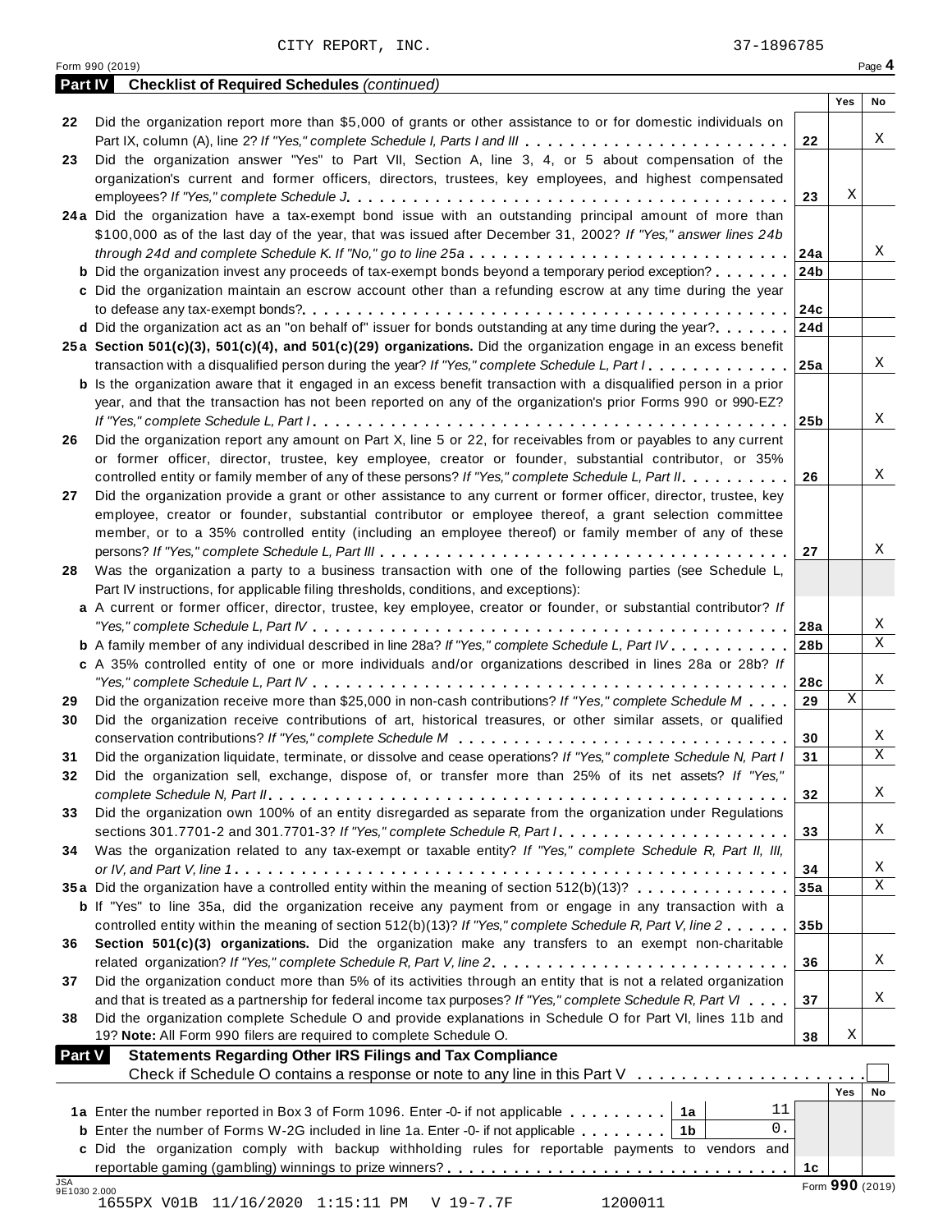CITY REPORT, INC. 37-1896785

Form 990 (2019)

**Part IV** **Checklist of Required Schedules** *(continued)*

| | | | Yes | No |
|---|---|---|---|---|
| 22 | Did the organization report more than $5,000 of grants or other assistance to or for domestic individuals on Part IX, column (A), line 2? *If "Yes," complete Schedule I, Parts I and III* | 22 | | X |
| 23 | Did the organization answer "Yes" to Part VII, Section A, line 3, 4, or 5 about compensation of the organization's current and former officers, directors, trustees, key employees, and highest compensated employees? *If "Yes," complete Schedule J* | 23 | X | |
| 24a | Did the organization have a tax-exempt bond issue with an outstanding principal amount of more than $100,000 as of the last day of the year, that was issued after December 31, 2002? *If "Yes," answer lines 24b through 24d and complete Schedule K. If "No," go to line 25a* | 24a | | X |
| b | Did the organization invest any proceeds of tax-exempt bonds beyond a temporary period exception? | 24b | | |
| c | Did the organization maintain an escrow account other than a refunding escrow at any time during the year to defease any tax-exempt bonds? | 24c | | |
| d | Did the organization act as an "on behalf of" issuer for bonds outstanding at any time during the year? | 24d | | |
| 25a | **Section 501(c)(3), 501(c)(4), and 501(c)(29) organizations.** Did the organization engage in an excess benefit transaction with a disqualified person during the year? *If "Yes," complete Schedule L, Part I* | 25a | | X |
| b | Is the organization aware that it engaged in an excess benefit transaction with a disqualified person in a prior year, and that the transaction has not been reported on any of the organization's prior Forms 990 or 990-EZ? *If "Yes," complete Schedule L, Part I* | 25b | | X |
| 26 | Did the organization report any amount on Part X, line 5 or 22, for receivables from or payables to any current or former officer, director, trustee, key employee, creator or founder, substantial contributor, or 35% controlled entity or family member of any of these persons? *If "Yes," complete Schedule L, Part II* | 26 | | X |
| 27 | Did the organization provide a grant or other assistance to any current or former officer, director, trustee, key employee, creator or founder, substantial contributor or employee thereof, a grant selection committee member, or to a 35% controlled entity (including an employee thereof) or family member of any of these persons? *If "Yes," complete Schedule L, Part III* | 27 | | X |
| 28 | Was the organization a party to a business transaction with one of the following parties (see Schedule L, Part IV instructions, for applicable filing thresholds, conditions, and exceptions): | | | |
| a | A current or former officer, director, trustee, key employee, creator or founder, or substantial contributor? *If "Yes," complete Schedule L, Part IV* | 28a | | X |
| b | A family member of any individual described in line 28a? *If "Yes," complete Schedule L, Part IV* | 28b | | X |
| c | A 35% controlled entity of one or more individuals and/or organizations described in lines 28a or 28b? *If "Yes," complete Schedule L, Part IV* | 28c | | X |
| 29 | Did the organization receive more than $25,000 in non-cash contributions? *If "Yes," complete Schedule M* | 29 | X | |
| 30 | Did the organization receive contributions of art, historical treasures, or other similar assets, or qualified conservation contributions? *If "Yes," complete Schedule M* | 30 | | X |
| 31 | Did the organization liquidate, terminate, or dissolve and cease operations? *If "Yes," complete Schedule N, Part I* | 31 | | X |
| 32 | Did the organization sell, exchange, dispose of, or transfer more than 25% of its net assets? *If "Yes," complete Schedule N, Part II* | 32 | | X |
| 33 | Did the organization own 100% of an entity disregarded as separate from the organization under Regulations sections 301.7701-2 and 301.7701-3? *If "Yes," complete Schedule R, Part I* | 33 | | X |
| 34 | Was the organization related to any tax-exempt or taxable entity? *If "Yes," complete Schedule R, Part II, III, or IV, and Part V, line 1* | 34 | | X |
| 35a | Did the organization have a controlled entity within the meaning of section 512(b)(13)? | 35a | | X |
| b | If "Yes" to line 35a, did the organization receive any payment from or engage in any transaction with a controlled entity within the meaning of section 512(b)(13)? *If "Yes," complete Schedule R, Part V, line 2* | 35b | | |
| 36 | **Section 501(c)(3) organizations.** Did the organization make any transfers to an exempt non-charitable related organization? *If "Yes," complete Schedule R, Part V, line 2* | 36 | | X |
| 37 | Did the organization conduct more than 5% of its activities through an entity that is not a related organization and that is treated as a partnership for federal income tax purposes? *If "Yes," complete Schedule R, Part VI* | 37 | | X |
| 38 | Did the organization complete Schedule O and provide explanations in Schedule O for Part VI, lines 11b and 19? **Note:** All Form 990 filers are required to complete Schedule O. | 38 | X | |

**Part V** **Statements Regarding Other IRS Filings and Tax Compliance**

Check if Schedule O contains a response or note to any line in this Part V ☐

| | | | | | Yes | No |
|---|---|---|---|---|---|---|
| 1a | Enter the number reported in Box 3 of Form 1096. Enter -0- if not applicable | 1a | 11 | | | |
| b | Enter the number of Forms W-2G included in line 1a. Enter -0- if not applicable | 1b | 0. | | | |
| c | Did the organization comply with backup withholding rules for reportable payments to vendors and reportable gaming (gambling) winnings to prize winners? | | | 1c | | |

Form **990** (2019)

JSA 9E1030 2.000

1655PX V01B 11/16/2020 1:15:11 PM V 19-7.7F 1200011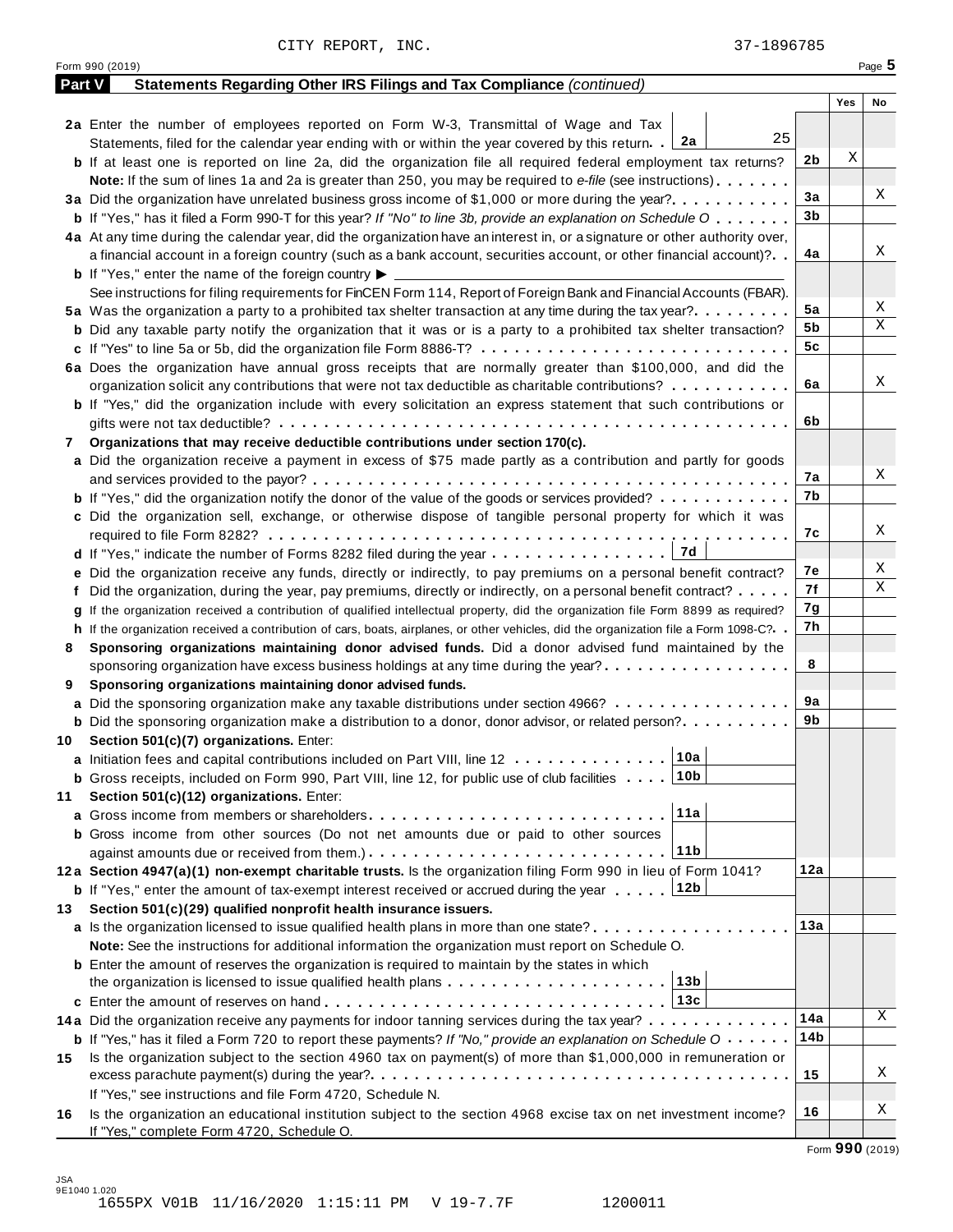CITY REPORT, INC. 37-1896785

Form 990 (2019)

**Part V Statements Regarding Other IRS Filings and Tax Compliance** *(continued)*

| | | | Yes | No |
|---|---|---|---|---|
| **2a** | Enter the number of employees reported on Form W-3, Transmittal of Wage and Tax Statements, filed for the calendar year ending with or within the year covered by this return . . **2a** 25 | | | |
| **b** | If at least one is reported on line 2a, did the organization file all required federal employment tax returns? | 2b | X | |
| | **Note:** If the sum of lines 1a and 2a is greater than 250, you may be required to *e-file* (see instructions) | | | |
| **3a** | Did the organization have unrelated business gross income of $1,000 or more during the year? | 3a | | X |
| **b** | If "Yes," has it filed a Form 990-T for this year? *If "No" to line 3b, provide an explanation on Schedule O* | 3b | | |
| **4a** | At any time during the calendar year, did the organization have an interest in, or a signature or other authority over, a financial account in a foreign country (such as a bank account, securities account, or other financial account)? | 4a | | X |
| **b** | If "Yes," enter the name of the foreign country ▶ | | | |
| | See instructions for filing requirements for FinCEN Form 114, Report of Foreign Bank and Financial Accounts (FBAR). | | | |
| **5a** | Was the organization a party to a prohibited tax shelter transaction at any time during the tax year? | 5a | | X |
| **b** | Did any taxable party notify the organization that it was or is a party to a prohibited tax shelter transaction? | 5b | | X |
| **c** | If "Yes" to line 5a or 5b, did the organization file Form 8886-T? | 5c | | |
| **6a** | Does the organization have annual gross receipts that are normally greater than $100,000, and did the organization solicit any contributions that were not tax deductible as charitable contributions? | 6a | | X |
| **b** | If "Yes," did the organization include with every solicitation an express statement that such contributions or gifts were not tax deductible? | 6b | | |
| **7** | **Organizations that may receive deductible contributions under section 170(c).** | | | |
| **a** | Did the organization receive a payment in excess of $75 made partly as a contribution and partly for goods and services provided to the payor? | 7a | | X |
| **b** | If "Yes," did the organization notify the donor of the value of the goods or services provided? | 7b | | |
| **c** | Did the organization sell, exchange, or otherwise dispose of tangible personal property for which it was required to file Form 8282? | 7c | | X |
| **d** | If "Yes," indicate the number of Forms 8282 filed during the year . . . **7d** | | | |
| **e** | Did the organization receive any funds, directly or indirectly, to pay premiums on a personal benefit contract? | 7e | | X |
| **f** | Did the organization, during the year, pay premiums, directly or indirectly, on a personal benefit contract? | 7f | | X |
| **g** | If the organization received a contribution of qualified intellectual property, did the organization file Form 8899 as required? | 7g | | |
| **h** | If the organization received a contribution of cars, boats, airplanes, or other vehicles, did the organization file a Form 1098-C? | 7h | | |
| **8** | **Sponsoring organizations maintaining donor advised funds.** Did a donor advised fund maintained by the sponsoring organization have excess business holdings at any time during the year? | 8 | | |
| **9** | **Sponsoring organizations maintaining donor advised funds.** | | | |
| **a** | Did the sponsoring organization make any taxable distributions under section 4966? | 9a | | |
| **b** | Did the sponsoring organization make a distribution to a donor, donor advisor, or related person? | 9b | | |
| **10** | **Section 501(c)(7) organizations.** Enter: | | | |
| **a** | Initiation fees and capital contributions included on Part VIII, line 12 . . . **10a** | | | |
| **b** | Gross receipts, included on Form 990, Part VIII, line 12, for public use of club facilities . . . **10b** | | | |
| **11** | **Section 501(c)(12) organizations.** Enter: | | | |
| **a** | Gross income from members or shareholders . . . **11a** | | | |
| **b** | Gross income from other sources (Do not net amounts due or paid to other sources against amounts due or received from them.) . . . **11b** | | | |
| **12a** | **Section 4947(a)(1) non-exempt charitable trusts.** Is the organization filing Form 990 in lieu of Form 1041? | 12a | | |
| **b** | If "Yes," enter the amount of tax-exempt interest received or accrued during the year . . . **12b** | | | |
| **13** | **Section 501(c)(29) qualified nonprofit health insurance issuers.** | | | |
| **a** | Is the organization licensed to issue qualified health plans in more than one state? | 13a | | |
| | **Note:** See the instructions for additional information the organization must report on Schedule O. | | | |
| **b** | Enter the amount of reserves the organization is required to maintain by the states in which the organization is licensed to issue qualified health plans . . . **13b** | | | |
| **c** | Enter the amount of reserves on hand . . . **13c** | | | |
| **14a** | Did the organization receive any payments for indoor tanning services during the tax year? | 14a | | X |
| **b** | If "Yes," has it filed a Form 720 to report these payments? *If "No," provide an explanation on Schedule O* | 14b | | |
| **15** | Is the organization subject to the section 4960 tax on payment(s) of more than $1,000,000 in remuneration or excess parachute payment(s) during the year? | 15 | | X |
| | If "Yes," see instructions and file Form 4720, Schedule N. | | | |
| **16** | Is the organization an educational institution subject to the section 4968 excise tax on net investment income? | 16 | | X |
| | If "Yes," complete Form 4720, Schedule O. | | | |

Form **990** (2019)

JSA
9E1040 1.020
1655PX V01B 11/16/2020 1:15:11 PM V 19-7.7F 1200011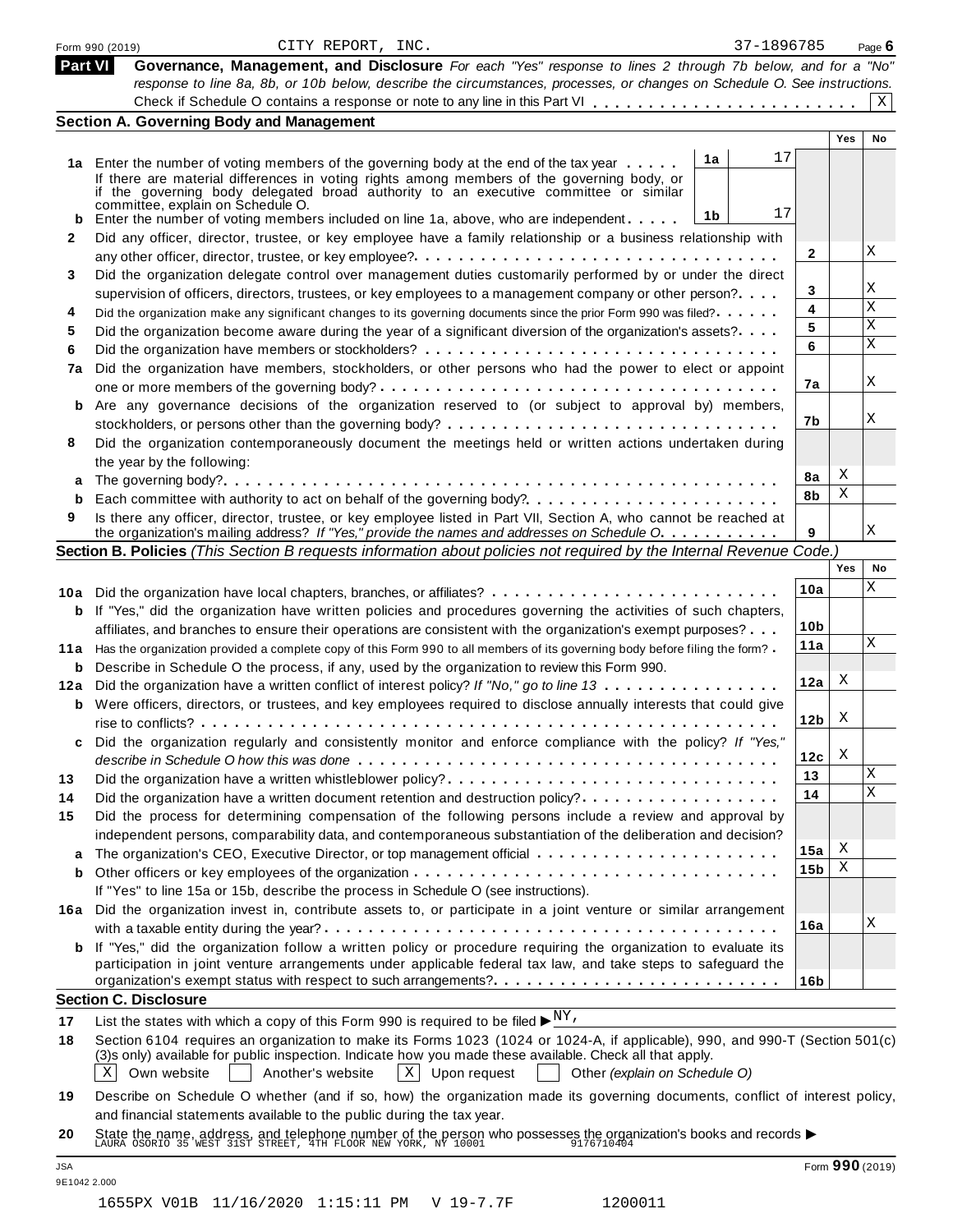Form 990 (2019) CITY REPORT, INC. 37-1896785

## Part VI Governance, Management, and Disclosure

*For each "Yes" response to lines 2 through 7b below, and for a "No" response to line 8a, 8b, or 10b below, describe the circumstances, processes, or changes on Schedule O. See instructions.*

Check if Schedule O contains a response or note to any line in this Part VI . . . . . . . . . . . . . . . . . . . . . . . . [X]

### Section A. Governing Body and Management

| | | | | Yes | No |
|---|---|---|---|---|---|
| **1a** | Enter the number of voting members of the governing body at the end of the tax year . . . . . If there are material differences in voting rights among members of the governing body, or if the governing body delegated broad authority to an executive committee or similar committee, explain on Schedule O. | 1a: 17 | | | |
| **b** | Enter the number of voting members included on line 1a, above, who are independent . . . . . | 1b: 17 | | | |
| **2** | Did any officer, director, trustee, or key employee have a family relationship or a business relationship with any other officer, director, trustee, or key employee? . . . | | 2 | | X |
| **3** | Did the organization delegate control over management duties customarily performed by or under the direct supervision of officers, directors, trustees, or key employees to a management company or other person? . . . | | 3 | | X |
| **4** | Did the organization make any significant changes to its governing documents since the prior Form 990 was filed? . . . | | 4 | | X |
| **5** | Did the organization become aware during the year of a significant diversion of the organization's assets? . . . | | 5 | | X |
| **6** | Did the organization have members or stockholders? . . . | | 6 | | X |
| **7a** | Did the organization have members, stockholders, or other persons who had the power to elect or appoint one or more members of the governing body? . . . | | 7a | | X |
| **b** | Are any governance decisions of the organization reserved to (or subject to approval by) members, stockholders, or persons other than the governing body? . . . | | 7b | | X |
| **8** | Did the organization contemporaneously document the meetings held or written actions undertaken during the year by the following: | | | | |
| **a** | The governing body? . . . | | 8a | X | |
| **b** | Each committee with authority to act on behalf of the governing body? . . . | | 8b | X | |
| **9** | Is there any officer, director, trustee, or key employee listed in Part VII, Section A, who cannot be reached at the organization's mailing address? *If "Yes," provide the names and addresses on Schedule O* . . . | | 9 | | X |

### Section B. Policies *(This Section B requests information about policies not required by the Internal Revenue Code.)*

| | | | Yes | No |
|---|---|---|---|---|
| **10a** | Did the organization have local chapters, branches, or affiliates? . . . | 10a | | X |
| **b** | If "Yes," did the organization have written policies and procedures governing the activities of such chapters, affiliates, and branches to ensure their operations are consistent with the organization's exempt purposes? . . . | 10b | | |
| **11a** | Has the organization provided a complete copy of this Form 990 to all members of its governing body before filing the form? . | 11a | | X |
| **b** | Describe in Schedule O the process, if any, used by the organization to review this Form 990. | | | |
| **12a** | Did the organization have a written conflict of interest policy? *If "No," go to line 13* . . . | 12a | X | |
| **b** | Were officers, directors, or trustees, and key employees required to disclose annually interests that could give rise to conflicts? . . . | 12b | X | |
| **c** | Did the organization regularly and consistently monitor and enforce compliance with the policy? *If "Yes," describe in Schedule O how this was done* . . . | 12c | X | |
| **13** | Did the organization have a written whistleblower policy? . . . | 13 | | X |
| **14** | Did the organization have a written document retention and destruction policy? . . . | 14 | | X |
| **15** | Did the process for determining compensation of the following persons include a review and approval by independent persons, comparability data, and contemporaneous substantiation of the deliberation and decision? | | | |
| **a** | The organization's CEO, Executive Director, or top management official . . . | 15a | X | |
| **b** | Other officers or key employees of the organization . . . If "Yes" to line 15a or 15b, describe the process in Schedule O (see instructions). | 15b | X | |
| **16a** | Did the organization invest in, contribute assets to, or participate in a joint venture or similar arrangement with a taxable entity during the year? . . . | 16a | | X |
| **b** | If "Yes," did the organization follow a written policy or procedure requiring the organization to evaluate its participation in joint venture arrangements under applicable federal tax law, and take steps to safeguard the organization's exempt status with respect to such arrangements? . . . | 16b | | |

### Section C. Disclosure

**17** List the states with which a copy of this Form 990 is required to be filed ▶ NY,

**18** Section 6104 requires an organization to make its Forms 1023 (1024 or 1024-A, if applicable), 990, and 990-T (Section 501(c)(3)s only) available for public inspection. Indicate how you made these available. Check all that apply.

[X] Own website [ ] Another's website [X] Upon request [ ] Other *(explain on Schedule O)*

**19** Describe on Schedule O whether (and if so, how) the organization made its governing documents, conflict of interest policy, and financial statements available to the public during the tax year.

**20** State the name, address, and telephone number of the person who possesses the organization's books and records ▶
LAURA OSORIO 35 WEST 31ST STREET, 4TH FLOOR NEW YORK, NY 10001 9176710404

JSA 9E1042 2.000 Form **990** (2019)

1655PX V01B 11/16/2020 1:15:11 PM V 19-7.7F 1200011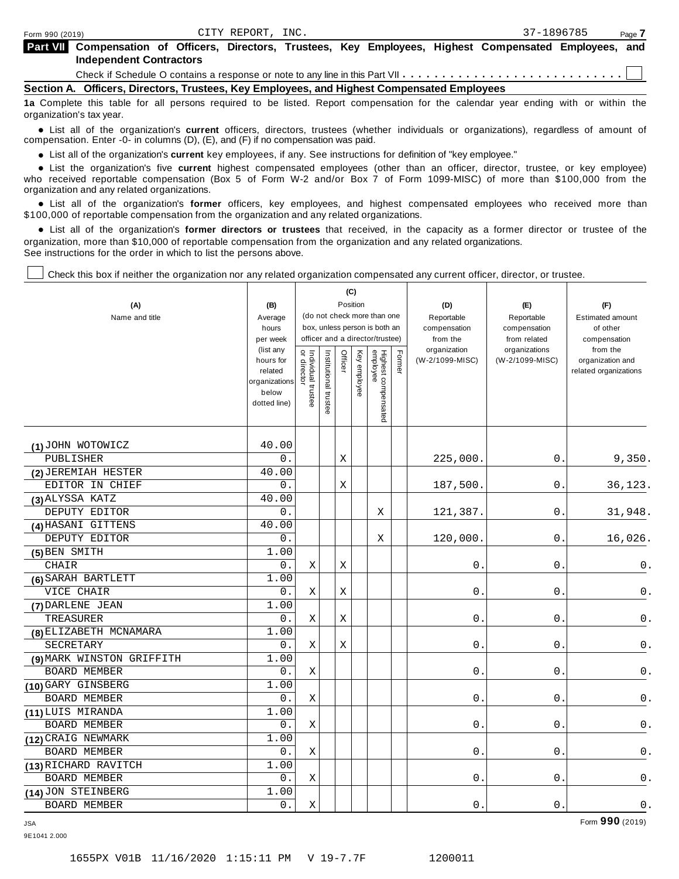Form 990 (2019) CITY REPORT, INC. 37-1896785

## Part VII Compensation of Officers, Directors, Trustees, Key Employees, Highest Compensated Employees, and Independent Contractors

Check if Schedule O contains a response or note to any line in this Part VII . . . . . . . . . . . . . . . . . . . . . . . . . . . . ☐

### Section A. Officers, Directors, Trustees, Key Employees, and Highest Compensated Employees

**1a** Complete this table for all persons required to be listed. Report compensation for the calendar year ending with or within the organization's tax year.

- List all of the organization's **current** officers, directors, trustees (whether individuals or organizations), regardless of amount of compensation. Enter -0- in columns (D), (E), and (F) if no compensation was paid.
- List all of the organization's **current** key employees, if any. See instructions for definition of "key employee."
- List the organization's five **current** highest compensated employees (other than an officer, director, trustee, or key employee) who received reportable compensation (Box 5 of Form W-2 and/or Box 7 of Form 1099-MISC) of more than $100,000 from the organization and any related organizations.
- List all of the organization's **former** officers, key employees, and highest compensated employees who received more than $100,000 of reportable compensation from the organization and any related organizations.
- List all of the organization's **former directors or trustees** that received, in the capacity as a former director or trustee of the organization, more than $10,000 of reportable compensation from the organization and any related organizations.

See instructions for the order in which to list the persons above.

☐ Check this box if neither the organization nor any related organization compensated any current officer, director, or trustee.

| (A) Name and title | (B) Average hours per week (list any hours for related organizations below dotted line) | (C) Position (do not check more than one box, unless person is both an officer and a director/trustee) | | | | | | (D) Reportable compensation from the organization (W-2/1099-MISC) | (E) Reportable compensation from related organizations (W-2/1099-MISC) | (F) Estimated amount of other compensation from the organization and related organizations |
|---|---|---|---|---|---|---|---|---|---|---|
| | | Individual trustee or director | Institutional trustee | Officer | Key employee | Highest compensated employee | Former | | | |
| (1) JOHN WOTOWICZ<br>PUBLISHER | 40.00<br>0. | | | X | | | | 225,000. | 0. | 9,350. |
| (2) JEREMIAH HESTER<br>EDITOR IN CHIEF | 40.00<br>0. | | | X | | | | 187,500. | 0. | 36,123. |
| (3) ALYSSA KATZ<br>DEPUTY EDITOR | 40.00<br>0. | | | | | X | | 121,387. | 0. | 31,948. |
| (4) HASANI GITTENS<br>DEPUTY EDITOR | 40.00<br>0. | | | | | X | | 120,000. | 0. | 16,026. |
| (5) BEN SMITH<br>CHAIR | 1.00<br>0. | X | | X | | | | 0. | 0. | 0. |
| (6) SARAH BARTLETT<br>VICE CHAIR | 1.00<br>0. | X | | X | | | | 0. | 0. | 0. |
| (7) DARLENE JEAN<br>TREASURER | 1.00<br>0. | X | | X | | | | 0. | 0. | 0. |
| (8) ELIZABETH MCNAMARA<br>SECRETARY | 1.00<br>0. | X | | X | | | | 0. | 0. | 0. |
| (9) MARK WINSTON GRIFFITH<br>BOARD MEMBER | 1.00<br>0. | X | | | | | | 0. | 0. | 0. |
| (10) GARY GINSBERG<br>BOARD MEMBER | 1.00<br>0. | X | | | | | | 0. | 0. | 0. |
| (11) LUIS MIRANDA<br>BOARD MEMBER | 1.00<br>0. | X | | | | | | 0. | 0. | 0. |
| (12) CRAIG NEWMARK<br>BOARD MEMBER | 1.00<br>0. | X | | | | | | 0. | 0. | 0. |
| (13) RICHARD RAVITCH<br>BOARD MEMBER | 1.00<br>0. | X | | | | | | 0. | 0. | 0. |
| (14) JON STEINBERG<br>BOARD MEMBER | 1.00<br>0. | X | | | | | | 0. | 0. | 0. |

Form **990** (2019)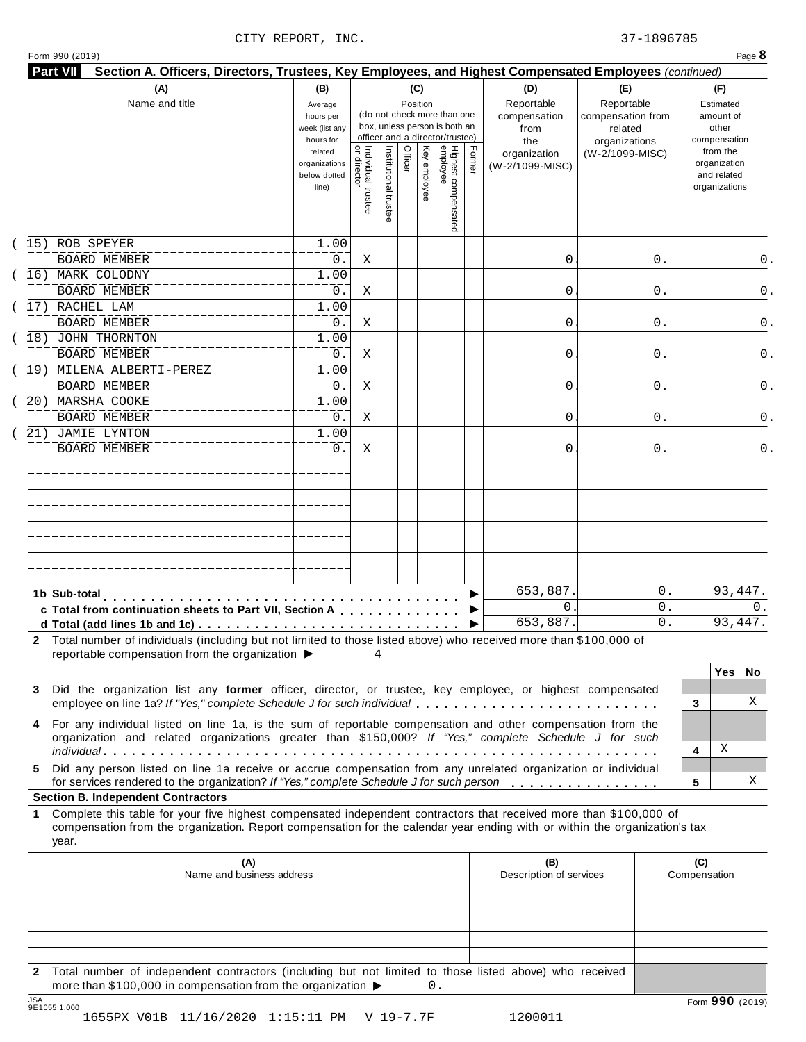CITY REPORT, INC. 37-1896785

Form 990 (2019)

**Part VII** **Section A. Officers, Directors, Trustees, Key Employees, and Highest Compensated Employees** *(continued)*

| (A) Name and title | (B) Average hours per week (list any hours for related organizations below dotted line) | (C) Position: Individual trustee or director | Institutional trustee | Officer | Key employee | Highest compensated employee | Former | (D) Reportable compensation from the organization (W-2/1099-MISC) | (E) Reportable compensation from related organizations (W-2/1099-MISC) | (F) Estimated amount of other compensation from the organization and related organizations |
|---|---|---|---|---|---|---|---|---|---|---|
| (15) ROB SPEYER<br>BOARD MEMBER | 1.00<br>0. | X | | | | | | 0. | 0. | 0. |
| (16) MARK COLODNY<br>BOARD MEMBER | 1.00<br>0. | X | | | | | | 0. | 0. | 0. |
| (17) RACHEL LAM<br>BOARD MEMBER | 1.00<br>0. | X | | | | | | 0. | 0. | 0. |
| (18) JOHN THORNTON<br>BOARD MEMBER | 1.00<br>0. | X | | | | | | 0. | 0. | 0. |
| (19) MILENA ALBERTI-PEREZ<br>BOARD MEMBER | 1.00<br>0. | X | | | | | | 0. | 0. | 0. |
| (20) MARSHA COOKE<br>BOARD MEMBER | 1.00<br>0. | X | | | | | | 0. | 0. | 0. |
| (21) JAMIE LYNTON<br>BOARD MEMBER | 1.00<br>0. | X | | | | | | 0. | 0. | 0. |
| | | | | | | | | | | |
| | | | | | | | | | | |
| | | | | | | | | | | |
| | | | | | | | | | | |
| **1b Sub-total** | | | | | | | | 653,887. | 0. | 93,447. |
| **c Total from continuation sheets to Part VII, Section A** | | | | | | | | 0. | 0. | 0. |
| **d Total (add lines 1b and 1c)** | | | | | | | | 653,887. | 0. | 93,447. |

**2** Total number of individuals (including but not limited to those listed above) who received more than $100,000 of reportable compensation from the organization ▶ 4

| | | Yes | No |
|---|---|---|---|
| **3** Did the organization list any **former** officer, director, or trustee, key employee, or highest compensated employee on line 1a? *If "Yes," complete Schedule J for such individual* | 3 | | X |
| **4** For any individual listed on line 1a, is the sum of reportable compensation and other compensation from the organization and related organizations greater than $150,000? *If "Yes," complete Schedule J for such individual* | 4 | X | |
| **5** Did any person listed on line 1a receive or accrue compensation from any unrelated organization or individual for services rendered to the organization? *If "Yes," complete Schedule J for such person* | 5 | | X |

**Section B. Independent Contractors**

**1** Complete this table for your five highest compensated independent contractors that received more than $100,000 of compensation from the organization. Report compensation for the calendar year ending with or within the organization's tax year.

| (A) Name and business address | (B) Description of services | (C) Compensation |
|---|---|---|
| | | |
| | | |
| | | |
| | | |
| | | |

**2** Total number of independent contractors (including but not limited to those listed above) who received more than $100,000 in compensation from the organization ▶ 0.

JSA 9E1055 1.000

Form **990** (2019)

1655PX V01B 11/16/2020 1:15:11 PM V 19-7.7F 1200011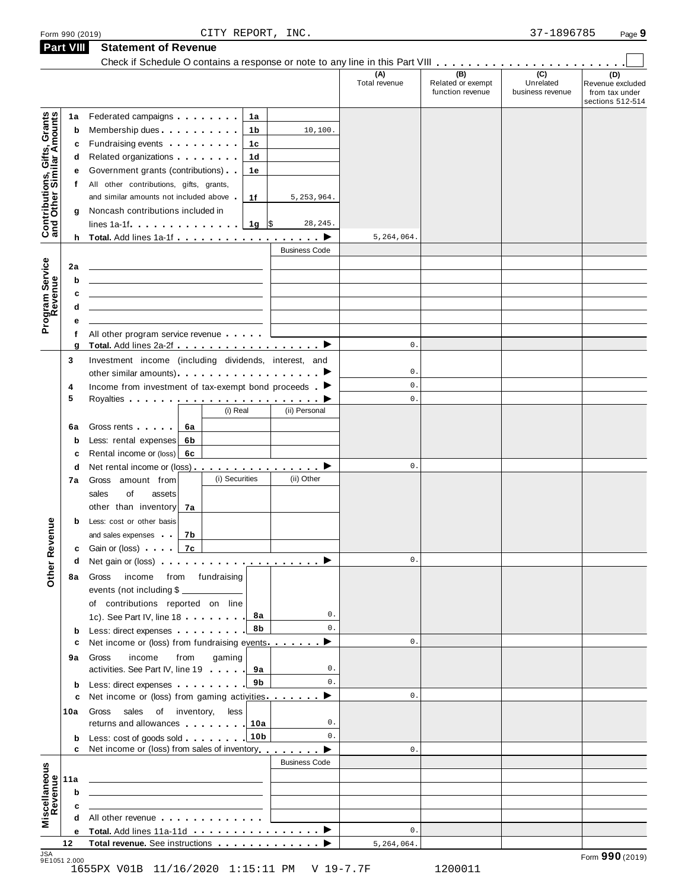Form 990 (2019) CITY REPORT, INC. 37-1896785

## Part VIII Statement of Revenue

Check if Schedule O contains a response or note to any line in this Part VIII . . . . . . . . . . . . . . . . . . . . . . ☐

| Section | Line | Description | | | (A) Total revenue | (B) Related or exempt function revenue | (C) Unrelated business revenue | (D) Revenue excluded from tax under sections 512-514 |
|---|---|---|---|---|---|---|---|---|
| Contributions, Gifts, Grants and Other Similar Amounts | 1a | Federated campaigns | 1a | | | | | |
| | b | Membership dues | 1b | 10,100. | | | | |
| | c | Fundraising events | 1c | | | | | |
| | d | Related organizations | 1d | | | | | |
| | e | Government grants (contributions) | 1e | | | | | |
| | f | All other contributions, gifts, grants, and similar amounts not included above | 1f | 5,253,964. | | | | |
| | g | Noncash contributions included in lines 1a-1f | 1g | $ 28,245. | | | | |
| | h | **Total.** Add lines 1a-1f ▶ | | | 5,264,064. | | | |
| Program Service Revenue | | | | Business Code | | | | |
| | 2a | | | | | | | |
| | b | | | | | | | |
| | c | | | | | | | |
| | d | | | | | | | |
| | e | | | | | | | |
| | f | All other program service revenue | | | | | | |
| | g | **Total.** Add lines 2a-2f ▶ | | | 0. | | | |
| Other Revenue | 3 | Investment income (including dividends, interest, and other similar amounts) ▶ | | | 0. | | | |
| | 4 | Income from investment of tax-exempt bond proceeds ▶ | | | 0. | | | |
| | 5 | Royalties ▶ | | | 0. | | | |
| | | | (i) Real | (ii) Personal | | | | |
| | 6a | Gross rents | 6a | | | | | |
| | b | Less: rental expenses | 6b | | | | | |
| | c | Rental income or (loss) | 6c | | | | | |
| | d | Net rental income or (loss) ▶ | | | 0. | | | |
| | | | (i) Securities | (ii) Other | | | | |
| | 7a | Gross amount from sales of assets other than inventory | 7a | | | | | |
| | b | Less: cost or other basis and sales expenses | 7b | | | | | |
| | c | Gain or (loss) | 7c | | | | | |
| | d | Net gain or (loss) ▶ | | | 0. | | | |
| | 8a | Gross income from fundraising events (not including $ ______ of contributions reported on line 1c). See Part IV, line 18 | 8a | 0. | | | | |
| | b | Less: direct expenses | 8b | 0. | | | | |
| | c | Net income or (loss) from fundraising events ▶ | | | 0. | | | |
| | 9a | Gross income from gaming activities. See Part IV, line 19 | 9a | 0. | | | | |
| | b | Less: direct expenses | 9b | 0. | | | | |
| | c | Net income or (loss) from gaming activities ▶ | | | 0. | | | |
| | 10a | Gross sales of inventory, less returns and allowances | 10a | 0. | | | | |
| | b | Less: cost of goods sold | 10b | 0. | | | | |
| | c | Net income or (loss) from sales of inventory ▶ | | | 0. | | | |
| Miscellaneous Revenue | | | | Business Code | | | | |
| | 11a | | | | | | | |
| | b | | | | | | | |
| | c | | | | | | | |
| | d | All other revenue | | | | | | |
| | e | **Total.** Add lines 11a-11d ▶ | | | 0. | | | |
| | 12 | **Total revenue.** See instructions ▶ | | | 5,264,064. | | | |

JSA 9E1051 2.000

1655PX V01B 11/16/2020 1:15:11 PM V 19-7.7F 1200011

Form **990** (2019)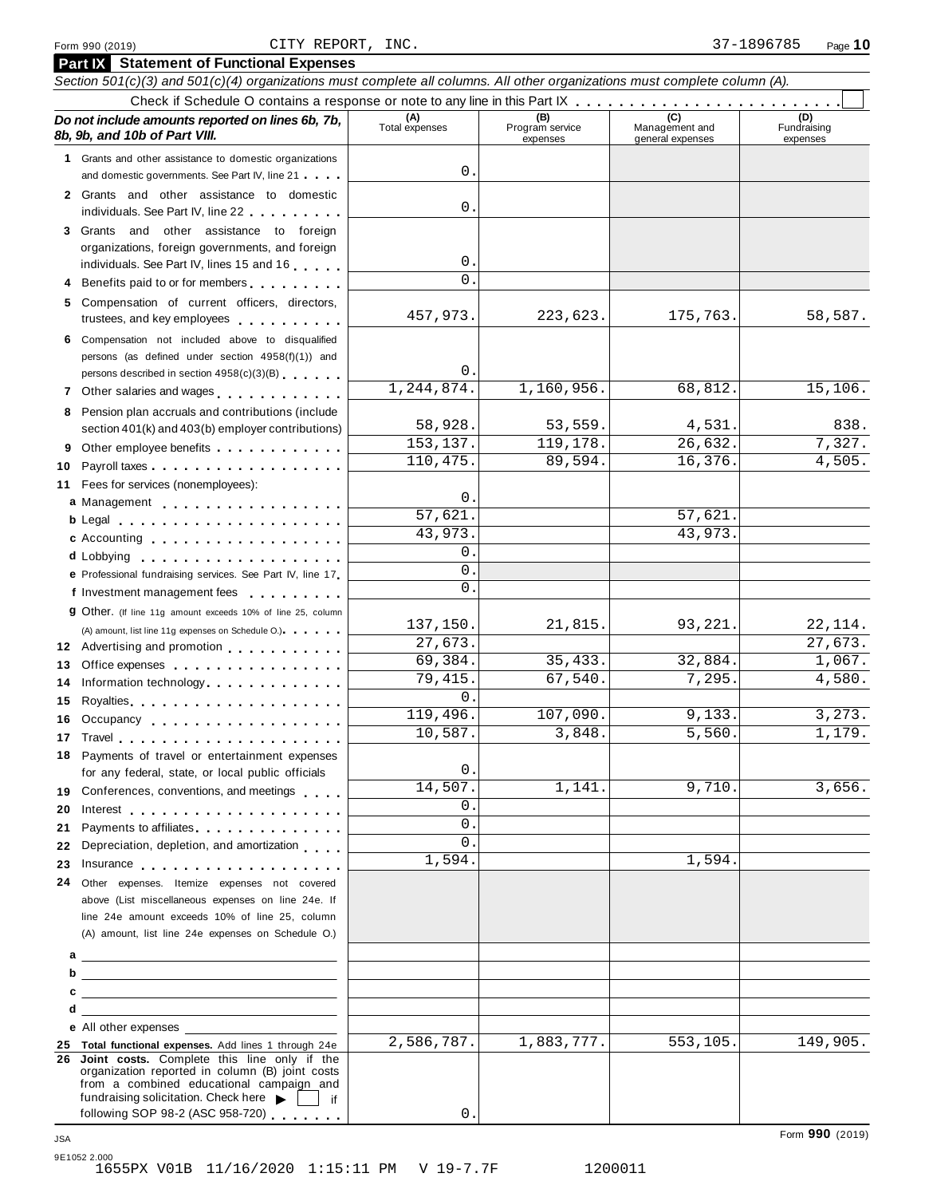Form 990 (2019) CITY REPORT, INC. 37-1896785

## Part IX Statement of Functional Expenses

*Section 501(c)(3) and 501(c)(4) organizations must complete all columns. All other organizations must complete column (A).*

Check if Schedule O contains a response or note to any line in this Part IX

| *Do not include amounts reported on lines 6b, 7b, 8b, 9b, and 10b of Part VIII.* | (A) Total expenses | (B) Program service expenses | (C) Management and general expenses | (D) Fundraising expenses |
|---|---|---|---|---|
| **1** Grants and other assistance to domestic organizations and domestic governments. See Part IV, line 21 | 0. | | | |
| **2** Grants and other assistance to domestic individuals. See Part IV, line 22 | 0. | | | |
| **3** Grants and other assistance to foreign organizations, foreign governments, and foreign individuals. See Part IV, lines 15 and 16 | 0. | | | |
| **4** Benefits paid to or for members | 0. | | | |
| **5** Compensation of current officers, directors, trustees, and key employees | 457,973. | 223,623. | 175,763. | 58,587. |
| **6** Compensation not included above to disqualified persons (as defined under section 4958(f)(1)) and persons described in section 4958(c)(3)(B) | 0. | | | |
| **7** Other salaries and wages | 1,244,874. | 1,160,956. | 68,812. | 15,106. |
| **8** Pension plan accruals and contributions (include section 401(k) and 403(b) employer contributions) | 58,928. | 53,559. | 4,531. | 838. |
| **9** Other employee benefits | 153,137. | 119,178. | 26,632. | 7,327. |
| **10** Payroll taxes | 110,475. | 89,594. | 16,376. | 4,505. |
| **11** Fees for services (nonemployees): | | | | |
| **a** Management | 0. | | | |
| **b** Legal | 57,621. | | 57,621. | |
| **c** Accounting | 43,973. | | 43,973. | |
| **d** Lobbying | 0. | | | |
| **e** Professional fundraising services. See Part IV, line 17 | 0. | | | |
| **f** Investment management fees | 0. | | | |
| **g** Other. (If line 11g amount exceeds 10% of line 25, column (A) amount, list line 11g expenses on Schedule O.) | 137,150. | 21,815. | 93,221. | 22,114. |
| **12** Advertising and promotion | 27,673. | | | 27,673. |
| **13** Office expenses | 69,384. | 35,433. | 32,884. | 1,067. |
| **14** Information technology | 79,415. | 67,540. | 7,295. | 4,580. |
| **15** Royalties | 0. | | | |
| **16** Occupancy | 119,496. | 107,090. | 9,133. | 3,273. |
| **17** Travel | 10,587. | 3,848. | 5,560. | 1,179. |
| **18** Payments of travel or entertainment expenses for any federal, state, or local public officials | 0. | | | |
| **19** Conferences, conventions, and meetings | 14,507. | 1,141. | 9,710. | 3,656. |
| **20** Interest | 0. | | | |
| **21** Payments to affiliates | 0. | | | |
| **22** Depreciation, depletion, and amortization | 0. | | | |
| **23** Insurance | 1,594. | | 1,594. | |
| **24** Other expenses. Itemize expenses not covered above (List miscellaneous expenses on line 24e. If line 24e amount exceeds 10% of line 25, column (A) amount, list line 24e expenses on Schedule O.) | | | | |
| **a** | | | | |
| **b** | | | | |
| **c** | | | | |
| **d** | | | | |
| **e** All other expenses | | | | |
| **25 Total functional expenses.** Add lines 1 through 24e | 2,586,787. | 1,883,777. | 553,105. | 149,905. |
| **26 Joint costs.** Complete this line only if the organization reported in column (B) joint costs from a combined educational campaign and fundraising solicitation. Check here ▶ if following SOP 98-2 (ASC 958-720) | 0. | | | |

Form **990** (2019)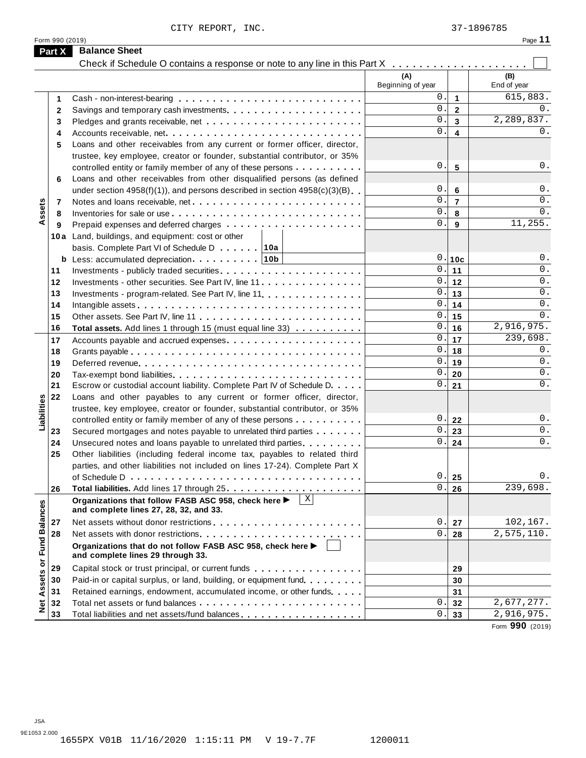CITY REPORT, INC. 37-1896785

Form 990 (2019)

## Part X Balance Sheet

Check if Schedule O contains a response or note to any line in this Part X . . . . . . . . . . . . . . . . . . . . ☐

| | | | (A) Beginning of year | | (B) End of year |
|---|---|---|---|---|---|
| Assets | 1 | Cash - non-interest-bearing | 0. | 1 | 615,883. |
| | 2 | Savings and temporary cash investments | 0. | 2 | 0. |
| | 3 | Pledges and grants receivable, net | 0. | 3 | 2,289,837. |
| | 4 | Accounts receivable, net | 0. | 4 | 0. |
| | 5 | Loans and other receivables from any current or former officer, director, trustee, key employee, creator or founder, substantial contributor, or 35% controlled entity or family member of any of these persons | 0. | 5 | 0. |
| | 6 | Loans and other receivables from other disqualified persons (as defined under section 4958(f)(1)), and persons described in section 4958(c)(3)(B) | 0. | 6 | 0. |
| | 7 | Notes and loans receivable, net | 0. | 7 | 0. |
| | 8 | Inventories for sale or use | 0. | 8 | 0. |
| | 9 | Prepaid expenses and deferred charges | 0. | 9 | 11,255. |
| | 10a | Land, buildings, and equipment: cost or other basis. Complete Part VI of Schedule D . . . . . . 10a | | | |
| | b | Less: accumulated depreciation . . . . . . . . . 10b | 0. | 10c | 0. |
| | 11 | Investments - publicly traded securities | 0. | 11 | 0. |
| | 12 | Investments - other securities. See Part IV, line 11 | 0. | 12 | 0. |
| | 13 | Investments - program-related. See Part IV, line 11 | 0. | 13 | 0. |
| | 14 | Intangible assets | 0. | 14 | 0. |
| | 15 | Other assets. See Part IV, line 11 | 0. | 15 | 0. |
| | 16 | **Total assets.** Add lines 1 through 15 (must equal line 33) | 0. | 16 | 2,916,975. |
| Liabilities | 17 | Accounts payable and accrued expenses | 0. | 17 | 239,698. |
| | 18 | Grants payable | 0. | 18 | 0. |
| | 19 | Deferred revenue | 0. | 19 | 0. |
| | 20 | Tax-exempt bond liabilities | 0. | 20 | 0. |
| | 21 | Escrow or custodial account liability. Complete Part IV of Schedule D | 0. | 21 | 0. |
| | 22 | Loans and other payables to any current or former officer, director, trustee, key employee, creator or founder, substantial contributor, or 35% controlled entity or family member of any of these persons | 0. | 22 | 0. |
| | 23 | Secured mortgages and notes payable to unrelated third parties | 0. | 23 | 0. |
| | 24 | Unsecured notes and loans payable to unrelated third parties | 0. | 24 | 0. |
| | 25 | Other liabilities (including federal income tax, payables to related third parties, and other liabilities not included on lines 17-24). Complete Part X of Schedule D | 0. | 25 | 0. |
| | 26 | **Total liabilities.** Add lines 17 through 25 | 0. | 26 | 239,698. |
| Net Assets or Fund Balances | | **Organizations that follow FASB ASC 958, check here ▶** ☒ **and complete lines 27, 28, 32, and 33.** | | | |
| | 27 | Net assets without donor restrictions | 0. | 27 | 102,167. |
| | 28 | Net assets with donor restrictions | 0. | 28 | 2,575,110. |
| | | **Organizations that do not follow FASB ASC 958, check here ▶** ☐ **and complete lines 29 through 33.** | | | |
| | 29 | Capital stock or trust principal, or current funds | | 29 | |
| | 30 | Paid-in or capital surplus, or land, building, or equipment fund | | 30 | |
| | 31 | Retained earnings, endowment, accumulated income, or other funds | | 31 | |
| | 32 | Total net assets or fund balances | 0. | 32 | 2,677,277. |
| | 33 | Total liabilities and net assets/fund balances | 0. | 33 | 2,916,975. |

Form **990** (2019)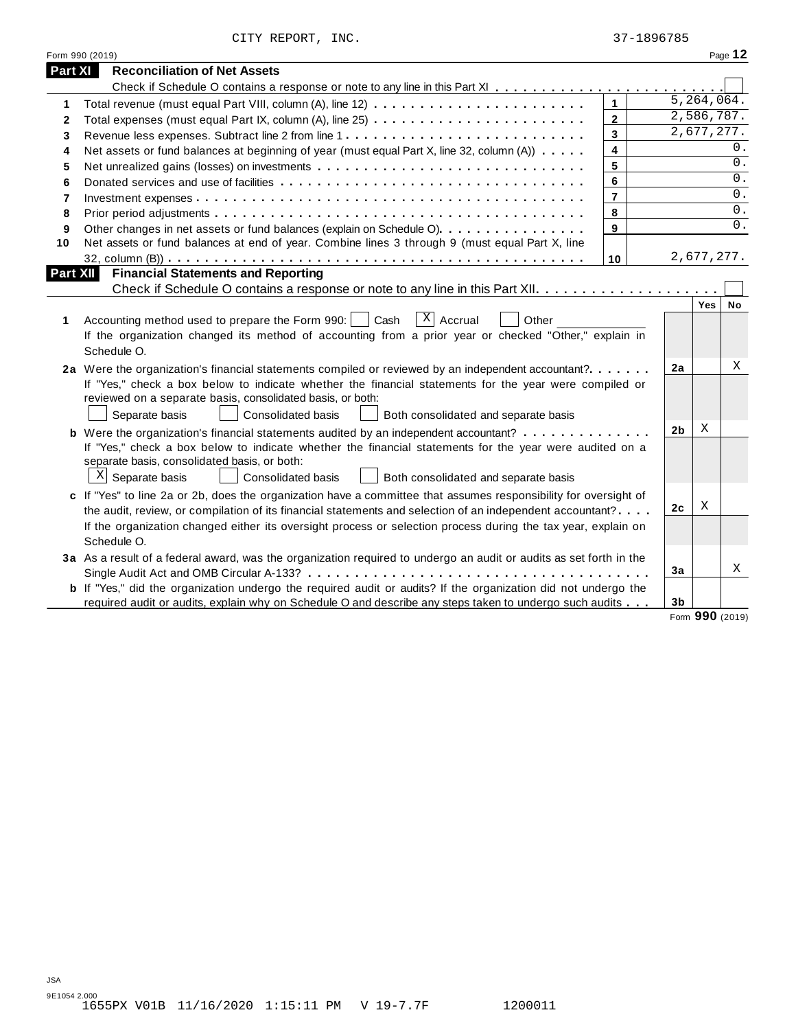CITY REPORT, INC. 37-1896785

Form 990 (2019)

## Part XI Reconciliation of Net Assets

Check if Schedule O contains a response or note to any line in this Part XI . . . . . . . . . . . . . . . . . . . . . . . . . ☐

| | | | |
|---|---|---|---|
| 1 | Total revenue (must equal Part VIII, column (A), line 12) | 1 | 5,264,064. |
| 2 | Total expenses (must equal Part IX, column (A), line 25) | 2 | 2,586,787. |
| 3 | Revenue less expenses. Subtract line 2 from line 1 | 3 | 2,677,277. |
| 4 | Net assets or fund balances at beginning of year (must equal Part X, line 32, column (A)) | 4 | 0. |
| 5 | Net unrealized gains (losses) on investments | 5 | 0. |
| 6 | Donated services and use of facilities | 6 | 0. |
| 7 | Investment expenses | 7 | 0. |
| 8 | Prior period adjustments | 8 | 0. |
| 9 | Other changes in net assets or fund balances (explain on Schedule O) | 9 | 0. |
| 10 | Net assets or fund balances at end of year. Combine lines 3 through 9 (must equal Part X, line 32, column (B)) | 10 | 2,677,277. |

## Part XII Financial Statements and Reporting

Check if Schedule O contains a response or note to any line in this Part XII . . . . . . . . . . . . . . . . . . . . ☐

| | | | Yes | No |
|---|---|---|---|---|
| 1 | Accounting method used to prepare the Form 990: ☐ Cash ☒ Accrual ☐ Other ______ <br> If the organization changed its method of accounting from a prior year or checked "Other," explain in Schedule O. | | | |
| 2a | Were the organization's financial statements compiled or reviewed by an independent accountant? <br> If "Yes," check a box below to indicate whether the financial statements for the year were compiled or reviewed on a separate basis, consolidated basis, or both: <br> ☐ Separate basis ☐ Consolidated basis ☐ Both consolidated and separate basis | 2a | | X |
| b | Were the organization's financial statements audited by an independent accountant? <br> If "Yes," check a box below to indicate whether the financial statements for the year were audited on a separate basis, consolidated basis, or both: <br> ☒ Separate basis ☐ Consolidated basis ☐ Both consolidated and separate basis | 2b | X | |
| c | If "Yes" to line 2a or 2b, does the organization have a committee that assumes responsibility for oversight of the audit, review, or compilation of its financial statements and selection of an independent accountant? <br> If the organization changed either its oversight process or selection process during the tax year, explain on Schedule O. | 2c | X | |
| 3a | As a result of a federal award, was the organization required to undergo an audit or audits as set forth in the Single Audit Act and OMB Circular A-133? | 3a | | X |
| b | If "Yes," did the organization undergo the required audit or audits? If the organization did not undergo the required audit or audits, explain why on Schedule O and describe any steps taken to undergo such audits | 3b | | |

Form **990** (2019)

JSA
9E1054 2.000
1655PX V01B 11/16/2020 1:15:11 PM V 19-7.7F 1200011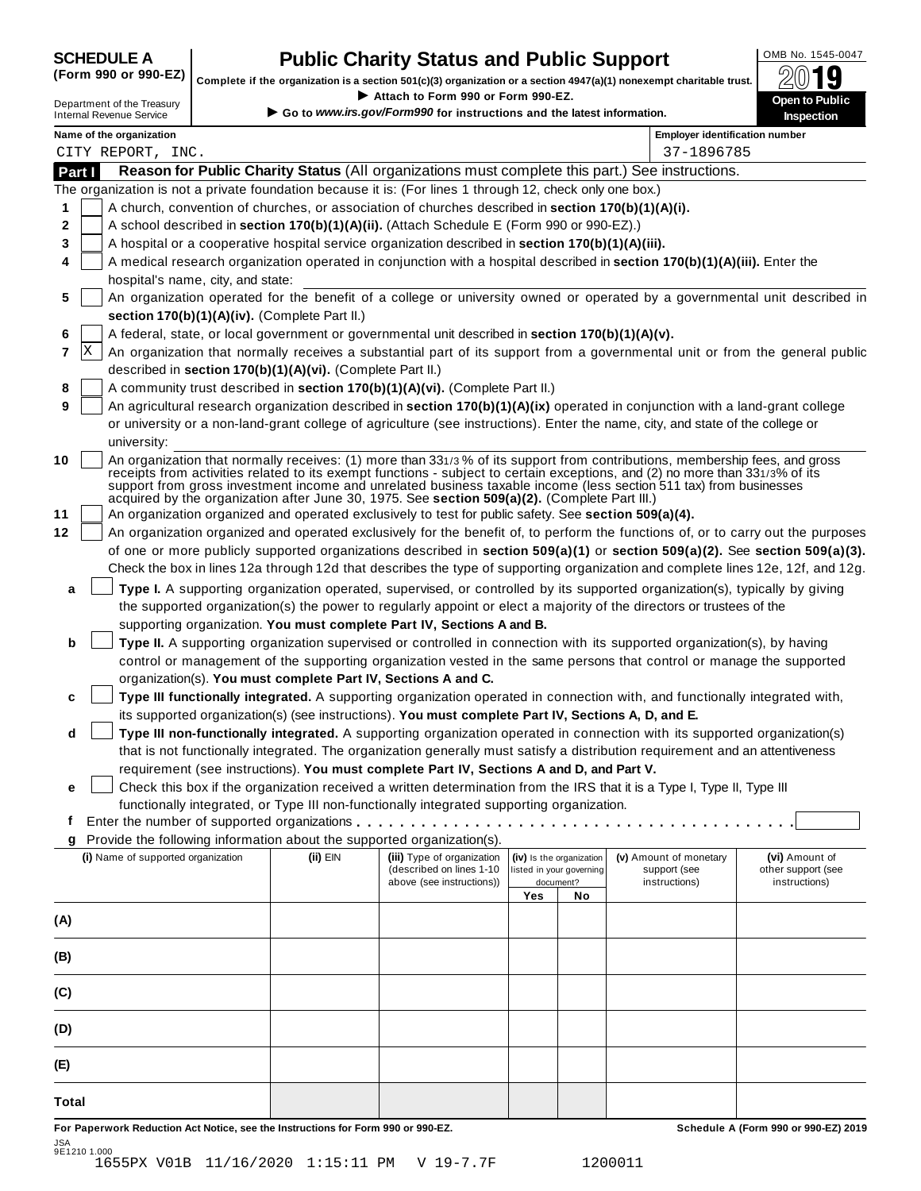**SCHEDULE A (Form 990 or 990-EZ)**

Department of the Treasury
Internal Revenue Service

# Public Charity Status and Public Support

**Complete if the organization is a section 501(c)(3) organization or a section 4947(a)(1) nonexempt charitable trust.**

▶ **Attach to Form 990 or Form 990-EZ.**

▶ **Go to *www.irs.gov/Form990* for instructions and the latest information.**

OMB No. 1545-0047

**2019**

**Open to Public Inspection**

**Name of the organization:** CITY REPORT, INC.

**Employer identification number:** 37-1896785

## Part I — Reason for Public Charity Status (All organizations must complete this part.) See instructions.

The organization is not a private foundation because it is: (For lines 1 through 12, check only one box.)

1. [ ] A church, convention of churches, or association of churches described in **section 170(b)(1)(A)(i).**
2. [ ] A school described in **section 170(b)(1)(A)(ii).** (Attach Schedule E (Form 990 or 990-EZ).)
3. [ ] A hospital or a cooperative hospital service organization described in **section 170(b)(1)(A)(iii).**
4. [ ] A medical research organization operated in conjunction with a hospital described in **section 170(b)(1)(A)(iii).** Enter the hospital's name, city, and state:
5. [ ] An organization operated for the benefit of a college or university owned or operated by a governmental unit described in **section 170(b)(1)(A)(iv).** (Complete Part II.)
6. [ ] A federal, state, or local government or governmental unit described in **section 170(b)(1)(A)(v).**
7. [X] An organization that normally receives a substantial part of its support from a governmental unit or from the general public described in **section 170(b)(1)(A)(vi).** (Complete Part II.)
8. [ ] A community trust described in **section 170(b)(1)(A)(vi).** (Complete Part II.)
9. [ ] An agricultural research organization described in **section 170(b)(1)(A)(ix)** operated in conjunction with a land-grant college or university or a non-land-grant college of agriculture (see instructions). Enter the name, city, and state of the college or university:
10. [ ] An organization that normally receives: (1) more than 33 1/3 % of its support from contributions, membership fees, and gross receipts from activities related to its exempt functions - subject to certain exceptions, and (2) no more than 33 1/3% of its support from gross investment income and unrelated business taxable income (less section 511 tax) from businesses acquired by the organization after June 30, 1975. See **section 509(a)(2).** (Complete Part III.)
11. [ ] An organization organized and operated exclusively to test for public safety. See **section 509(a)(4).**
12. [ ] An organization organized and operated exclusively for the benefit of, to perform the functions of, or to carry out the purposes of one or more publicly supported organizations described in **section 509(a)(1)** or **section 509(a)(2).** See **section 509(a)(3).** Check the box in lines 12a through 12d that describes the type of supporting organization and complete lines 12e, 12f, and 12g.

   a. [ ] **Type I.** A supporting organization operated, supervised, or controlled by its supported organization(s), typically by giving the supported organization(s) the power to regularly appoint or elect a majority of the directors or trustees of the supporting organization. **You must complete Part IV, Sections A and B.**

   b. [ ] **Type II.** A supporting organization supervised or controlled in connection with its supported organization(s), by having control or management of the supporting organization vested in the same persons that control or manage the supported organization(s). **You must complete Part IV, Sections A and C.**

   c. [ ] **Type III functionally integrated.** A supporting organization operated in connection with, and functionally integrated with, its supported organization(s) (see instructions). **You must complete Part IV, Sections A, D, and E.**

   d. [ ] **Type III non-functionally integrated.** A supporting organization operated in connection with its supported organization(s) that is not functionally integrated. The organization generally must satisfy a distribution requirement and an attentiveness requirement (see instructions). **You must complete Part IV, Sections A and D, and Part V.**

   e. [ ] Check this box if the organization received a written determination from the IRS that it is a Type I, Type II, Type III functionally integrated, or Type III non-functionally integrated supporting organization.

   f. Enter the number of supported organizations . . . . . . . . . . . . . . . . . . . . . . . . . . . . . . . . . . . . . .

   g. Provide the following information about the supported organization(s).

| (i) Name of supported organization | (ii) EIN | (iii) Type of organization (described on lines 1-10 above (see instructions)) | (iv) Is the organization listed in your governing document? | | (v) Amount of monetary support (see instructions) | (vi) Amount of other support (see instructions) |
|---|---|---|---|---|---|---|
| | | | Yes | No | | |
| (A) | | | | | | |
| (B) | | | | | | |
| (C) | | | | | | |
| (D) | | | | | | |
| (E) | | | | | | |
| Total | | | | | | |

**For Paperwork Reduction Act Notice, see the Instructions for Form 990 or 990-EZ.** **Schedule A (Form 990 or 990-EZ) 2019**

JSA
9E1210 1.000
1655PX V01B 11/16/2020 1:15:11 PM V 19-7.7F 1200011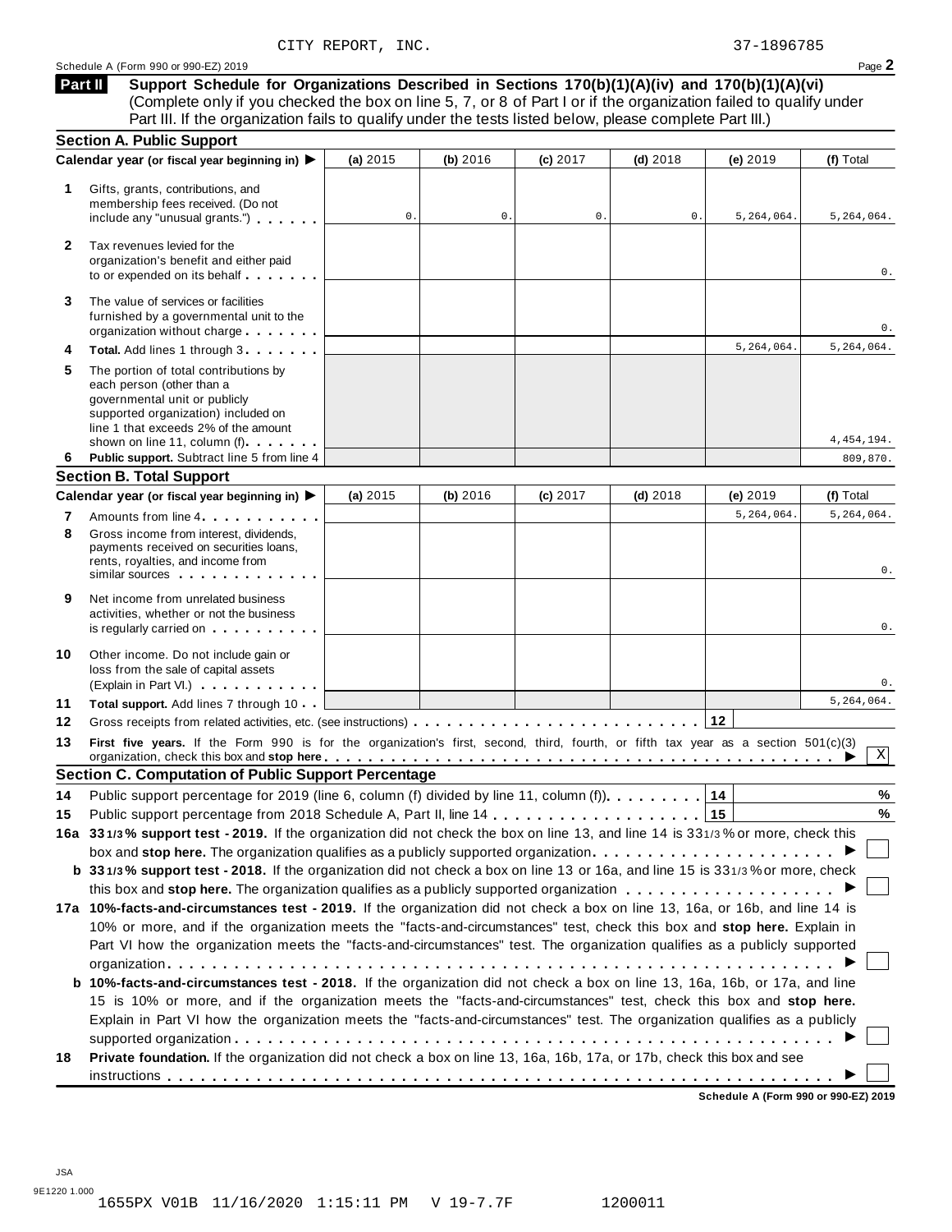CITY REPORT, INC. 37-1896785

Schedule A (Form 990 or 990-EZ) 2019

**Part II** **Support Schedule for Organizations Described in Sections 170(b)(1)(A)(iv) and 170(b)(1)(A)(vi)**
(Complete only if you checked the box on line 5, 7, or 8 of Part I or if the organization failed to qualify under Part III. If the organization fails to qualify under the tests listed below, please complete Part III.)

**Section A. Public Support**

| | Calendar year (or fiscal year beginning in) ▶ | (a) 2015 | (b) 2016 | (c) 2017 | (d) 2018 | (e) 2019 | (f) Total |
|---|---|---|---|---|---|---|---|
| 1 | Gifts, grants, contributions, and membership fees received. (Do not include any "unusual grants.") | 0. | 0. | 0. | 0. | 5,264,064. | 5,264,064. |
| 2 | Tax revenues levied for the organization's benefit and either paid to or expended on its behalf | | | | | | 0. |
| 3 | The value of services or facilities furnished by a governmental unit to the organization without charge | | | | | | 0. |
| 4 | **Total.** Add lines 1 through 3 | | | | | 5,264,064. | 5,264,064. |
| 5 | The portion of total contributions by each person (other than a governmental unit or publicly supported organization) included on line 1 that exceeds 2% of the amount shown on line 11, column (f) | | | | | | 4,454,194. |
| 6 | **Public support.** Subtract line 5 from line 4 | | | | | | 809,870. |

**Section B. Total Support**

| | Calendar year (or fiscal year beginning in) ▶ | (a) 2015 | (b) 2016 | (c) 2017 | (d) 2018 | (e) 2019 | (f) Total |
|---|---|---|---|---|---|---|---|
| 7 | Amounts from line 4 | | | | | 5,264,064. | 5,264,064. |
| 8 | Gross income from interest, dividends, payments received on securities loans, rents, royalties, and income from similar sources | | | | | | 0. |
| 9 | Net income from unrelated business activities, whether or not the business is regularly carried on | | | | | | 0. |
| 10 | Other income. Do not include gain or loss from the sale of capital assets (Explain in Part VI.) | | | | | | 0. |
| 11 | **Total support.** Add lines 7 through 10 | | | | | | 5,264,064. |

**12** Gross receipts from related activities, etc. (see instructions) . . . . 12

**13** **First five years.** If the Form 990 is for the organization's first, second, third, fourth, or fifth tax year as a section 501(c)(3) organization, check this box and **stop here** ▶ X

**Section C. Computation of Public Support Percentage**

**14** Public support percentage for 2019 (line 6, column (f) divided by line 11, column (f)) . . . 14 %

**15** Public support percentage from 2018 Schedule A, Part II, line 14 . . . 15 %

**16a** **33 1/3 % support test - 2019.** If the organization did not check the box on line 13, and line 14 is 33 1/3 % or more, check this box and **stop here.** The organization qualifies as a publicly supported organization ▶ ☐

**b** **33 1/3 % support test - 2018.** If the organization did not check a box on line 13 or 16a, and line 15 is 33 1/3 % or more, check this box and **stop here.** The organization qualifies as a publicly supported organization ▶ ☐

**17a** **10%-facts-and-circumstances test - 2019.** If the organization did not check a box on line 13, 16a, or 16b, and line 14 is 10% or more, and if the organization meets the "facts-and-circumstances" test, check this box and **stop here.** Explain in Part VI how the organization meets the "facts-and-circumstances" test. The organization qualifies as a publicly supported organization ▶ ☐

**b** **10%-facts-and-circumstances test - 2018.** If the organization did not check a box on line 13, 16a, 16b, or 17a, and line 15 is 10% or more, and if the organization meets the "facts-and-circumstances" test, check this box and **stop here.** Explain in Part VI how the organization meets the "facts-and-circumstances" test. The organization qualifies as a publicly supported organization ▶ ☐

**18** **Private foundation.** If the organization did not check a box on line 13, 16a, 16b, 17a, or 17b, check this box and see instructions ▶ ☐

**Schedule A (Form 990 or 990-EZ) 2019**

JSA
9E1220 1.000
1655PX V01B 11/16/2020 1:15:11 PM V 19-7.7F 1200011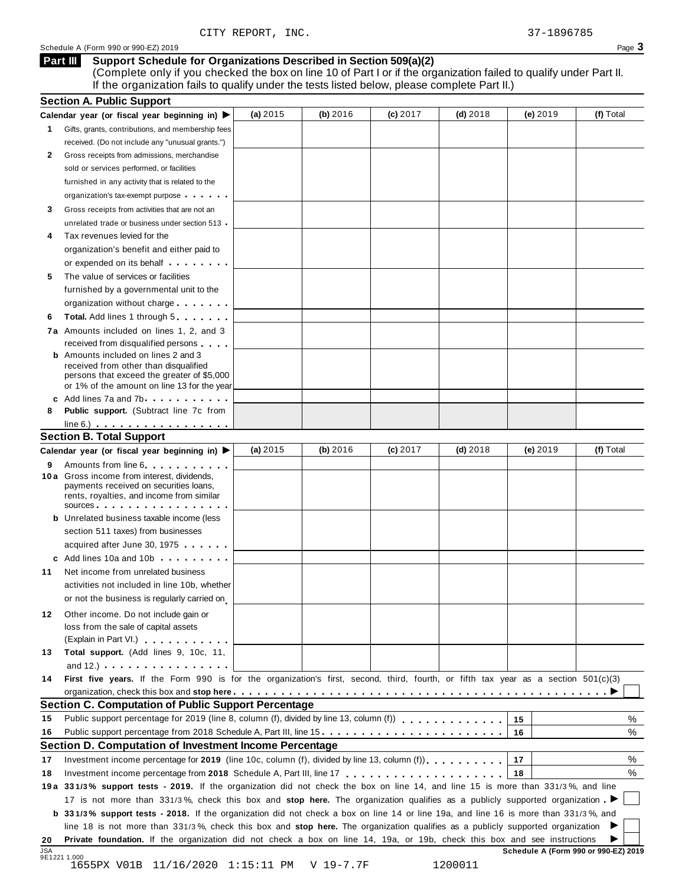CITY REPORT, INC. 37-1896785

Schedule A (Form 990 or 990-EZ) 2019 Page **3**

## Part III Support Schedule for Organizations Described in Section 509(a)(2)

(Complete only if you checked the box on line 10 of Part I or if the organization failed to qualify under Part II. If the organization fails to qualify under the tests listed below, please complete Part II.)

### Section A. Public Support

| Calendar year (or fiscal year beginning in) ▶ | (a) 2015 | (b) 2016 | (c) 2017 | (d) 2018 | (e) 2019 | (f) Total |
|---|---|---|---|---|---|---|
| **1** Gifts, grants, contributions, and membership fees received. (Do not include any "unusual grants.") | | | | | | |
| **2** Gross receipts from admissions, merchandise sold or services performed, or facilities furnished in any activity that is related to the organization's tax-exempt purpose | | | | | | |
| **3** Gross receipts from activities that are not an unrelated trade or business under section 513 | | | | | | |
| **4** Tax revenues levied for the organization's benefit and either paid to or expended on its behalf | | | | | | |
| **5** The value of services or facilities furnished by a governmental unit to the organization without charge | | | | | | |
| **6** **Total.** Add lines 1 through 5 | | | | | | |
| **7a** Amounts included on lines 1, 2, and 3 received from disqualified persons | | | | | | |
| **b** Amounts included on lines 2 and 3 received from other than disqualified persons that exceed the greater of $5,000 or 1% of the amount on line 13 for the year | | | | | | |
| **c** Add lines 7a and 7b | | | | | | |
| **8** **Public support.** (Subtract line 7c from line 6.) | | | | | | |

### Section B. Total Support

| Calendar year (or fiscal year beginning in) ▶ | (a) 2015 | (b) 2016 | (c) 2017 | (d) 2018 | (e) 2019 | (f) Total |
|---|---|---|---|---|---|---|
| **9** Amounts from line 6 | | | | | | |
| **10a** Gross income from interest, dividends, payments received on securities loans, rents, royalties, and income from similar sources | | | | | | |
| **b** Unrelated business taxable income (less section 511 taxes) from businesses acquired after June 30, 1975 | | | | | | |
| **c** Add lines 10a and 10b | | | | | | |
| **11** Net income from unrelated business activities not included in line 10b, whether or not the business is regularly carried on | | | | | | |
| **12** Other income. Do not include gain or loss from the sale of capital assets (Explain in Part VI.) | | | | | | |
| **13** **Total support.** (Add lines 9, 10c, 11, and 12.) | | | | | | |

**14** **First five years.** If the Form 990 is for the organization's first, second, third, fourth, or fifth tax year as a section 501(c)(3) organization, check this box and **stop here** ▶ ☐

### Section C. Computation of Public Support Percentage

| | | | |
|---|---|---|---|
| **15** | Public support percentage for 2019 (line 8, column (f), divided by line 13, column (f)) | 15 | % |
| **16** | Public support percentage from 2018 Schedule A, Part III, line 15 | 16 | % |

### Section D. Computation of Investment Income Percentage

| | | | |
|---|---|---|---|
| **17** | Investment income percentage for **2019** (line 10c, column (f), divided by line 13, column (f)) | 17 | % |
| **18** | Investment income percentage from **2018** Schedule A, Part III, line 17 | 18 | % |

**19a** **33 1/3% support tests - 2019.** If the organization did not check the box on line 14, and line 15 is more than 33 1/3%, and line 17 is not more than 33 1/3%, check this box and **stop here.** The organization qualifies as a publicly supported organization ▶ ☐

**b** **33 1/3% support tests - 2018.** If the organization did not check a box on line 14 or line 19a, and line 16 is more than 33 1/3%, and line 18 is not more than 33 1/3%, check this box and **stop here.** The organization qualifies as a publicly supported organization ▶ ☐

**20** **Private foundation.** If the organization did not check a box on line 14, 19a, or 19b, check this box and see instructions ▶ ☐

JSA 9E1221 1.000 **Schedule A (Form 990 or 990-EZ) 2019**

1655PX V01B 11/16/2020 1:15:11 PM V 19-7.7F 1200011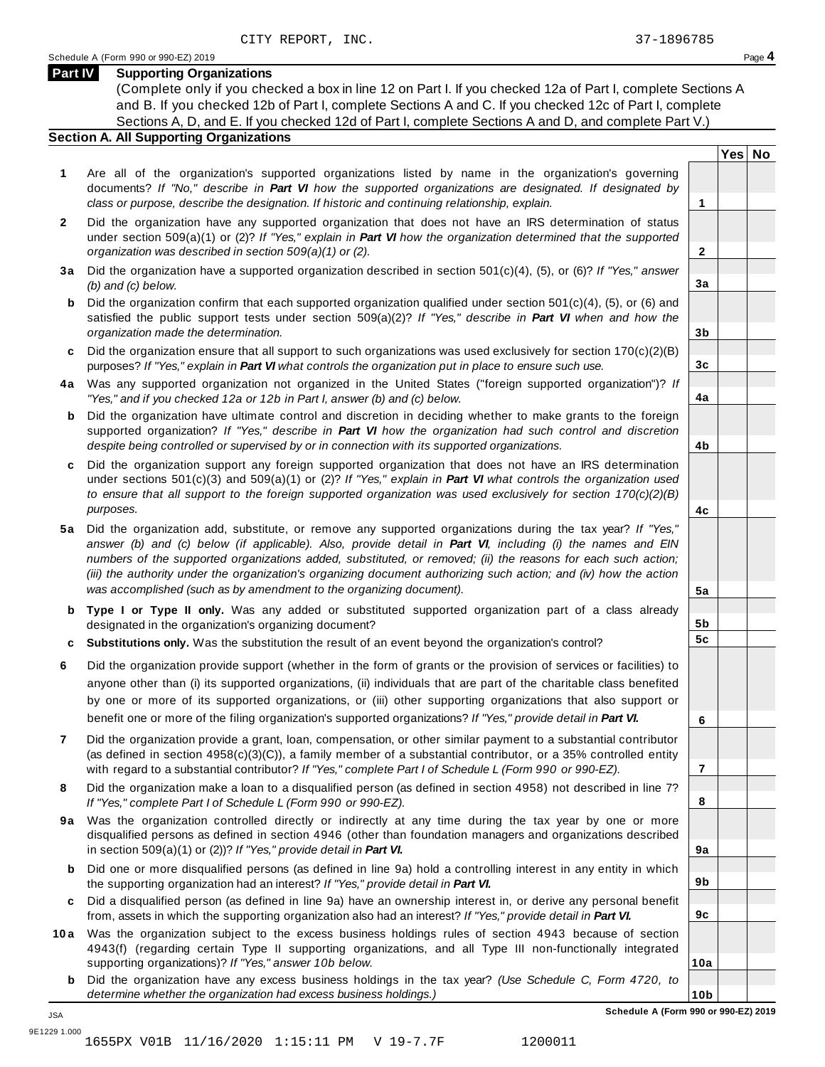CITY REPORT, INC. 37-1896785

Schedule A (Form 990 or 990-EZ) 2019

## Part IV Supporting Organizations

(Complete only if you checked a box in line 12 on Part I. If you checked 12a of Part I, complete Sections A and B. If you checked 12b of Part I, complete Sections A and C. If you checked 12c of Part I, complete Sections A, D, and E. If you checked 12d of Part I, complete Sections A and D, and complete Part V.)

### Section A. All Supporting Organizations

| | | Line | Yes | No |
|---|---|---|---|---|
| **1** | Are all of the organization's supported organizations listed by name in the organization's governing documents? *If "No," describe in **Part VI** how the supported organizations are designated. If designated by class or purpose, describe the designation. If historic and continuing relationship, explain.* | 1 | | |
| **2** | Did the organization have any supported organization that does not have an IRS determination of status under section 509(a)(1) or (2)? *If "Yes," explain in **Part VI** how the organization determined that the supported organization was described in section 509(a)(1) or (2).* | 2 | | |
| **3a** | Did the organization have a supported organization described in section 501(c)(4), (5), or (6)? *If "Yes," answer (b) and (c) below.* | 3a | | |
| **b** | Did the organization confirm that each supported organization qualified under section 501(c)(4), (5), or (6) and satisfied the public support tests under section 509(a)(2)? *If "Yes," describe in **Part VI** when and how the organization made the determination.* | 3b | | |
| **c** | Did the organization ensure that all support to such organizations was used exclusively for section 170(c)(2)(B) purposes? *If "Yes," explain in **Part VI** what controls the organization put in place to ensure such use.* | 3c | | |
| **4a** | Was any supported organization not organized in the United States ("foreign supported organization")? *If "Yes," and if you checked 12a or 12b in Part I, answer (b) and (c) below.* | 4a | | |
| **b** | Did the organization have ultimate control and discretion in deciding whether to make grants to the foreign supported organization? *If "Yes," describe in **Part VI** how the organization had such control and discretion despite being controlled or supervised by or in connection with its supported organizations.* | 4b | | |
| **c** | Did the organization support any foreign supported organization that does not have an IRS determination under sections 501(c)(3) and 509(a)(1) or (2)? *If "Yes," explain in **Part VI** what controls the organization used to ensure that all support to the foreign supported organization was used exclusively for section 170(c)(2)(B) purposes.* | 4c | | |
| **5a** | Did the organization add, substitute, or remove any supported organizations during the tax year? *If "Yes," answer (b) and (c) below (if applicable). Also, provide detail in **Part VI**, including (i) the names and EIN numbers of the supported organizations added, substituted, or removed; (ii) the reasons for each such action; (iii) the authority under the organization's organizing document authorizing such action; and (iv) how the action was accomplished (such as by amendment to the organizing document).* | 5a | | |
| **b** | **Type I or Type II only.** Was any added or substituted supported organization part of a class already designated in the organization's organizing document? | 5b | | |
| **c** | **Substitutions only.** Was the substitution the result of an event beyond the organization's control? | 5c | | |
| **6** | Did the organization provide support (whether in the form of grants or the provision of services or facilities) to anyone other than (i) its supported organizations, (ii) individuals that are part of the charitable class benefited by one or more of its supported organizations, or (iii) other supporting organizations that also support or benefit one or more of the filing organization's supported organizations? *If "Yes," provide detail in **Part VI.*** | 6 | | |
| **7** | Did the organization provide a grant, loan, compensation, or other similar payment to a substantial contributor (as defined in section 4958(c)(3)(C)), a family member of a substantial contributor, or a 35% controlled entity with regard to a substantial contributor? *If "Yes," complete Part I of Schedule L (Form 990 or 990-EZ).* | 7 | | |
| **8** | Did the organization make a loan to a disqualified person (as defined in section 4958) not described in line 7? *If "Yes," complete Part I of Schedule L (Form 990 or 990-EZ).* | 8 | | |
| **9a** | Was the organization controlled directly or indirectly at any time during the tax year by one or more disqualified persons as defined in section 4946 (other than foundation managers and organizations described in section 509(a)(1) or (2))? *If "Yes," provide detail in **Part VI.*** | 9a | | |
| **b** | Did one or more disqualified persons (as defined in line 9a) hold a controlling interest in any entity in which the supporting organization had an interest? *If "Yes," provide detail in **Part VI.*** | 9b | | |
| **c** | Did a disqualified person (as defined in line 9a) have an ownership interest in, or derive any personal benefit from, assets in which the supporting organization also had an interest? *If "Yes," provide detail in **Part VI.*** | 9c | | |
| **10a** | Was the organization subject to the excess business holdings rules of section 4943 because of section 4943(f) (regarding certain Type II supporting organizations, and all Type III non-functionally integrated supporting organizations)? *If "Yes," answer 10b below.* | 10a | | |
| **b** | Did the organization have any excess business holdings in the tax year? *(Use Schedule C, Form 4720, to determine whether the organization had excess business holdings.)* | 10b | | |

**Schedule A (Form 990 or 990-EZ) 2019**

JSA
9E1229 1.000
1655PX V01B 11/16/2020 1:15:11 PM V 19-7.7F 1200011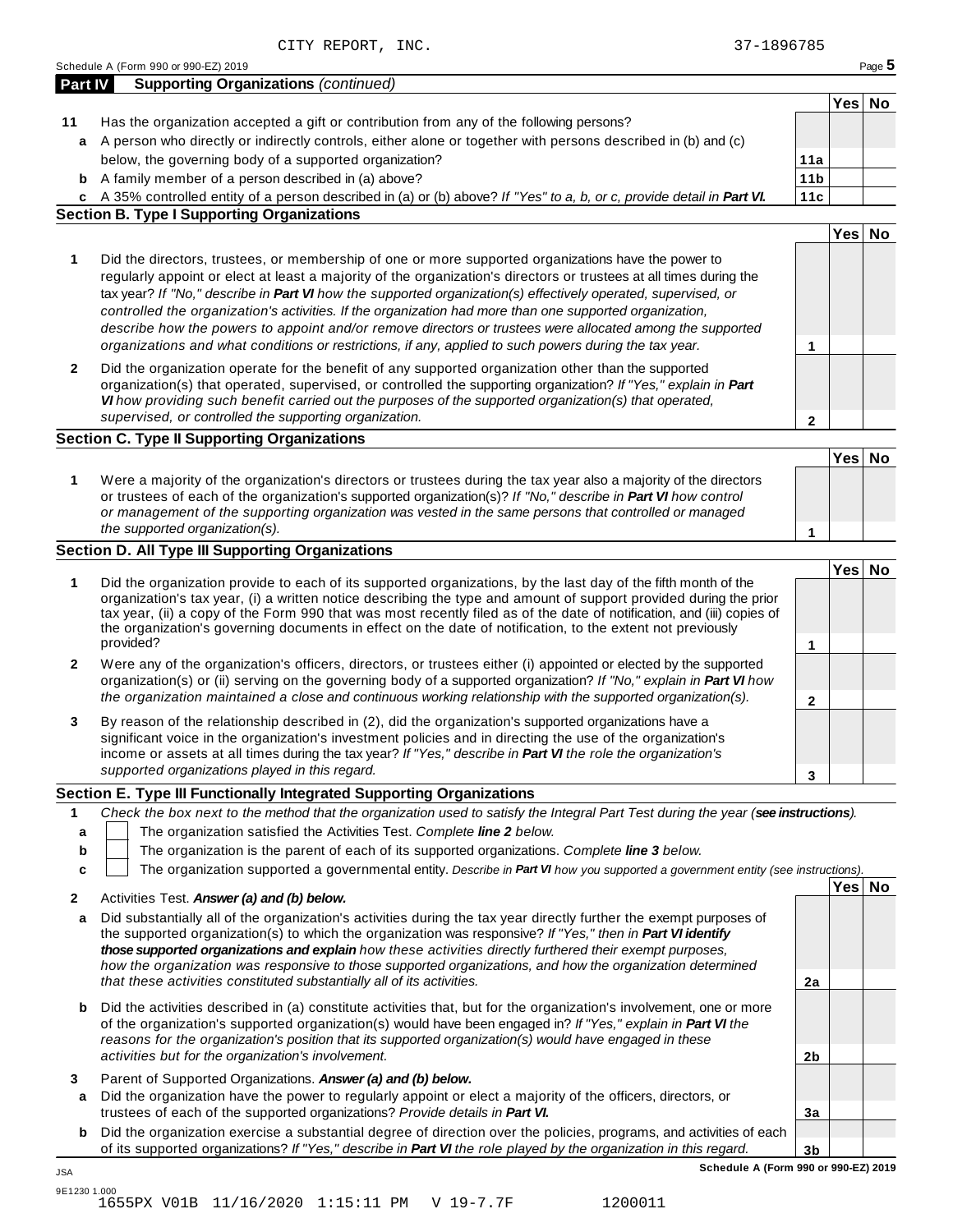CITY REPORT, INC. 37-1896785

Schedule A (Form 990 or 990-EZ) 2019

**Part IV Supporting Organizations** *(continued)*

| | | | Yes | No |
|---|---|---|---|---|
| **11** | Has the organization accepted a gift or contribution from any of the following persons? | | | |
| **a** | A person who directly or indirectly controls, either alone or together with persons described in (b) and (c) below, the governing body of a supported organization? | **11a** | | |
| **b** | A family member of a person described in (a) above? | **11b** | | |
| **c** | A 35% controlled entity of a person described in (a) or (b) above? *If "Yes" to a, b, or c, provide detail in* ***Part VI.*** | **11c** | | |

**Section B. Type I Supporting Organizations**

| | | | Yes | No |
|---|---|---|---|---|
| **1** | Did the directors, trustees, or membership of one or more supported organizations have the power to regularly appoint or elect at least a majority of the organization's directors or trustees at all times during the tax year? *If "No," describe in* ***Part VI*** *how the supported organization(s) effectively operated, supervised, or controlled the organization's activities. If the organization had more than one supported organization, describe how the powers to appoint and/or remove directors or trustees were allocated among the supported organizations and what conditions or restrictions, if any, applied to such powers during the tax year.* | **1** | | |
| **2** | Did the organization operate for the benefit of any supported organization other than the supported organization(s) that operated, supervised, or controlled the supporting organization? *If "Yes," explain in* ***Part VI*** *how providing such benefit carried out the purposes of the supported organization(s) that operated, supervised, or controlled the supporting organization.* | **2** | | |

**Section C. Type II Supporting Organizations**

| | | | Yes | No |
|---|---|---|---|---|
| **1** | Were a majority of the organization's directors or trustees during the tax year also a majority of the directors or trustees of each of the organization's supported organization(s)? *If "No," describe in* ***Part VI*** *how control or management of the supporting organization was vested in the same persons that controlled or managed the supported organization(s).* | **1** | | |

**Section D. All Type III Supporting Organizations**

| | | | Yes | No |
|---|---|---|---|---|
| **1** | Did the organization provide to each of its supported organizations, by the last day of the fifth month of the organization's tax year, (i) a written notice describing the type and amount of support provided during the prior tax year, (ii) a copy of the Form 990 that was most recently filed as of the date of notification, and (iii) copies of the organization's governing documents in effect on the date of notification, to the extent not previously provided? | **1** | | |
| **2** | Were any of the organization's officers, directors, or trustees either (i) appointed or elected by the supported organization(s) or (ii) serving on the governing body of a supported organization? *If "No," explain in* ***Part VI*** *how the organization maintained a close and continuous working relationship with the supported organization(s).* | **2** | | |
| **3** | By reason of the relationship described in (2), did the organization's supported organizations have a significant voice in the organization's investment policies and in directing the use of the organization's income or assets at all times during the tax year? *If "Yes," describe in* ***Part VI*** *the role the organization's supported organizations played in this regard.* | **3** | | |

**Section E. Type III Functionally Integrated Supporting Organizations**

**1** *Check the box next to the method that the organization used to satisfy the Integral Part Test during the year (****see instructions****).*

- **a** ☐ The organization satisfied the Activities Test. *Complete* ***line 2*** *below.*
- **b** ☐ The organization is the parent of each of its supported organizations. *Complete* ***line 3*** *below.*
- **c** ☐ The organization supported a governmental entity. *Describe in* ***Part VI*** *how you supported a government entity (see instructions).*

| | | | Yes | No |
|---|---|---|---|---|
| **2** | Activities Test. ***Answer (a) and (b) below.*** | | | |
| **a** | Did substantially all of the organization's activities during the tax year directly further the exempt purposes of the supported organization(s) to which the organization was responsive? *If "Yes," then in* ***Part VI identify those supported organizations and explain*** *how these activities directly furthered their exempt purposes, how the organization was responsive to those supported organizations, and how the organization determined that these activities constituted substantially all of its activities.* | **2a** | | |
| **b** | Did the activities described in (a) constitute activities that, but for the organization's involvement, one or more of the organization's supported organization(s) would have been engaged in? *If "Yes," explain in* ***Part VI*** *the reasons for the organization's position that its supported organization(s) would have engaged in these activities but for the organization's involvement.* | **2b** | | |
| **3** | Parent of Supported Organizations. ***Answer (a) and (b) below.*** | | | |
| **a** | Did the organization have the power to regularly appoint or elect a majority of the officers, directors, or trustees of each of the supported organizations? *Provide details in* ***Part VI.*** | **3a** | | |
| **b** | Did the organization exercise a substantial degree of direction over the policies, programs, and activities of each of its supported organizations? *If "Yes," describe in* ***Part VI*** *the role played by the organization in this regard.* | **3b** | | |

**Schedule A (Form 990 or 990-EZ) 2019**

JSA
9E1230 1.000
1655PX V01B 11/16/2020 1:15:11 PM V 19-7.7F 1200011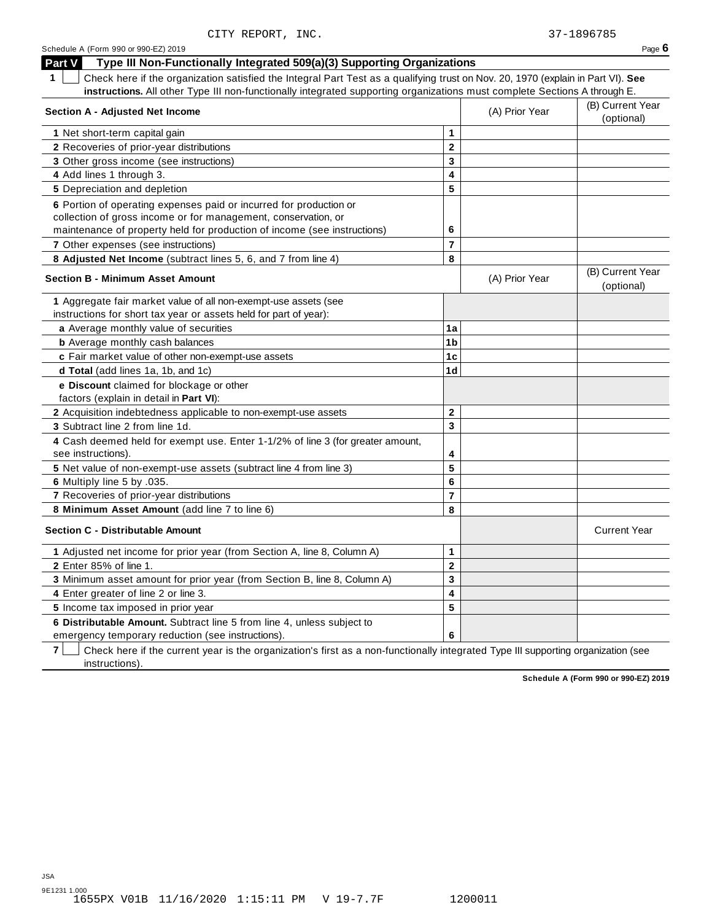CITY REPORT, INC. 37-1896785

Schedule A (Form 990 or 990-EZ) 2019 Page **6**

## Part V Type III Non-Functionally Integrated 509(a)(3) Supporting Organizations

**1** ☐ Check here if the organization satisfied the Integral Part Test as a qualifying trust on Nov. 20, 1970 (explain in Part VI). **See instructions.** All other Type III non-functionally integrated supporting organizations must complete Sections A through E.

| **Section A - Adjusted Net Income** | | (A) Prior Year | (B) Current Year (optional) |
|---|---|---|---|
| **1** Net short-term capital gain | **1** | | |
| **2** Recoveries of prior-year distributions | **2** | | |
| **3** Other gross income (see instructions) | **3** | | |
| **4** Add lines 1 through 3. | **4** | | |
| **5** Depreciation and depletion | **5** | | |
| **6** Portion of operating expenses paid or incurred for production or collection of gross income or for management, conservation, or maintenance of property held for production of income (see instructions) | **6** | | |
| **7** Other expenses (see instructions) | **7** | | |
| **8 Adjusted Net Income** (subtract lines 5, 6, and 7 from line 4) | **8** | | |

| **Section B - Minimum Asset Amount** | | (A) Prior Year | (B) Current Year (optional) |
|---|---|---|---|
| **1** Aggregate fair market value of all non-exempt-use assets (see instructions for short tax year or assets held for part of year): | | | |
| **a** Average monthly value of securities | **1a** | | |
| **b** Average monthly cash balances | **1b** | | |
| **c** Fair market value of other non-exempt-use assets | **1c** | | |
| **d Total** (add lines 1a, 1b, and 1c) | **1d** | | |
| **e Discount** claimed for blockage or other factors (explain in detail in **Part VI**): | | | |
| **2** Acquisition indebtedness applicable to non-exempt-use assets | **2** | | |
| **3** Subtract line 2 from line 1d. | **3** | | |
| **4** Cash deemed held for exempt use. Enter 1-1/2% of line 3 (for greater amount, see instructions). | **4** | | |
| **5** Net value of non-exempt-use assets (subtract line 4 from line 3) | **5** | | |
| **6** Multiply line 5 by .035. | **6** | | |
| **7** Recoveries of prior-year distributions | **7** | | |
| **8 Minimum Asset Amount** (add line 7 to line 6) | **8** | | |

| **Section C - Distributable Amount** | | | Current Year |
|---|---|---|---|
| **1** Adjusted net income for prior year (from Section A, line 8, Column A) | **1** | | |
| **2** Enter 85% of line 1. | **2** | | |
| **3** Minimum asset amount for prior year (from Section B, line 8, Column A) | **3** | | |
| **4** Enter greater of line 2 or line 3. | **4** | | |
| **5** Income tax imposed in prior year | **5** | | |
| **6 Distributable Amount.** Subtract line 5 from line 4, unless subject to emergency temporary reduction (see instructions). | **6** | | |

**7** ☐ Check here if the current year is the organization's first as a non-functionally integrated Type III supporting organization (see instructions).

**Schedule A (Form 990 or 990-EZ) 2019**

JSA
9E1231 1.000
1655PX V01B 11/16/2020 1:15:11 PM V 19-7.7F 1200011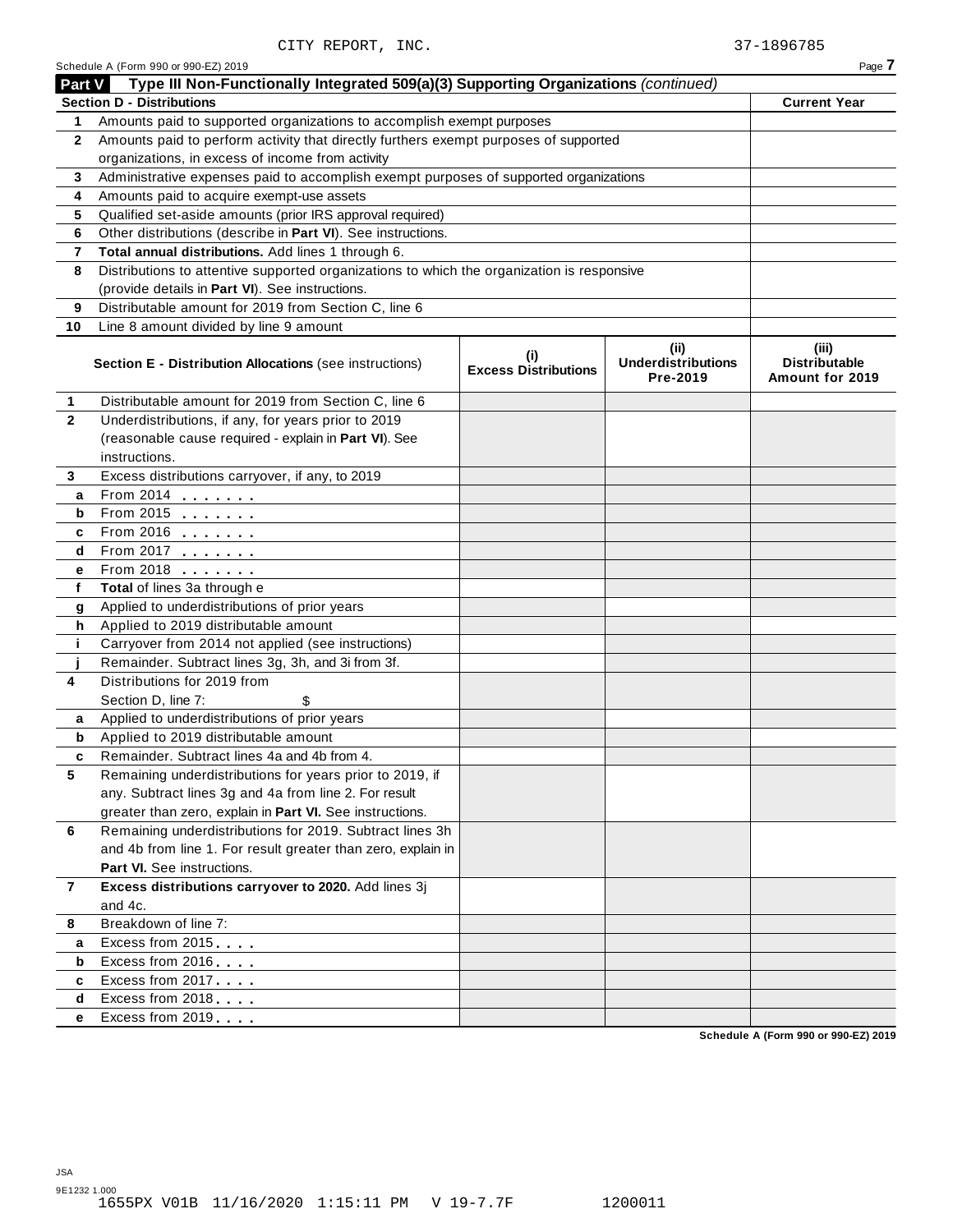CITY REPORT, INC. 37-1896785

Schedule A (Form 990 or 990-EZ) 2019

## Part V Type III Non-Functionally Integrated 509(a)(3) Supporting Organizations *(continued)*

| Section D - Distributions | | Current Year |
|---|---|---|
| 1 | Amounts paid to supported organizations to accomplish exempt purposes | |
| 2 | Amounts paid to perform activity that directly furthers exempt purposes of supported organizations, in excess of income from activity | |
| 3 | Administrative expenses paid to accomplish exempt purposes of supported organizations | |
| 4 | Amounts paid to acquire exempt-use assets | |
| 5 | Qualified set-aside amounts (prior IRS approval required) | |
| 6 | Other distributions (describe in **Part VI**). See instructions. | |
| 7 | **Total annual distributions.** Add lines 1 through 6. | |
| 8 | Distributions to attentive supported organizations to which the organization is responsive (provide details in **Part VI**). See instructions. | |
| 9 | Distributable amount for 2019 from Section C, line 6 | |
| 10 | Line 8 amount divided by line 9 amount | |

| | Section E - Distribution Allocations (see instructions) | (i) Excess Distributions | (ii) Underdistributions Pre-2019 | (iii) Distributable Amount for 2019 |
|---|---|---|---|---|
| 1 | Distributable amount for 2019 from Section C, line 6 | | | |
| 2 | Underdistributions, if any, for years prior to 2019 (reasonable cause required - explain in **Part VI**). See instructions. | | | |
| 3 | Excess distributions carryover, if any, to 2019 | | | |
| a | From 2014 | | | |
| b | From 2015 | | | |
| c | From 2016 | | | |
| d | From 2017 | | | |
| e | From 2018 | | | |
| f | **Total** of lines 3a through e | | | |
| g | Applied to underdistributions of prior years | | | |
| h | Applied to 2019 distributable amount | | | |
| i | Carryover from 2014 not applied (see instructions) | | | |
| j | Remainder. Subtract lines 3g, 3h, and 3i from 3f. | | | |
| 4 | Distributions for 2019 from Section D, line 7: $ | | | |
| a | Applied to underdistributions of prior years | | | |
| b | Applied to 2019 distributable amount | | | |
| c | Remainder. Subtract lines 4a and 4b from 4. | | | |
| 5 | Remaining underdistributions for years prior to 2019, if any. Subtract lines 3g and 4a from line 2. For result greater than zero, explain in **Part VI.** See instructions. | | | |
| 6 | Remaining underdistributions for 2019. Subtract lines 3h and 4b from line 1. For result greater than zero, explain in **Part VI.** See instructions. | | | |
| 7 | **Excess distributions carryover to 2020.** Add lines 3j and 4c. | | | |
| 8 | Breakdown of line 7: | | | |
| a | Excess from 2015 | | | |
| b | Excess from 2016 | | | |
| c | Excess from 2017 | | | |
| d | Excess from 2018 | | | |
| e | Excess from 2019 | | | |

Schedule A (Form 990 or 990-EZ) 2019

JSA
9E1232 1.000
1655PX V01B 11/16/2020 1:15:11 PM V 19-7.7F 1200011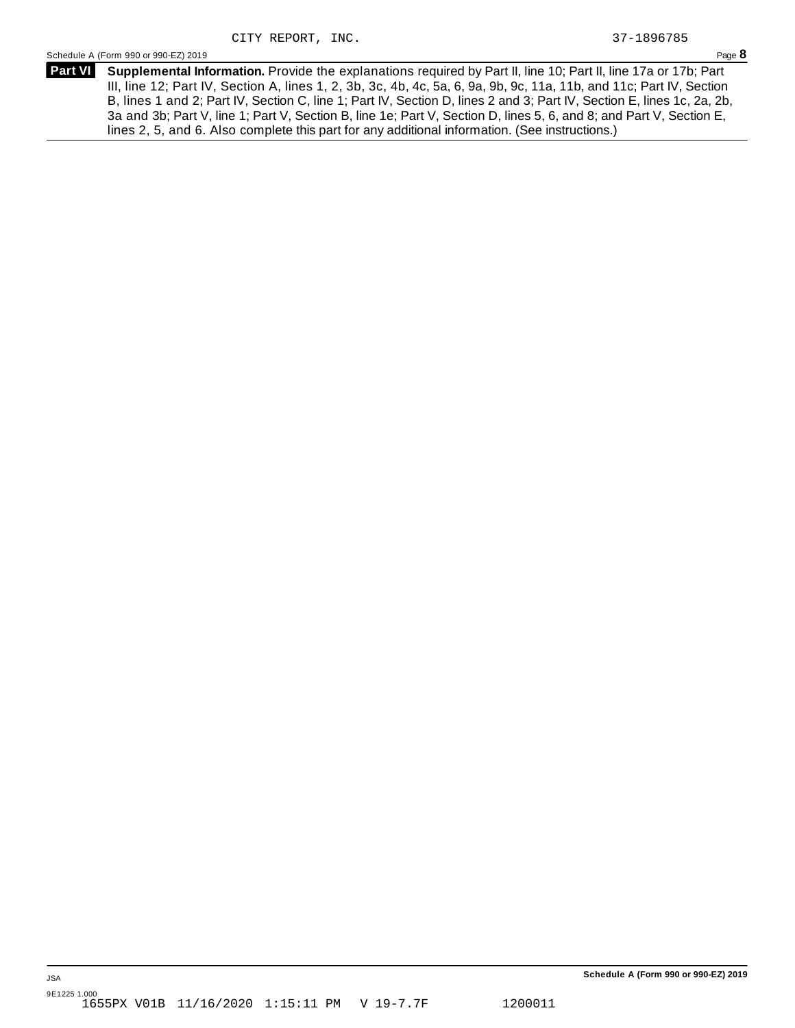CITY REPORT, INC. 37-1896785

Schedule A (Form 990 or 990-EZ) 2019

**Part VI** **Supplemental Information.** Provide the explanations required by Part II, line 10; Part II, line 17a or 17b; Part III, line 12; Part IV, Section A, lines 1, 2, 3b, 3c, 4b, 4c, 5a, 6, 9a, 9b, 9c, 11a, 11b, and 11c; Part IV, Section B, lines 1 and 2; Part IV, Section C, line 1; Part IV, Section D, lines 2 and 3; Part IV, Section E, lines 1c, 2a, 2b, 3a and 3b; Part V, line 1; Part V, Section B, line 1e; Part V, Section D, lines 5, 6, and 8; and Part V, Section E, lines 2, 5, and 6. Also complete this part for any additional information. (See instructions.)

JSA

9E1225 1.000

1655PX V01B 11/16/2020 1:15:11 PM V 19-7.7F 1200011

**Schedule A (Form 990 or 990-EZ) 2019**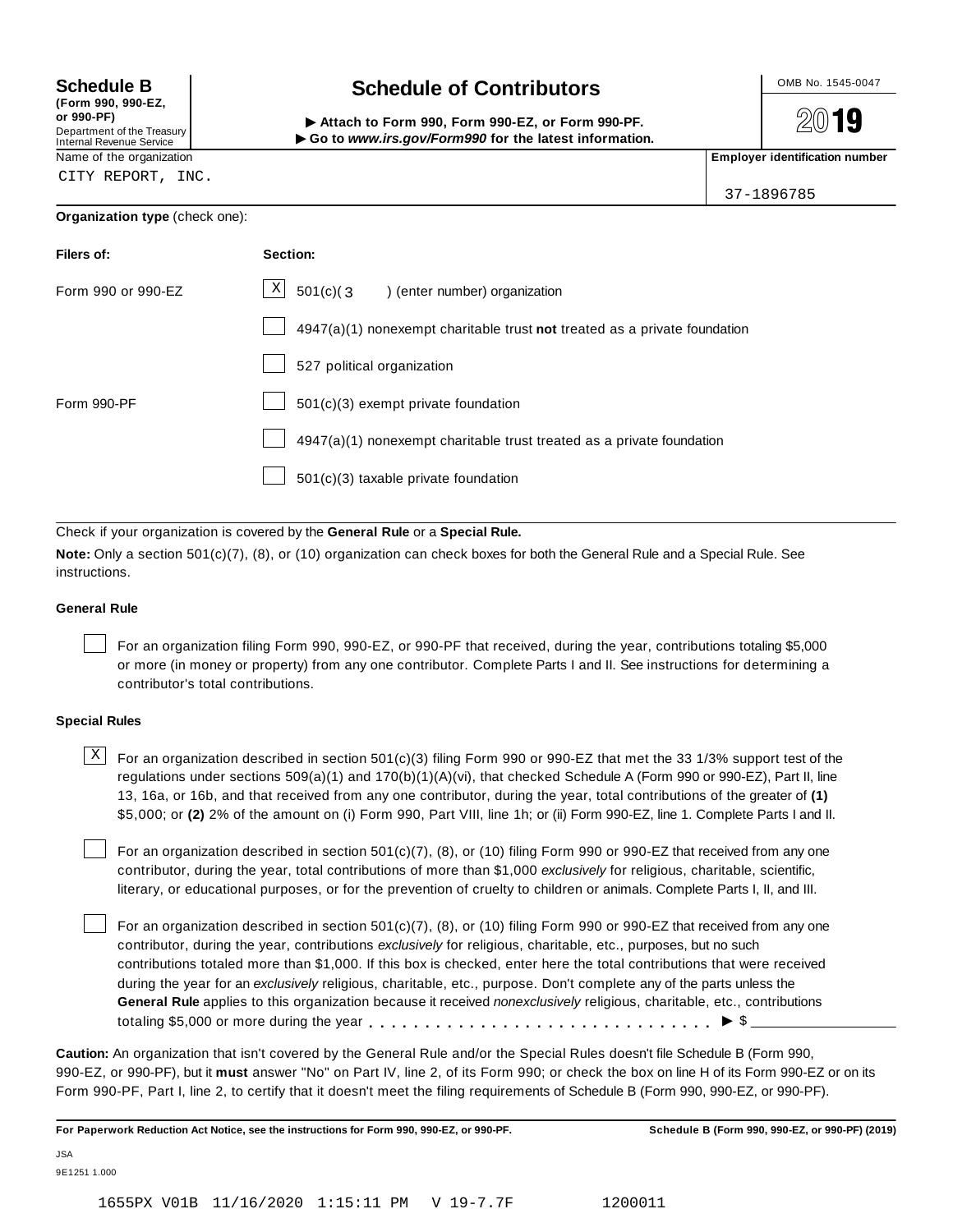**Schedule B**
**(Form 990, 990-EZ, or 990-PF)**
Department of the Treasury
Internal Revenue Service

# Schedule of Contributors

▶ **Attach to Form 990, Form 990-EZ, or Form 990-PF.**
▶ **Go to *www.irs.gov/Form990* for the latest information.**

OMB No. 1545-0047

**2019**

Name of the organization: CITY REPORT, INC.

**Employer identification number:** 37-1896785

**Organization type** (check one):

| **Filers of:** | **Section:** |
|---|---|
| Form 990 or 990-EZ | [X] 501(c)( 3 ) (enter number) organization |
| | [ ] 4947(a)(1) nonexempt charitable trust **not** treated as a private foundation |
| | [ ] 527 political organization |
| Form 990-PF | [ ] 501(c)(3) exempt private foundation |
| | [ ] 4947(a)(1) nonexempt charitable trust treated as a private foundation |
| | [ ] 501(c)(3) taxable private foundation |

Check if your organization is covered by the **General Rule** or a **Special Rule.**

**Note:** Only a section 501(c)(7), (8), or (10) organization can check boxes for both the General Rule and a Special Rule. See instructions.

### General Rule

[ ] For an organization filing Form 990, 990-EZ, or 990-PF that received, during the year, contributions totaling $5,000 or more (in money or property) from any one contributor. Complete Parts I and II. See instructions for determining a contributor's total contributions.

### Special Rules

[X] For an organization described in section 501(c)(3) filing Form 990 or 990-EZ that met the 33 1/3% support test of the regulations under sections 509(a)(1) and 170(b)(1)(A)(vi), that checked Schedule A (Form 990 or 990-EZ), Part II, line 13, 16a, or 16b, and that received from any one contributor, during the year, total contributions of the greater of **(1)** $5,000; or **(2)** 2% of the amount on (i) Form 990, Part VIII, line 1h; or (ii) Form 990-EZ, line 1. Complete Parts I and II.

[ ] For an organization described in section 501(c)(7), (8), or (10) filing Form 990 or 990-EZ that received from any one contributor, during the year, total contributions of more than $1,000 *exclusively* for religious, charitable, scientific, literary, or educational purposes, or for the prevention of cruelty to children or animals. Complete Parts I, II, and III.

[ ] For an organization described in section 501(c)(7), (8), or (10) filing Form 990 or 990-EZ that received from any one contributor, during the year, contributions *exclusively* for religious, charitable, etc., purposes, but no such contributions totaled more than $1,000. If this box is checked, enter here the total contributions that were received during the year for an *exclusively* religious, charitable, etc., purpose. Don't complete any of the parts unless the **General Rule** applies to this organization because it received *nonexclusively* religious, charitable, etc., contributions totaling $5,000 or more during the year . . . . . . . . . . . . . . . . . . . . . . . . . . . . . ▶ $ ____________

**Caution:** An organization that isn't covered by the General Rule and/or the Special Rules doesn't file Schedule B (Form 990, 990-EZ, or 990-PF), but it **must** answer "No" on Part IV, line 2, of its Form 990; or check the box on line H of its Form 990-EZ or on its Form 990-PF, Part I, line 2, to certify that it doesn't meet the filing requirements of Schedule B (Form 990, 990-EZ, or 990-PF).

**For Paperwork Reduction Act Notice, see the instructions for Form 990, 990-EZ, or 990-PF.** **Schedule B (Form 990, 990-EZ, or 990-PF) (2019)**

JSA
9E1251 1.000

1655PX V01B 11/16/2020 1:15:11 PM V 19-7.7F 1200011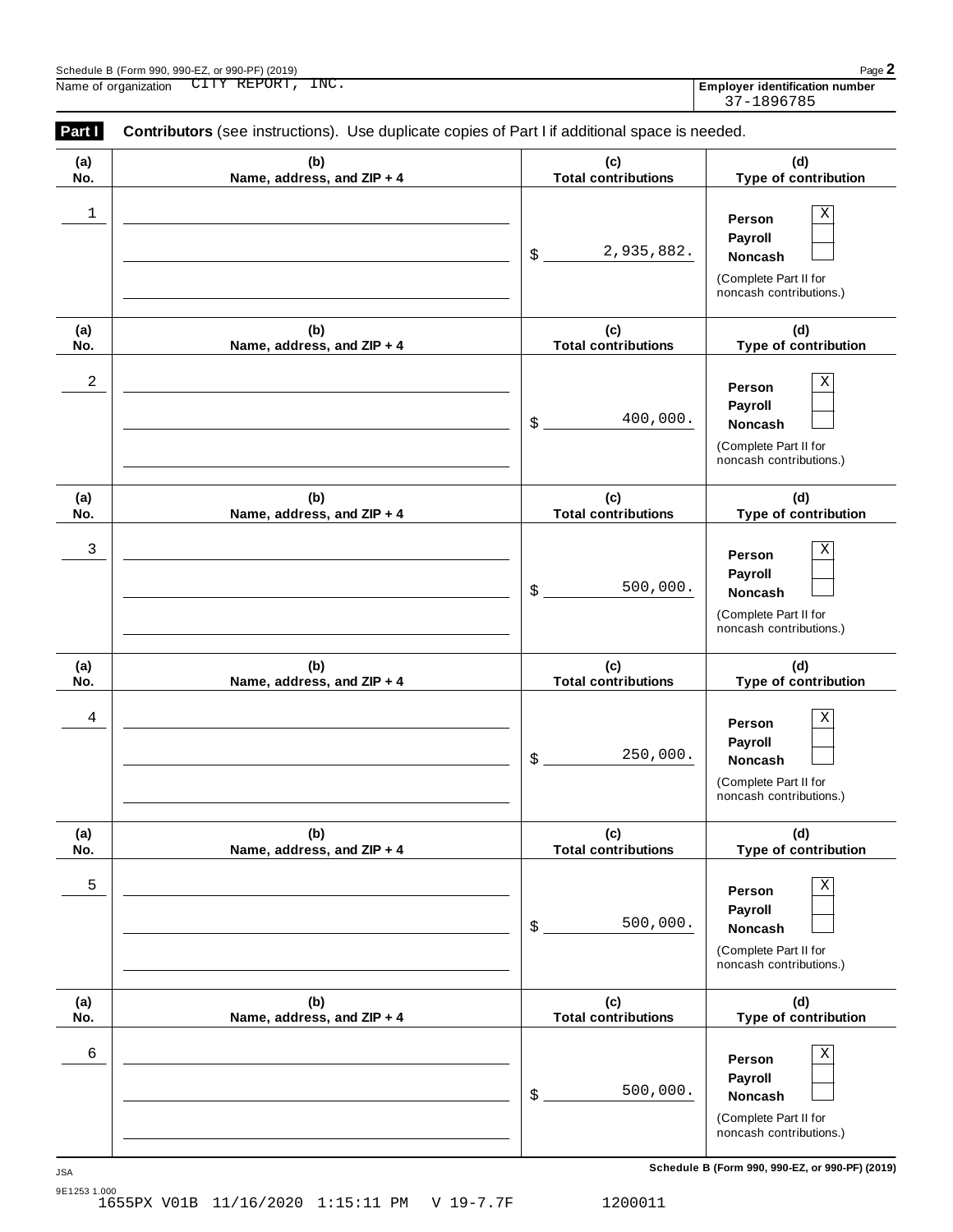Name of organization CITY REPORT, INC.

**Employer identification number**
37-1896785

**Part I** **Contributors** (see instructions). Use duplicate copies of Part I if additional space is needed.

| (a) No. | (b) Name, address, and ZIP + 4 | (c) Total contributions | (d) Type of contribution |
|---|---|---|---|
| 1 | | $ 2,935,882. | Person X<br>Payroll<br>Noncash<br>(Complete Part II for noncash contributions.) |
| 2 | | $ 400,000. | Person X<br>Payroll<br>Noncash<br>(Complete Part II for noncash contributions.) |
| 3 | | $ 500,000. | Person X<br>Payroll<br>Noncash<br>(Complete Part II for noncash contributions.) |
| 4 | | $ 250,000. | Person X<br>Payroll<br>Noncash<br>(Complete Part II for noncash contributions.) |
| 5 | | $ 500,000. | Person X<br>Payroll<br>Noncash<br>(Complete Part II for noncash contributions.) |
| 6 | | $ 500,000. | Person X<br>Payroll<br>Noncash<br>(Complete Part II for noncash contributions.) |

JSA
9E1253 1.000
1655PX V01B 11/16/2020 1:15:11 PM V 19-7.7F 1200011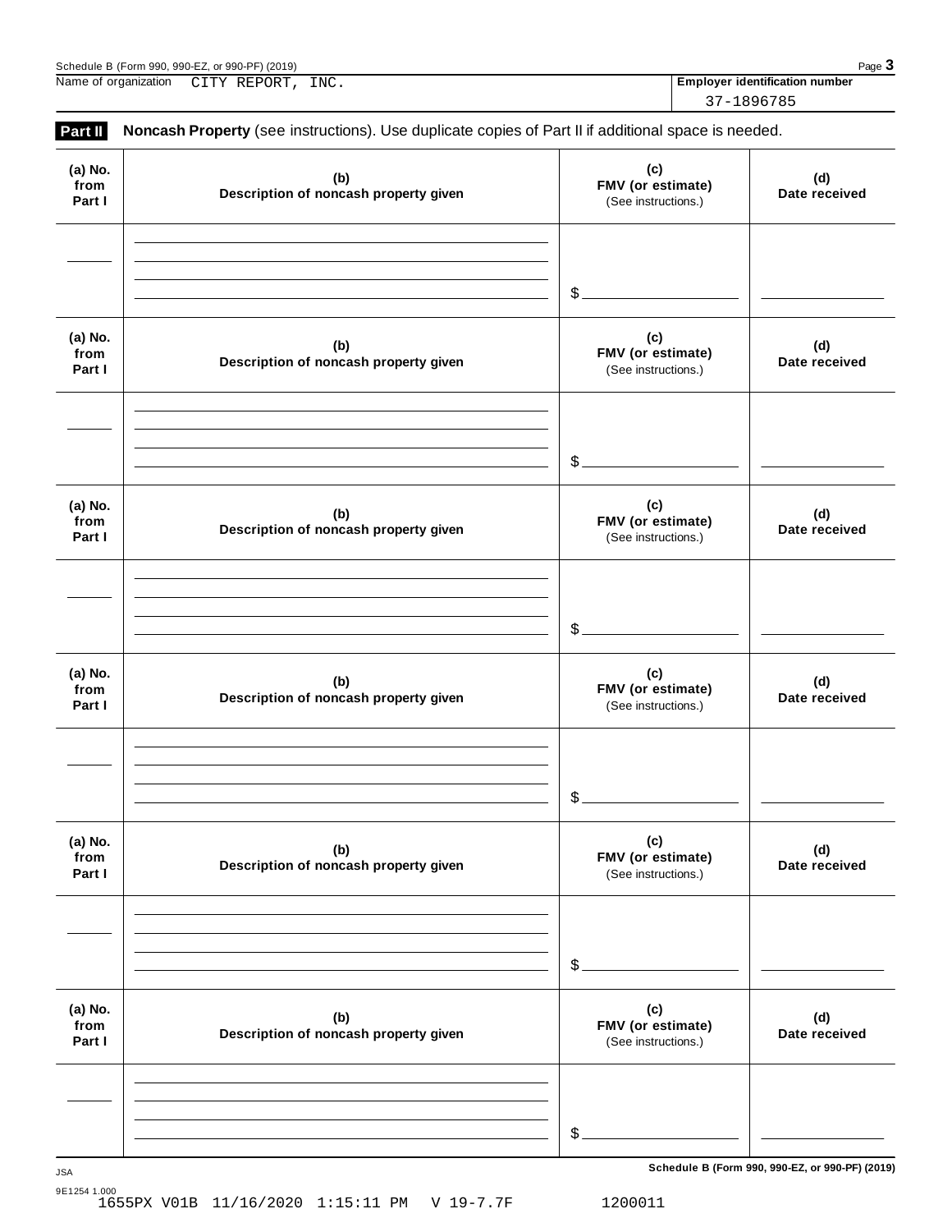Name of organization CITY REPORT, INC.

**Employer identification number**
37-1896785

**Part II** **Noncash Property** (see instructions). Use duplicate copies of Part II if additional space is needed.

| (a) No. from Part I | (b) Description of noncash property given | (c) FMV (or estimate) (See instructions.) | (d) Date received |
|---|---|---|---|
| | | $ | |

| (a) No. from Part I | (b) Description of noncash property given | (c) FMV (or estimate) (See instructions.) | (d) Date received |
|---|---|---|---|
| | | $ | |

| (a) No. from Part I | (b) Description of noncash property given | (c) FMV (or estimate) (See instructions.) | (d) Date received |
|---|---|---|---|
| | | $ | |

| (a) No. from Part I | (b) Description of noncash property given | (c) FMV (or estimate) (See instructions.) | (d) Date received |
|---|---|---|---|
| | | $ | |

| (a) No. from Part I | (b) Description of noncash property given | (c) FMV (or estimate) (See instructions.) | (d) Date received |
|---|---|---|---|
| | | $ | |

| (a) No. from Part I | (b) Description of noncash property given | (c) FMV (or estimate) (See instructions.) | (d) Date received |
|---|---|---|---|
| | | $ | |

**Schedule B (Form 990, 990-EZ, or 990-PF) (2019)**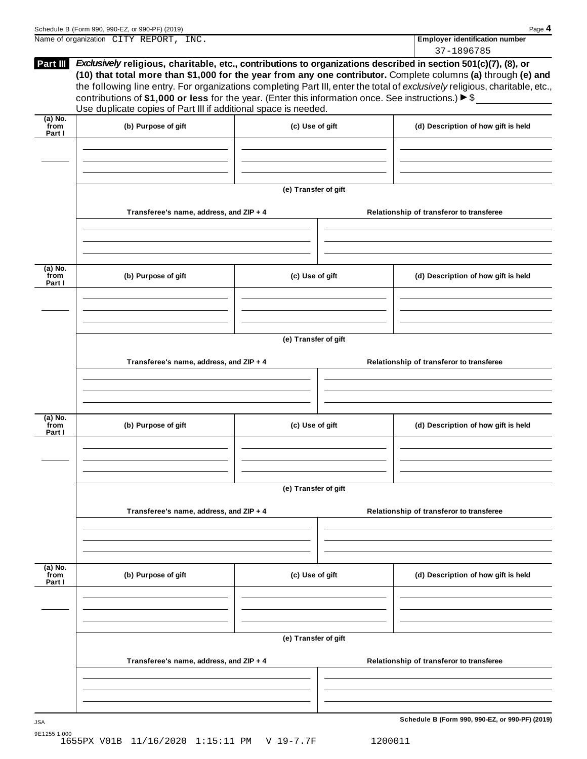Name of organization CITY REPORT, INC.

**Employer identification number**
37-1896785

## Part III

***Exclusively*** **religious, charitable, etc., contributions to organizations described in section 501(c)(7), (8), or (10) that total more than $1,000 for the year from any one contributor.** Complete columns **(a)** through **(e)** and the following line entry. For organizations completing Part III, enter the total of *exclusively* religious, charitable, etc., contributions of **$1,000 or less** for the year. (Enter this information once. See instructions.) ► $

Use duplicate copies of Part III if additional space is needed.

| (a) No. from Part I | (b) Purpose of gift | (c) Use of gift | (d) Description of how gift is held |
|---|---|---|---|
| | | | |

**(e) Transfer of gift**

| Transferee's name, address, and ZIP + 4 | Relationship of transferor to transferee |
|---|---|
| | |

| (a) No. from Part I | (b) Purpose of gift | (c) Use of gift | (d) Description of how gift is held |
|---|---|---|---|
| | | | |

**(e) Transfer of gift**

| Transferee's name, address, and ZIP + 4 | Relationship of transferor to transferee |
|---|---|
| | |

| (a) No. from Part I | (b) Purpose of gift | (c) Use of gift | (d) Description of how gift is held |
|---|---|---|---|
| | | | |

**(e) Transfer of gift**

| Transferee's name, address, and ZIP + 4 | Relationship of transferor to transferee |
|---|---|
| | |

| (a) No. from Part I | (b) Purpose of gift | (c) Use of gift | (d) Description of how gift is held |
|---|---|---|---|
| | | | |

**(e) Transfer of gift**

| Transferee's name, address, and ZIP + 4 | Relationship of transferor to transferee |
|---|---|
| | |

1655PX V01B 11/16/2020 1:15:11 PM V 19-7.7F 1200011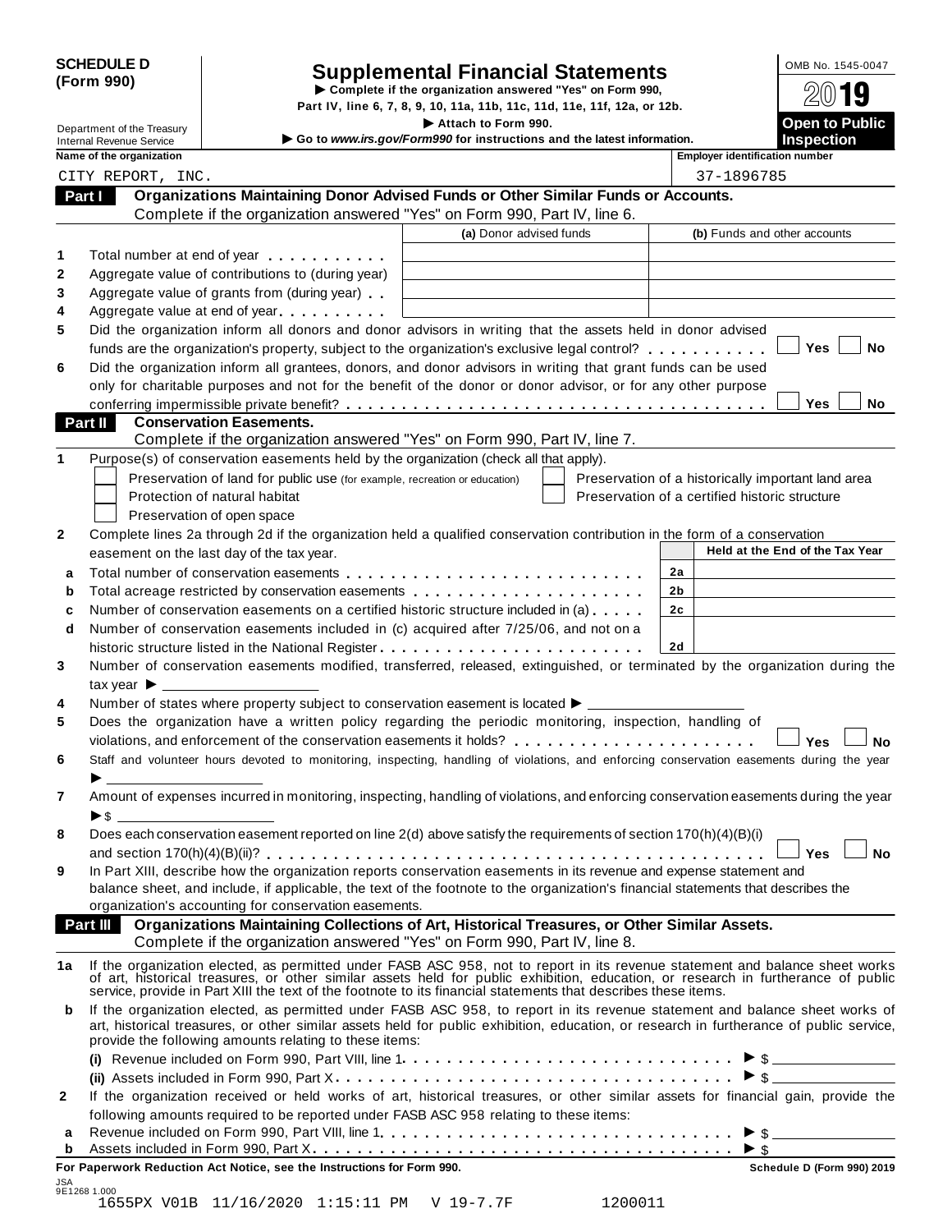**SCHEDULE D (Form 990)**

Department of the Treasury
Internal Revenue Service

# Supplemental Financial Statements

▶ Complete if the organization answered "Yes" on Form 990, Part IV, line 6, 7, 8, 9, 10, 11a, 11b, 11c, 11d, 11e, 11f, 12a, or 12b.
▶ Attach to Form 990.
▶ Go to *www.irs.gov/Form990* for instructions and the latest information.

OMB No. 1545-0047

**2019**

**Open to Public Inspection**

Name of the organization: CITY REPORT, INC.

Employer identification number: 37-1896785

## Part I Organizations Maintaining Donor Advised Funds or Other Similar Funds or Accounts.

Complete if the organization answered "Yes" on Form 990, Part IV, line 6.

| | | (a) Donor advised funds | (b) Funds and other accounts |
|---|---|---|---|
| 1 | Total number at end of year | | |
| 2 | Aggregate value of contributions to (during year) | | |
| 3 | Aggregate value of grants from (during year) | | |
| 4 | Aggregate value at end of year | | |

5 Did the organization inform all donors and donor advisors in writing that the assets held in donor advised funds are the organization's property, subject to the organization's exclusive legal control? ☐ Yes ☐ No

6 Did the organization inform all grantees, donors, and donor advisors in writing that grant funds can be used only for charitable purposes and not for the benefit of the donor or donor advisor, or for any other purpose conferring impermissible private benefit? ☐ Yes ☐ No

## Part II Conservation Easements.

Complete if the organization answered "Yes" on Form 990, Part IV, line 7.

1 Purpose(s) of conservation easements held by the organization (check all that apply).

- ☐ Preservation of land for public use (for example, recreation or education)
- ☐ Protection of natural habitat
- ☐ Preservation of open space
- ☐ Preservation of a historically important land area
- ☐ Preservation of a certified historic structure

2 Complete lines 2a through 2d if the organization held a qualified conservation contribution in the form of a conservation easement on the last day of the tax year.

| | | | Held at the End of the Tax Year |
|---|---|---|---|
| a | Total number of conservation easements | 2a | |
| b | Total acreage restricted by conservation easements | 2b | |
| c | Number of conservation easements on a certified historic structure included in (a) | 2c | |
| d | Number of conservation easements included in (c) acquired after 7/25/06, and not on a historic structure listed in the National Register | 2d | |

3 Number of conservation easements modified, transferred, released, extinguished, or terminated by the organization during the tax year ▶ ________

4 Number of states where property subject to conservation easement is located ▶ ________

5 Does the organization have a written policy regarding the periodic monitoring, inspection, handling of violations, and enforcement of the conservation easements it holds? ☐ Yes ☐ No

6 Staff and volunteer hours devoted to monitoring, inspecting, handling of violations, and enforcing conservation easements during the year ▶ ________

7 Amount of expenses incurred in monitoring, inspecting, handling of violations, and enforcing conservation easements during the year ▶ $ ________

8 Does each conservation easement reported on line 2(d) above satisfy the requirements of section 170(h)(4)(B)(i) and section 170(h)(4)(B)(ii)? ☐ Yes ☐ No

9 In Part XIII, describe how the organization reports conservation easements in its revenue and expense statement and balance sheet, and include, if applicable, the text of the footnote to the organization's financial statements that describes the organization's accounting for conservation easements.

## Part III Organizations Maintaining Collections of Art, Historical Treasures, or Other Similar Assets.

Complete if the organization answered "Yes" on Form 990, Part IV, line 8.

1a If the organization elected, as permitted under FASB ASC 958, not to report in its revenue statement and balance sheet works of art, historical treasures, or other similar assets held for public exhibition, education, or research in furtherance of public service, provide in Part XIII the text of the footnote to its financial statements that describes these items.

b If the organization elected, as permitted under FASB ASC 958, to report in its revenue statement and balance sheet works of art, historical treasures, or other similar assets held for public exhibition, education, or research in furtherance of public service, provide the following amounts relating to these items:

(i) Revenue included on Form 990, Part VIII, line 1 ▶ $ ________

(ii) Assets included in Form 990, Part X ▶ $ ________

2 If the organization received or held works of art, historical treasures, or other similar assets for financial gain, provide the following amounts required to be reported under FASB ASC 958 relating to these items:

a Revenue included on Form 990, Part VIII, line 1 ▶ $ ________

b Assets included in Form 990, Part X ▶ $ ________

**For Paperwork Reduction Act Notice, see the Instructions for Form 990.** **Schedule D (Form 990) 2019**

JSA
9E1268 1.000
1655PX V01B 11/16/2020 1:15:11 PM V 19-7.7F 1200011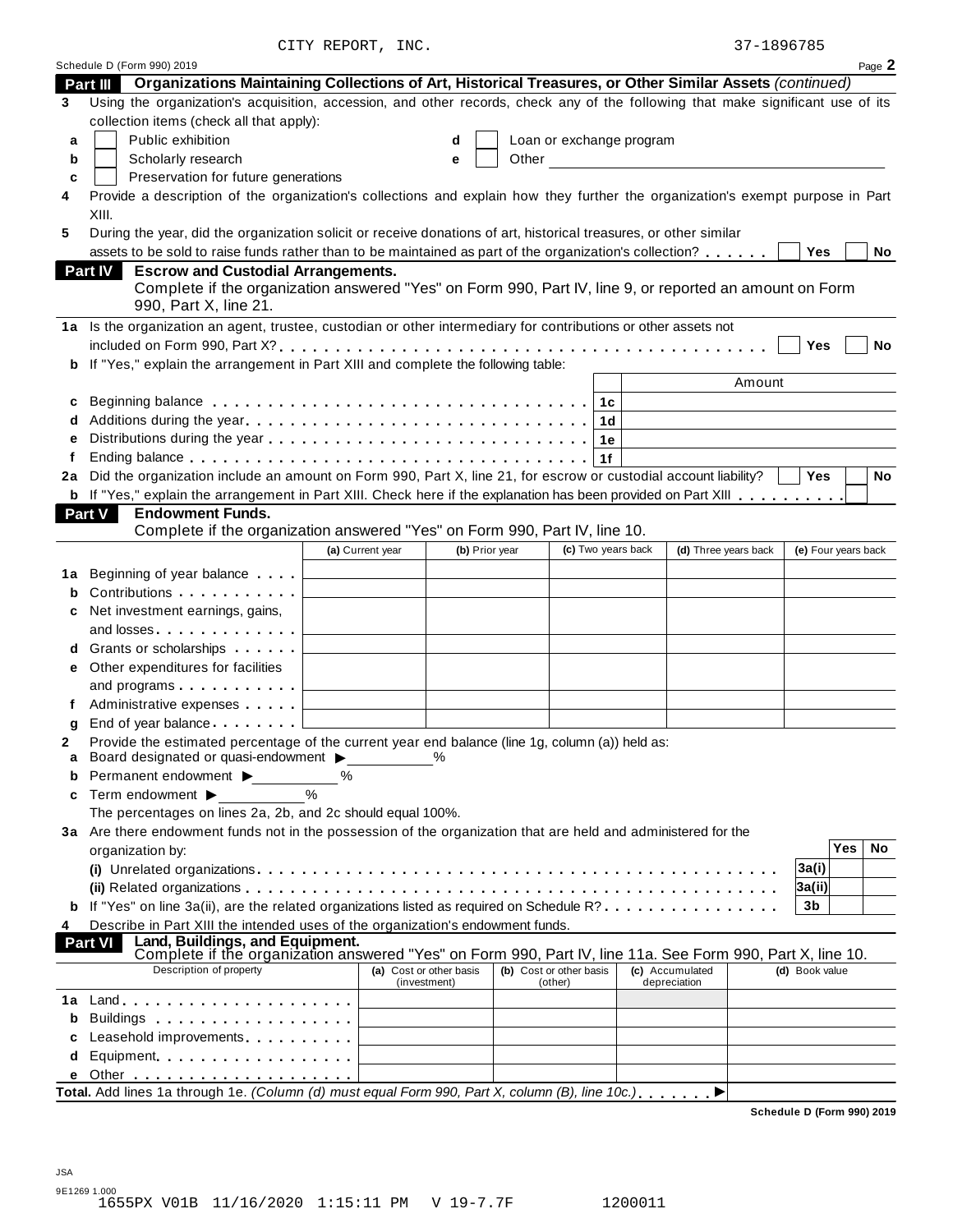CITY REPORT, INC. 37-1896785

Schedule D (Form 990) 2019 Page **2**

## Part III Organizations Maintaining Collections of Art, Historical Treasures, or Other Similar Assets *(continued)*

**3** Using the organization's acquisition, accession, and other records, check any of the following that make significant use of its collection items (check all that apply):

- **a** ☐ Public exhibition
- **b** ☐ Scholarly research
- **c** ☐ Preservation for future generations
- **d** ☐ Loan or exchange program
- **e** ☐ Other

**4** Provide a description of the organization's collections and explain how they further the organization's exempt purpose in Part XIII.

**5** During the year, did the organization solicit or receive donations of art, historical treasures, or other similar assets to be sold to raise funds rather than to be maintained as part of the organization's collection? . . . . . . ☐ Yes ☐ No

## Part IV Escrow and Custodial Arrangements.

Complete if the organization answered "Yes" on Form 990, Part IV, line 9, or reported an amount on Form 990, Part X, line 21.

**1a** Is the organization an agent, trustee, custodian or other intermediary for contributions or other assets not included on Form 990, Part X? . . . ☐ Yes ☐ No

**b** If "Yes," explain the arrangement in Part XIII and complete the following table:

| | | | Amount |
|---|---|---|---|
| **c** | Beginning balance | 1c | |
| **d** | Additions during the year | 1d | |
| **e** | Distributions during the year | 1e | |
| **f** | Ending balance | 1f | |

**2a** Did the organization include an amount on Form 990, Part X, line 21, for escrow or custodial account liability? ☐ Yes ☐ No

**b** If "Yes," explain the arrangement in Part XIII. Check here if the explanation has been provided on Part XIII . . . . . . . . . ☐

## Part V Endowment Funds.

Complete if the organization answered "Yes" on Form 990, Part IV, line 10.

| | | (a) Current year | (b) Prior year | (c) Two years back | (d) Three years back | (e) Four years back |
|---|---|---|---|---|---|---|
| **1a** | Beginning of year balance | | | | | |
| **b** | Contributions | | | | | |
| **c** | Net investment earnings, gains, and losses | | | | | |
| **d** | Grants or scholarships | | | | | |
| **e** | Other expenditures for facilities and programs | | | | | |
| **f** | Administrative expenses | | | | | |
| **g** | End of year balance | | | | | |

**2** Provide the estimated percentage of the current year end balance (line 1g, column (a)) held as:

- **a** Board designated or quasi-endowment ▶ ______ %
- **b** Permanent endowment ▶ ______ %
- **c** Term endowment ▶ ______ %

The percentages on lines 2a, 2b, and 2c should equal 100%.

**3a** Are there endowment funds not in the possession of the organization that are held and administered for the organization by:

| | | | Yes | No |
|---|---|---|---|---|
| | **(i)** Unrelated organizations | 3a(i) | | |
| | **(ii)** Related organizations | 3a(ii) | | |
| **b** | If "Yes" on line 3a(ii), are the related organizations listed as required on Schedule R? | 3b | | |

**4** Describe in Part XIII the intended uses of the organization's endowment funds.

## Part VI Land, Buildings, and Equipment.

Complete if the organization answered "Yes" on Form 990, Part IV, line 11a. See Form 990, Part X, line 10.

| | Description of property | (a) Cost or other basis (investment) | (b) Cost or other basis (other) | (c) Accumulated depreciation | (d) Book value |
|---|---|---|---|---|---|
| **1a** | Land | | | | |
| **b** | Buildings | | | | |
| **c** | Leasehold improvements | | | | |
| **d** | Equipment | | | | |
| **e** | Other | | | | |

**Total.** Add lines 1a through 1e. *(Column (d) must equal Form 990, Part X, column (B), line 10c.)* . . . . . . . ▶

**Schedule D (Form 990) 2019**

JSA
9E1269 1.000
1655PX V01B 11/16/2020 1:15:11 PM V 19-7.7F 1200011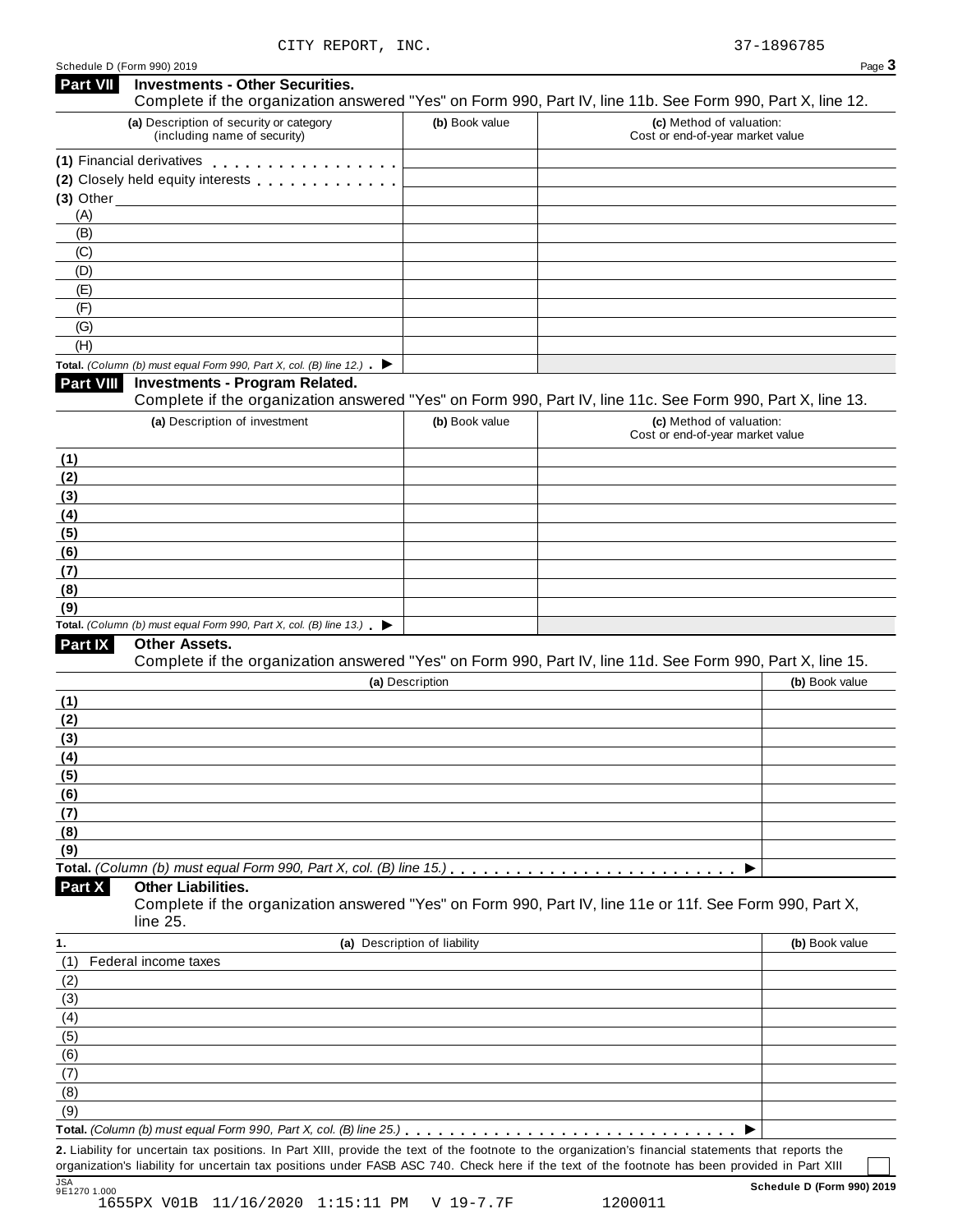CITY REPORT, INC. 37-1896785

Schedule D (Form 990) 2019

## Part VII Investments - Other Securities.

Complete if the organization answered "Yes" on Form 990, Part IV, line 11b. See Form 990, Part X, line 12.

| (a) Description of security or category (including name of security) | (b) Book value | (c) Method of valuation: Cost or end-of-year market value |
|---|---|---|
| (1) Financial derivatives | | |
| (2) Closely held equity interests | | |
| (3) Other | | |
| (A) | | |
| (B) | | |
| (C) | | |
| (D) | | |
| (E) | | |
| (F) | | |
| (G) | | |
| (H) | | |
| **Total.** *(Column (b) must equal Form 990, Part X, col. (B) line 12.)* ▶ | | |

## Part VIII Investments - Program Related.

Complete if the organization answered "Yes" on Form 990, Part IV, line 11c. See Form 990, Part X, line 13.

| (a) Description of investment | (b) Book value | (c) Method of valuation: Cost or end-of-year market value |
|---|---|---|
| (1) | | |
| (2) | | |
| (3) | | |
| (4) | | |
| (5) | | |
| (6) | | |
| (7) | | |
| (8) | | |
| (9) | | |
| **Total.** *(Column (b) must equal Form 990, Part X, col. (B) line 13.)* ▶ | | |

## Part IX Other Assets.

Complete if the organization answered "Yes" on Form 990, Part IV, line 11d. See Form 990, Part X, line 15.

| (a) Description | (b) Book value |
|---|---|
| (1) | |
| (2) | |
| (3) | |
| (4) | |
| (5) | |
| (6) | |
| (7) | |
| (8) | |
| (9) | |
| **Total.** *(Column (b) must equal Form 990, Part X, col. (B) line 15.)* ▶ | |

## Part X Other Liabilities.

Complete if the organization answered "Yes" on Form 990, Part IV, line 11e or 11f. See Form 990, Part X, line 25.

| 1. (a) Description of liability | (b) Book value |
|---|---|
| (1) Federal income taxes | |
| (2) | |
| (3) | |
| (4) | |
| (5) | |
| (6) | |
| (7) | |
| (8) | |
| (9) | |
| **Total.** *(Column (b) must equal Form 990, Part X, col. (B) line 25.)* ▶ | |

**2.** Liability for uncertain tax positions. In Part XIII, provide the text of the footnote to the organization's financial statements that reports the organization's liability for uncertain tax positions under FASB ASC 740. Check here if the text of the footnote has been provided in Part XIII ☐

JSA 9E1270 1.000 **Schedule D (Form 990) 2019**

1655PX V01B 11/16/2020 1:15:11 PM V 19-7.7F 1200011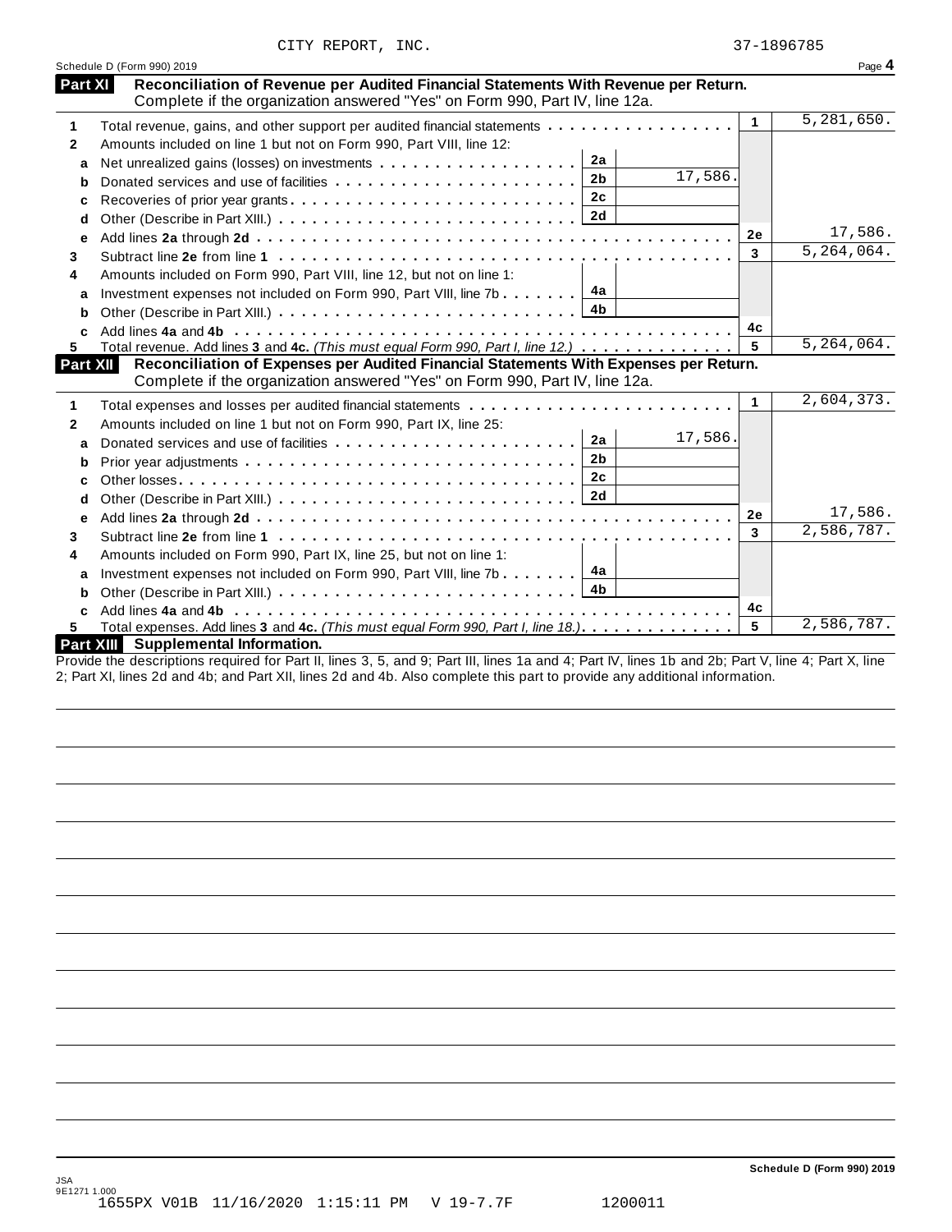CITY REPORT, INC. 37-1896785

Schedule D (Form 990) 2019 Page 4

## Part XI Reconciliation of Revenue per Audited Financial Statements With Revenue per Return.

Complete if the organization answered "Yes" on Form 990, Part IV, line 12a.

| | | | | | |
|---|---|---|---|---|---|
| 1 | Total revenue, gains, and other support per audited financial statements | | | 1 | 5,281,650. |
| 2 | Amounts included on line 1 but not on Form 990, Part VIII, line 12: | | | | |
| a | Net unrealized gains (losses) on investments | 2a | | | |
| b | Donated services and use of facilities | 2b | 17,586. | | |
| c | Recoveries of prior year grants | 2c | | | |
| d | Other (Describe in Part XIII.) | 2d | | | |
| e | Add lines **2a** through **2d** | | | 2e | 17,586. |
| 3 | Subtract line **2e** from line **1** | | | 3 | 5,264,064. |
| 4 | Amounts included on Form 990, Part VIII, line 12, but not on line 1: | | | | |
| a | Investment expenses not included on Form 990, Part VIII, line 7b | 4a | | | |
| b | Other (Describe in Part XIII.) | 4b | | | |
| c | Add lines **4a** and **4b** | | | 4c | |
| 5 | Total revenue. Add lines **3** and **4c.** *(This must equal Form 990, Part I, line 12.)* | | | 5 | 5,264,064. |

## Part XII Reconciliation of Expenses per Audited Financial Statements With Expenses per Return.

Complete if the organization answered "Yes" on Form 990, Part IV, line 12a.

| | | | | | |
|---|---|---|---|---|---|
| 1 | Total expenses and losses per audited financial statements | | | 1 | 2,604,373. |
| 2 | Amounts included on line 1 but not on Form 990, Part IX, line 25: | | | | |
| a | Donated services and use of facilities | 2a | 17,586. | | |
| b | Prior year adjustments | 2b | | | |
| c | Other losses | 2c | | | |
| d | Other (Describe in Part XIII.) | 2d | | | |
| e | Add lines **2a** through **2d** | | | 2e | 17,586. |
| 3 | Subtract line **2e** from line **1** | | | 3 | 2,586,787. |
| 4 | Amounts included on Form 990, Part IX, line 25, but not on line 1: | | | | |
| a | Investment expenses not included on Form 990, Part VIII, line 7b | 4a | | | |
| b | Other (Describe in Part XIII.) | 4b | | | |
| c | Add lines **4a** and **4b** | | | 4c | |
| 5 | Total expenses. Add lines **3** and **4c.** *(This must equal Form 990, Part I, line 18.)* | | | 5 | 2,586,787. |

## Part XIII Supplemental Information.

Provide the descriptions required for Part II, lines 3, 5, and 9; Part III, lines 1a and 4; Part IV, lines 1b and 2b; Part V, line 4; Part X, line 2; Part XI, lines 2d and 4b; and Part XII, lines 2d and 4b. Also complete this part to provide any additional information.

Schedule D (Form 990) 2019

JSA
9E1271 1.000
1655PX V01B 11/16/2020 1:15:11 PM V 19-7.7F 1200011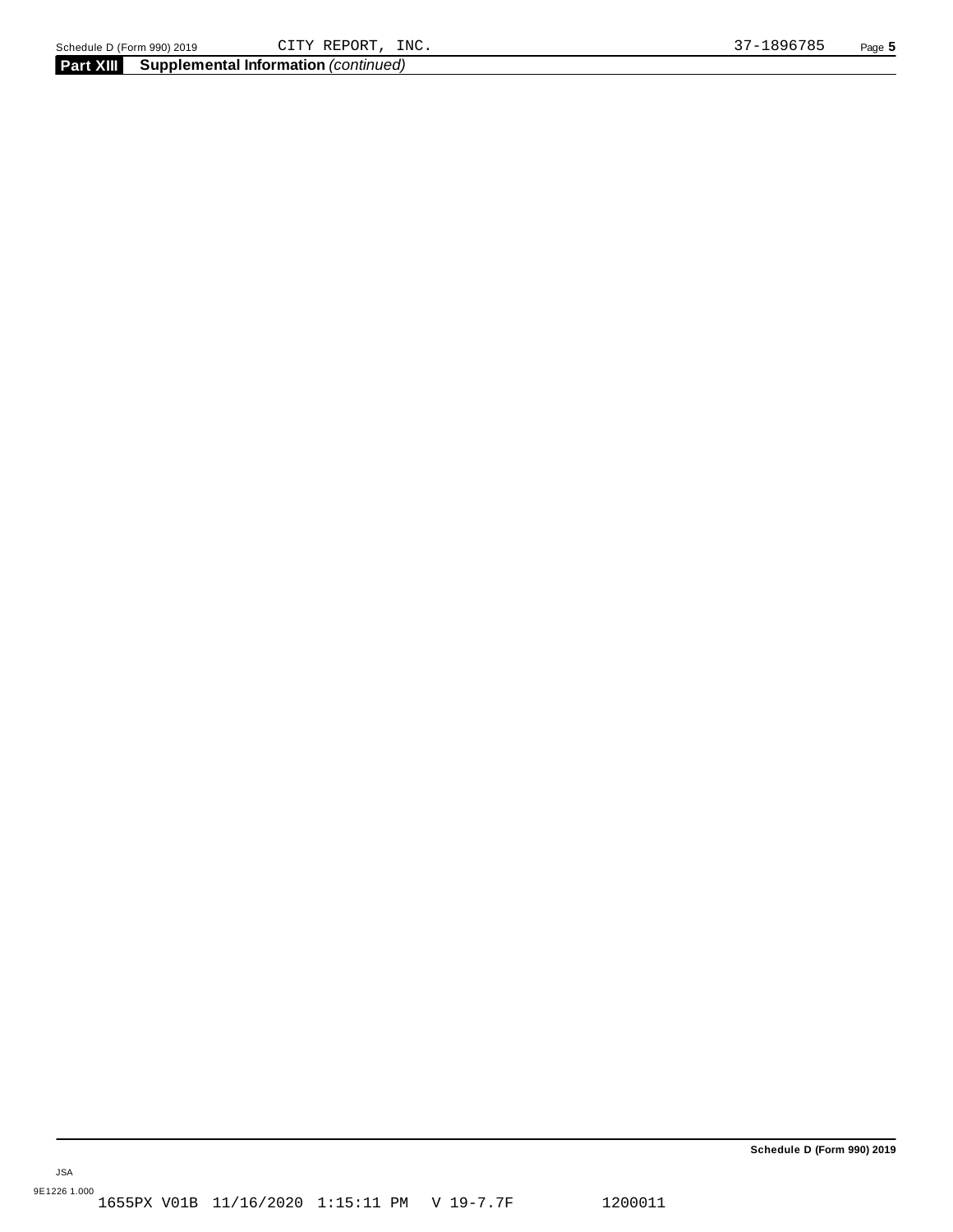## Part XIII Supplemental Information *(continued)*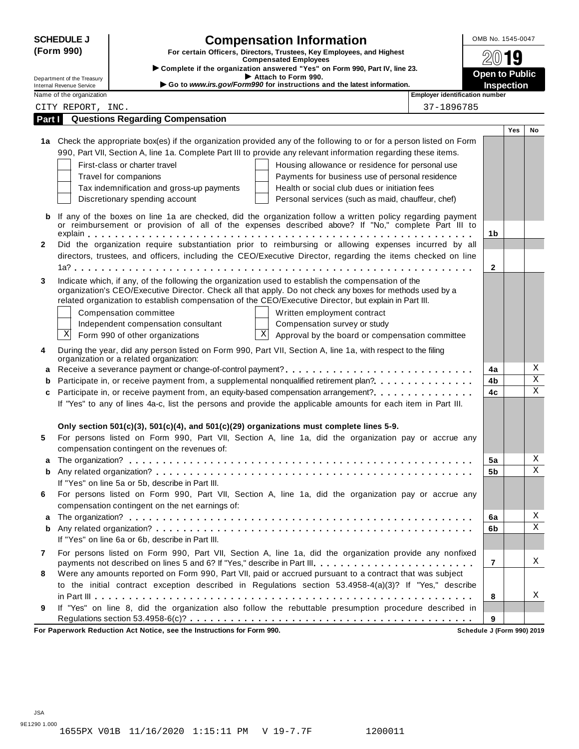**SCHEDULE J (Form 990)**

Department of the Treasury
Internal Revenue Service

# Compensation Information

**For certain Officers, Directors, Trustees, Key Employees, and Highest Compensated Employees**

▶ Complete if the organization answered "Yes" on Form 990, Part IV, line 23.
▶ Attach to Form 990.
▶ Go to *www.irs.gov/Form990* for instructions and the latest information.

OMB No. 1545-0047

2019

**Open to Public Inspection**

| Name of the organization | Employer identification number |
|---|---|
| CITY REPORT, INC. | 37-1896785 |

## Part I Questions Regarding Compensation

| | | | Yes | No |
|---|---|---|---|---|
| **1a** | Check the appropriate box(es) if the organization provided any of the following to or for a person listed on Form 990, Part VII, Section A, line 1a. Complete Part III to provide any relevant information regarding these items.<br>☐ First-class or charter travel ☐ Housing allowance or residence for personal use<br>☐ Travel for companions ☐ Payments for business use of personal residence<br>☐ Tax indemnification and gross-up payments ☐ Health or social club dues or initiation fees<br>☐ Discretionary spending account ☐ Personal services (such as maid, chauffeur, chef) | | | |
| **b** | If any of the boxes on line 1a are checked, did the organization follow a written policy regarding payment or reimbursement or provision of all of the expenses described above? If "No," complete Part III to explain | 1b | | |
| **2** | Did the organization require substantiation prior to reimbursing or allowing expenses incurred by all directors, trustees, and officers, including the CEO/Executive Director, regarding the items checked on line 1a? | 2 | | |
| **3** | Indicate which, if any, of the following the organization used to establish the compensation of the organization's CEO/Executive Director. Check all that apply. Do not check any boxes for methods used by a related organization to establish compensation of the CEO/Executive Director, but explain in Part III.<br>☐ Compensation committee ☐ Written employment contract<br>☐ Independent compensation consultant ☐ Compensation survey or study<br>☒ Form 990 of other organizations ☒ Approval by the board or compensation committee | | | |
| **4** | During the year, did any person listed on Form 990, Part VII, Section A, line 1a, with respect to the filing organization or a related organization: | | | |
| **a** | Receive a severance payment or change-of-control payment? | 4a | | X |
| **b** | Participate in, or receive payment from, a supplemental nonqualified retirement plan? | 4b | | X |
| **c** | Participate in, or receive payment from, an equity-based compensation arrangement? | 4c | | X |
| | If "Yes" to any of lines 4a-c, list the persons and provide the applicable amounts for each item in Part III. | | | |
| | **Only section 501(c)(3), 501(c)(4), and 501(c)(29) organizations must complete lines 5-9.** | | | |
| **5** | For persons listed on Form 990, Part VII, Section A, line 1a, did the organization pay or accrue any compensation contingent on the revenues of: | | | |
| **a** | The organization? | 5a | | X |
| **b** | Any related organization? | 5b | | X |
| | If "Yes" on line 5a or 5b, describe in Part III. | | | |
| **6** | For persons listed on Form 990, Part VII, Section A, line 1a, did the organization pay or accrue any compensation contingent on the net earnings of: | | | |
| **a** | The organization? | 6a | | X |
| **b** | Any related organization? | 6b | | X |
| | If "Yes" on line 6a or 6b, describe in Part III. | | | |
| **7** | For persons listed on Form 990, Part VII, Section A, line 1a, did the organization provide any nonfixed payments not described on lines 5 and 6? If "Yes," describe in Part III | 7 | | X |
| **8** | Were any amounts reported on Form 990, Part VII, paid or accrued pursuant to a contract that was subject to the initial contract exception described in Regulations section 53.4958-4(a)(3)? If "Yes," describe in Part III | 8 | | X |
| **9** | If "Yes" on line 8, did the organization also follow the rebuttable presumption procedure described in Regulations section 53.4958-6(c)? | 9 | | |

**For Paperwork Reduction Act Notice, see the Instructions for Form 990.** **Schedule J (Form 990) 2019**

JSA
9E1290 1.000
1655PX V01B 11/16/2020 1:15:11 PM V 19-7.7F 1200011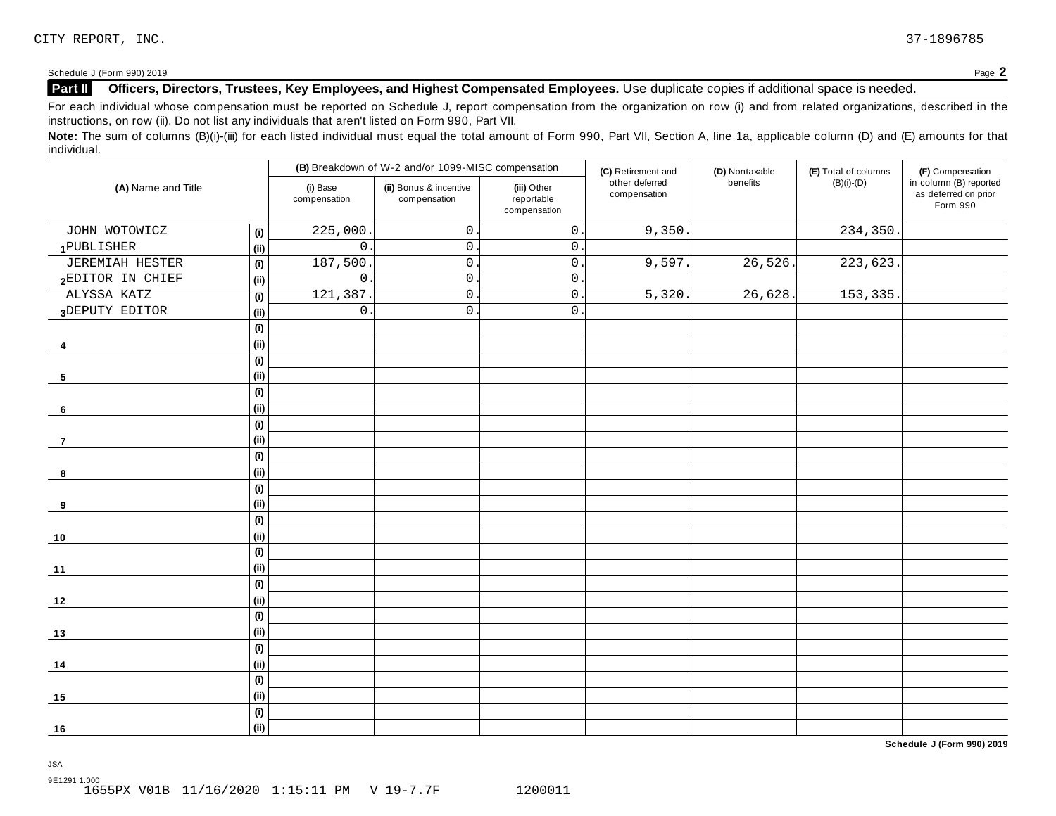CITY REPORT, INC. 37-1896785

Schedule J (Form 990) 2019 Page **2**

## Part II Officers, Directors, Trustees, Key Employees, and Highest Compensated Employees. Use duplicate copies if additional space is needed.

For each individual whose compensation must be reported on Schedule J, report compensation from the organization on row (i) and from related organizations, described in the instructions, on row (ii). Do not list any individuals that aren't listed on Form 990, Part VII.

**Note:** The sum of columns (B)(i)-(iii) for each listed individual must equal the total amount of Form 990, Part VII, Section A, line 1a, applicable column (D) and (E) amounts for that individual.

| (A) Name and Title | | (B) Breakdown of W-2 and/or 1099-MISC compensation | | | (C) Retirement and other deferred compensation | (D) Nontaxable benefits | (E) Total of columns (B)(i)-(D) | (F) Compensation in column (B) reported as deferred on prior Form 990 |
|---|---|---|---|---|---|---|---|---|
| | | (i) Base compensation | (ii) Bonus & incentive compensation | (iii) Other reportable compensation | | | | |
| JOHN WOTOWICZ | (i) | 225,000. | 0. | 0. | 9,350. | | 234,350. | |
| 1 PUBLISHER | (ii) | 0. | 0. | 0. | | | | |
| JEREMIAH HESTER | (i) | 187,500. | 0. | 0. | 9,597. | 26,526. | 223,623. | |
| 2 EDITOR IN CHIEF | (ii) | 0. | 0. | 0. | | | | |
| ALYSSA KATZ | (i) | 121,387. | 0. | 0. | 5,320. | 26,628. | 153,335. | |
| 3 DEPUTY EDITOR | (ii) | 0. | 0. | 0. | | | | |
| | (i) | | | | | | | |
| 4 | (ii) | | | | | | | |
| | (i) | | | | | | | |
| 5 | (ii) | | | | | | | |
| | (i) | | | | | | | |
| 6 | (ii) | | | | | | | |
| | (i) | | | | | | | |
| 7 | (ii) | | | | | | | |
| | (i) | | | | | | | |
| 8 | (ii) | | | | | | | |
| | (i) | | | | | | | |
| 9 | (ii) | | | | | | | |
| | (i) | | | | | | | |
| 10 | (ii) | | | | | | | |
| | (i) | | | | | | | |
| 11 | (ii) | | | | | | | |
| | (i) | | | | | | | |
| 12 | (ii) | | | | | | | |
| | (i) | | | | | | | |
| 13 | (ii) | | | | | | | |
| | (i) | | | | | | | |
| 14 | (ii) | | | | | | | |
| | (i) | | | | | | | |
| 15 | (ii) | | | | | | | |
| | (i) | | | | | | | |
| 16 | (ii) | | | | | | | |

**Schedule J (Form 990) 2019**

JSA
9E1291 1.000
1655PX V01B 11/16/2020 1:15:11 PM V 19-7.7F 1200011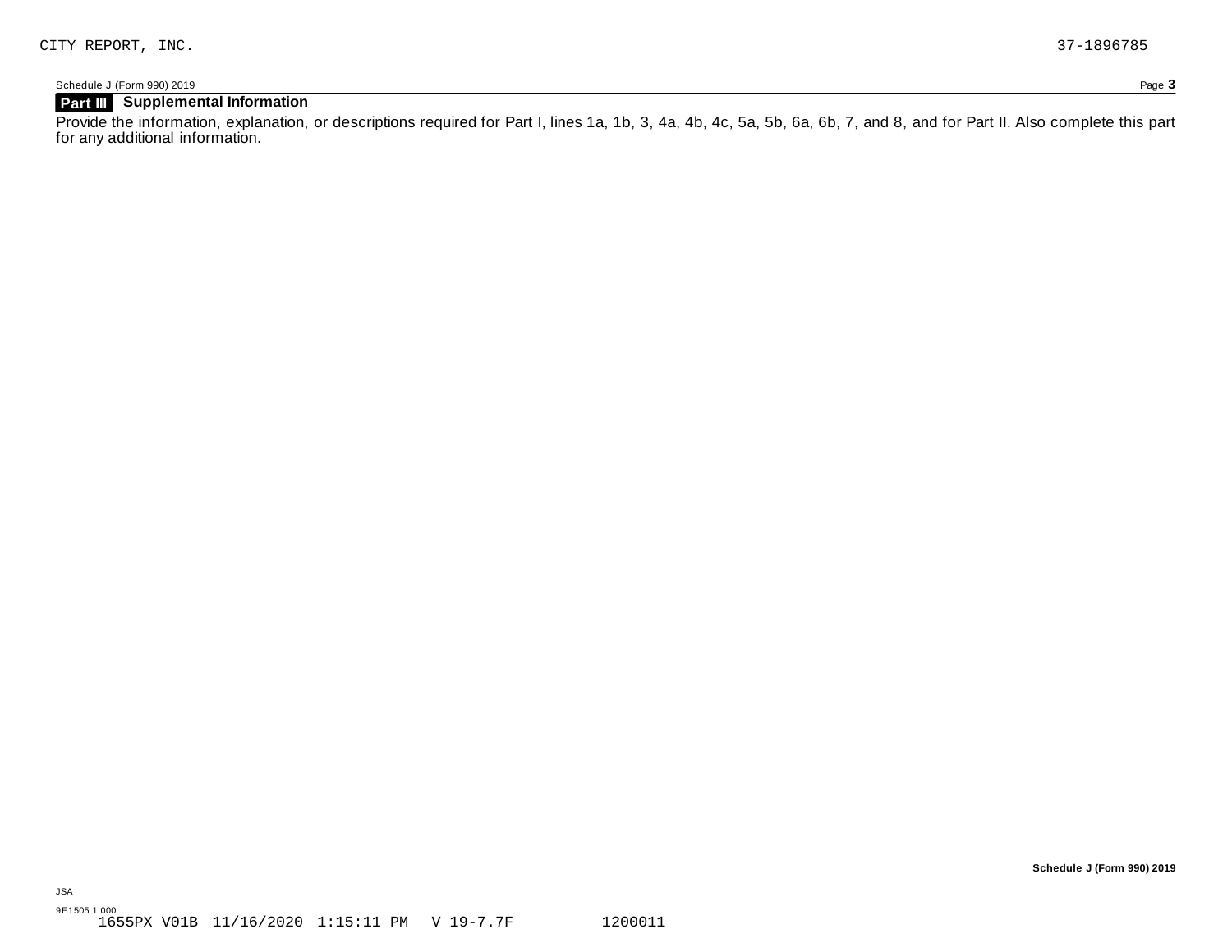CITY REPORT, INC. 37-1896785

Schedule J (Form 990) 2019

## Part III Supplemental Information

Provide the information, explanation, or descriptions required for Part I, lines 1a, 1b, 3, 4a, 4b, 4c, 5a, 5b, 6a, 6b, 7, and 8, and for Part II. Also complete this part for any additional information.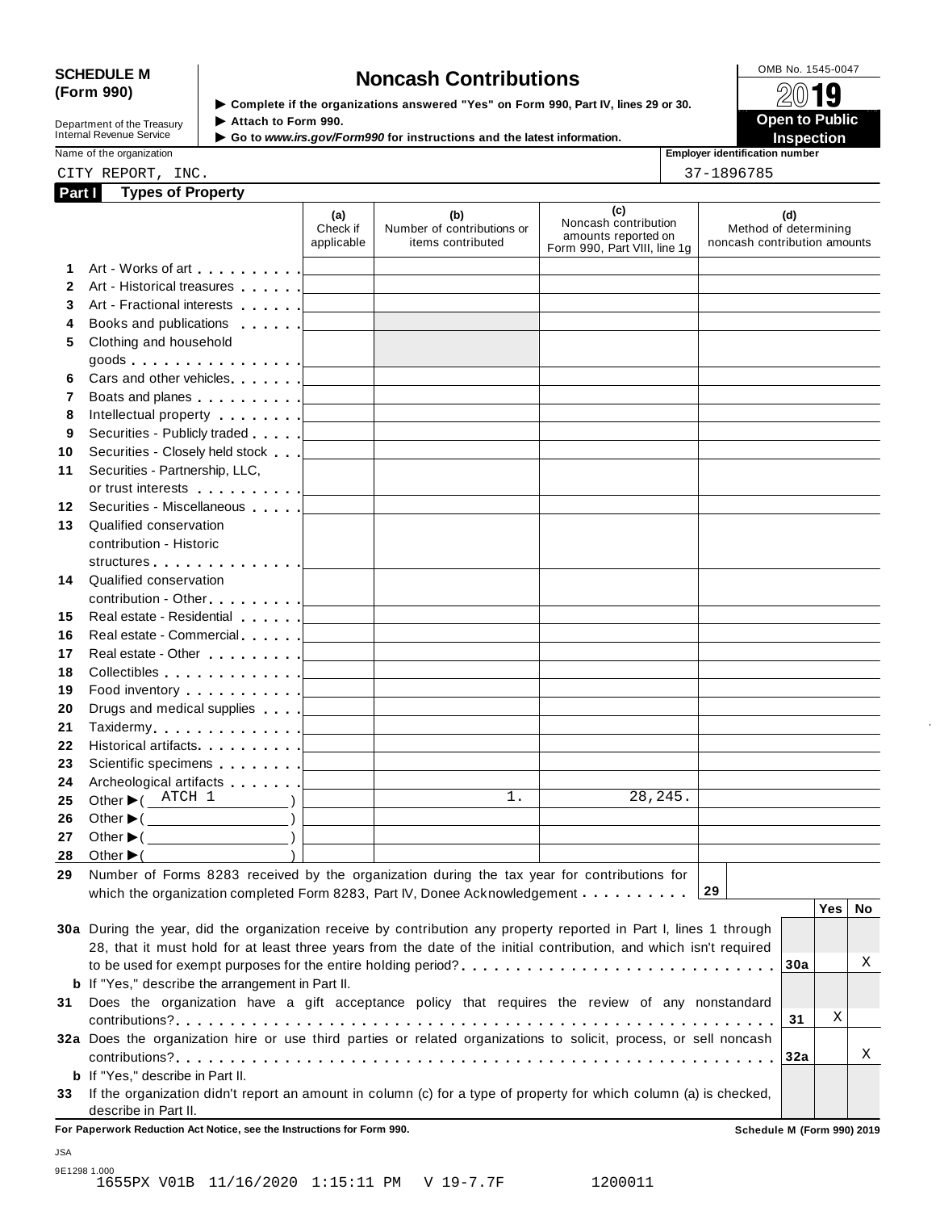**SCHEDULE M (Form 990)**

Department of the Treasury
Internal Revenue Service

# Noncash Contributions

▶ Complete if the organizations answered "Yes" on Form 990, Part IV, lines 29 or 30.
▶ Attach to Form 990.
▶ Go to *www.irs.gov/Form990* for instructions and the latest information.

OMB No. 1545-0047

**2019**

**Open to Public Inspection**

Name of the organization: CITY REPORT, INC.

Employer identification number: 37-1896785

## Part I Types of Property

| | | (a) Check if applicable | (b) Number of contributions or items contributed | (c) Noncash contribution amounts reported on Form 990, Part VIII, line 1g | (d) Method of determining noncash contribution amounts |
|---|---|---|---|---|---|
| 1 | Art - Works of art | | | | |
| 2 | Art - Historical treasures | | | | |
| 3 | Art - Fractional interests | | | | |
| 4 | Books and publications | | | | |
| 5 | Clothing and household goods | | | | |
| 6 | Cars and other vehicles | | | | |
| 7 | Boats and planes | | | | |
| 8 | Intellectual property | | | | |
| 9 | Securities - Publicly traded | | | | |
| 10 | Securities - Closely held stock | | | | |
| 11 | Securities - Partnership, LLC, or trust interests | | | | |
| 12 | Securities - Miscellaneous | | | | |
| 13 | Qualified conservation contribution - Historic structures | | | | |
| 14 | Qualified conservation contribution - Other | | | | |
| 15 | Real estate - Residential | | | | |
| 16 | Real estate - Commercial | | | | |
| 17 | Real estate - Other | | | | |
| 18 | Collectibles | | | | |
| 19 | Food inventory | | | | |
| 20 | Drugs and medical supplies | | | | |
| 21 | Taxidermy | | | | |
| 22 | Historical artifacts | | | | |
| 23 | Scientific specimens | | | | |
| 24 | Archeological artifacts | | | | |
| 25 | Other ▶ ( ATCH 1 ) | | 1. | 28,245. | |
| 26 | Other ▶ ( ) | | | | |
| 27 | Other ▶ ( ) | | | | |
| 28 | Other ▶ ( ) | | | | |

29 Number of Forms 8283 received by the organization during the tax year for contributions for which the organization completed Form 8283, Part IV, Donee Acknowledgement . . . . . . . . . . **29**

| | | | Yes | No |
|---|---|---|---|---|
| 30a | During the year, did the organization receive by contribution any property reported in Part I, lines 1 through 28, that it must hold for at least three years from the date of the initial contribution, and which isn't required to be used for exempt purposes for the entire holding period? | 30a | | X |
| b | If "Yes," describe the arrangement in Part II. | | | |
| 31 | Does the organization have a gift acceptance policy that requires the review of any nonstandard contributions? | 31 | X | |
| 32a | Does the organization hire or use third parties or related organizations to solicit, process, or sell noncash contributions? | 32a | | X |
| b | If "Yes," describe in Part II. | | | |
| 33 | If the organization didn't report an amount in column (c) for a type of property for which column (a) is checked, describe in Part II. | | | |

**For Paperwork Reduction Act Notice, see the Instructions for Form 990.** **Schedule M (Form 990) 2019**

JSA
9E1298 1.000
1655PX V01B 11/16/2020 1:15:11 PM V 19-7.7F 1200011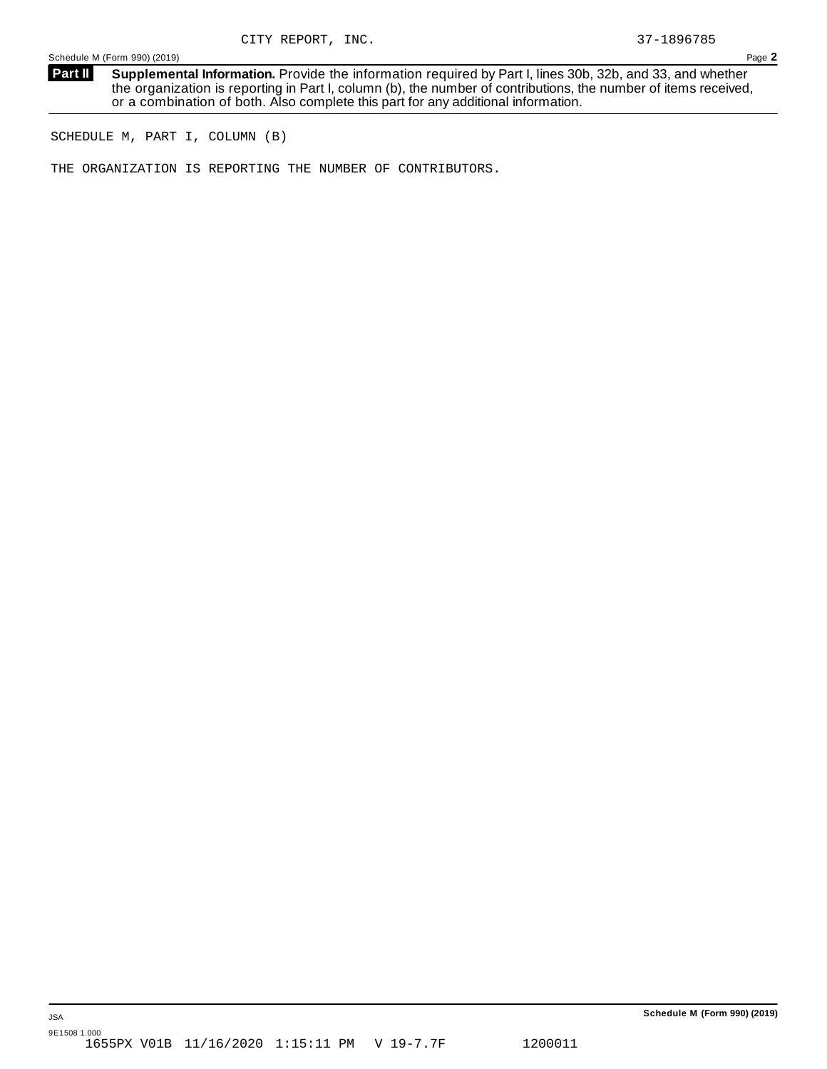CITY REPORT, INC. 37-1896785

Schedule M (Form 990) (2019)

**Part II** **Supplemental Information.** Provide the information required by Part I, lines 30b, 32b, and 33, and whether the organization is reporting in Part I, column (b), the number of contributions, the number of items received, or a combination of both. Also complete this part for any additional information.

SCHEDULE M, PART I, COLUMN (B)

THE ORGANIZATION IS REPORTING THE NUMBER OF CONTRIBUTORS.

JSA

9E1508 1.000

1655PX V01B 11/16/2020 1:15:11 PM V 19-7.7F 1200011

**Schedule M (Form 990) (2019)**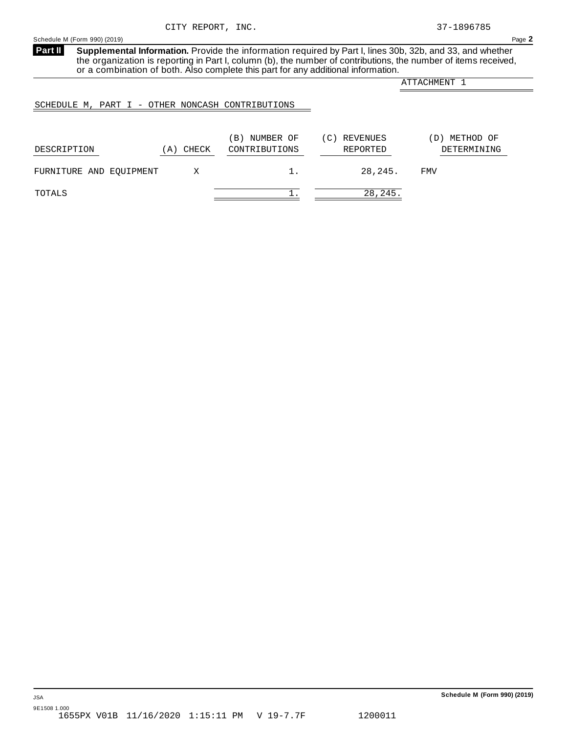CITY REPORT, INC. 37-1896785

Schedule M (Form 990) (2019) Page **2**

**Part II** **Supplemental Information.** Provide the information required by Part I, lines 30b, 32b, and 33, and whether the organization is reporting in Part I, column (b), the number of contributions, the number of items received, or a combination of both. Also complete this part for any additional information.

ATTACHMENT 1

SCHEDULE M, PART I - OTHER NONCASH CONTRIBUTIONS

| DESCRIPTION | (A) CHECK | (B) NUMBER OF CONTRIBUTIONS | (C) REVENUES REPORTED | (D) METHOD OF DETERMINING |
|---|---|---|---|---|
| FURNITURE AND EQUIPMENT | X | 1. | 28,245. | FMV |
| TOTALS | | 1. | 28,245. | |

JSA
9E1508 1.000
1655PX V01B 11/16/2020 1:15:11 PM V 19-7.7F 1200011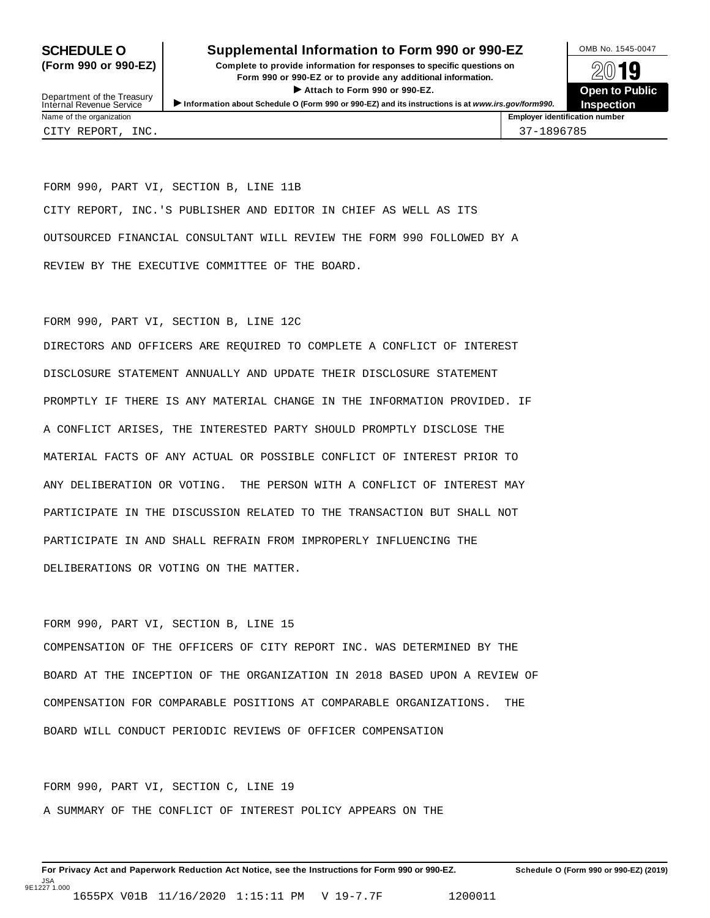**SCHEDULE O (Form 990 or 990-EZ)**

Department of the Treasury
Internal Revenue Service

# Supplemental Information to Form 990 or 990-EZ

**Complete to provide information for responses to specific questions on Form 990 or 990-EZ or to provide any additional information.**

**▶ Attach to Form 990 or 990-EZ.**

**▶ Information about Schedule O (Form 990 or 990-EZ) and its instructions is at *www.irs.gov/form990*.**

OMB No. 1545-0047

**2019**

**Open to Public Inspection**

| Name of the organization | Employer identification number |
| --- | --- |
| CITY REPORT, INC. | 37-1896785 |

FORM 990, PART VI, SECTION B, LINE 11B

CITY REPORT, INC.'S PUBLISHER AND EDITOR IN CHIEF AS WELL AS ITS OUTSOURCED FINANCIAL CONSULTANT WILL REVIEW THE FORM 990 FOLLOWED BY A REVIEW BY THE EXECUTIVE COMMITTEE OF THE BOARD.

FORM 990, PART VI, SECTION B, LINE 12C

DIRECTORS AND OFFICERS ARE REQUIRED TO COMPLETE A CONFLICT OF INTEREST DISCLOSURE STATEMENT ANNUALLY AND UPDATE THEIR DISCLOSURE STATEMENT PROMPTLY IF THERE IS ANY MATERIAL CHANGE IN THE INFORMATION PROVIDED. IF A CONFLICT ARISES, THE INTERESTED PARTY SHOULD PROMPTLY DISCLOSE THE MATERIAL FACTS OF ANY ACTUAL OR POSSIBLE CONFLICT OF INTEREST PRIOR TO ANY DELIBERATION OR VOTING. THE PERSON WITH A CONFLICT OF INTEREST MAY PARTICIPATE IN THE DISCUSSION RELATED TO THE TRANSACTION BUT SHALL NOT PARTICIPATE IN AND SHALL REFRAIN FROM IMPROPERLY INFLUENCING THE DELIBERATIONS OR VOTING ON THE MATTER.

FORM 990, PART VI, SECTION B, LINE 15

COMPENSATION OF THE OFFICERS OF CITY REPORT INC. WAS DETERMINED BY THE BOARD AT THE INCEPTION OF THE ORGANIZATION IN 2018 BASED UPON A REVIEW OF COMPENSATION FOR COMPARABLE POSITIONS AT COMPARABLE ORGANIZATIONS. THE BOARD WILL CONDUCT PERIODIC REVIEWS OF OFFICER COMPENSATION

FORM 990, PART VI, SECTION C, LINE 19

A SUMMARY OF THE CONFLICT OF INTEREST POLICY APPEARS ON THE

**For Privacy Act and Paperwork Reduction Act Notice, see the Instructions for Form 990 or 990-EZ.** **Schedule O (Form 990 or 990-EZ) (2019)**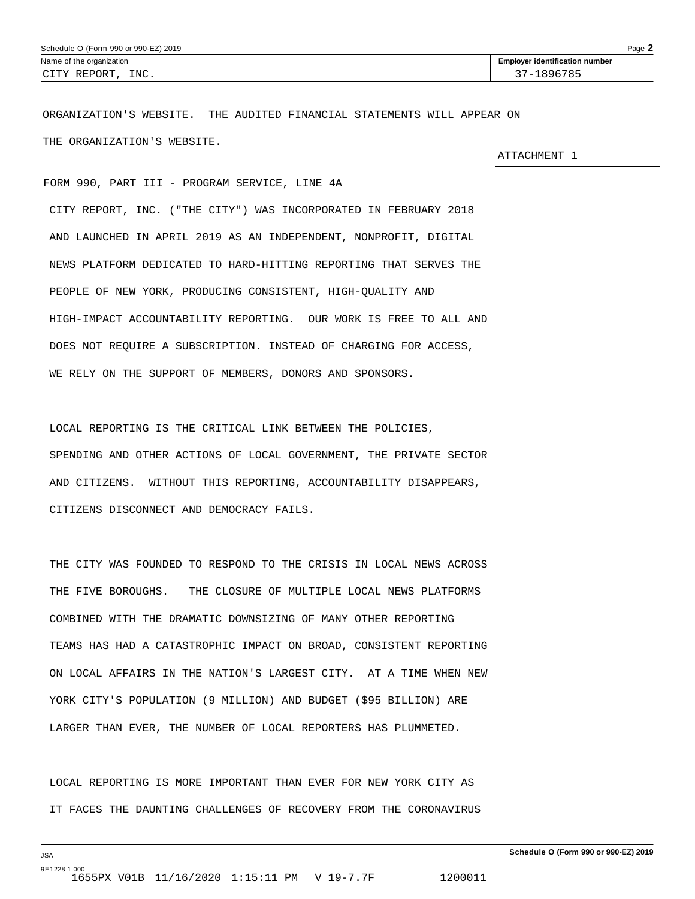| Name of the organization | Employer identification number |
| --- | --- |
| CITY REPORT, INC. | 37-1896785 |

ORGANIZATION'S WEBSITE. THE AUDITED FINANCIAL STATEMENTS WILL APPEAR ON THE ORGANIZATION'S WEBSITE.

ATTACHMENT 1

FORM 990, PART III - PROGRAM SERVICE, LINE 4A

CITY REPORT, INC. ("THE CITY") WAS INCORPORATED IN FEBRUARY 2018 AND LAUNCHED IN APRIL 2019 AS AN INDEPENDENT, NONPROFIT, DIGITAL NEWS PLATFORM DEDICATED TO HARD-HITTING REPORTING THAT SERVES THE PEOPLE OF NEW YORK, PRODUCING CONSISTENT, HIGH-QUALITY AND HIGH-IMPACT ACCOUNTABILITY REPORTING. OUR WORK IS FREE TO ALL AND DOES NOT REQUIRE A SUBSCRIPTION. INSTEAD OF CHARGING FOR ACCESS, WE RELY ON THE SUPPORT OF MEMBERS, DONORS AND SPONSORS.

LOCAL REPORTING IS THE CRITICAL LINK BETWEEN THE POLICIES, SPENDING AND OTHER ACTIONS OF LOCAL GOVERNMENT, THE PRIVATE SECTOR AND CITIZENS. WITHOUT THIS REPORTING, ACCOUNTABILITY DISAPPEARS, CITIZENS DISCONNECT AND DEMOCRACY FAILS.

THE CITY WAS FOUNDED TO RESPOND TO THE CRISIS IN LOCAL NEWS ACROSS THE FIVE BOROUGHS. THE CLOSURE OF MULTIPLE LOCAL NEWS PLATFORMS COMBINED WITH THE DRAMATIC DOWNSIZING OF MANY OTHER REPORTING TEAMS HAS HAD A CATASTROPHIC IMPACT ON BROAD, CONSISTENT REPORTING ON LOCAL AFFAIRS IN THE NATION'S LARGEST CITY. AT A TIME WHEN NEW YORK CITY'S POPULATION (9 MILLION) AND BUDGET ($95 BILLION) ARE LARGER THAN EVER, THE NUMBER OF LOCAL REPORTERS HAS PLUMMETED.

LOCAL REPORTING IS MORE IMPORTANT THAN EVER FOR NEW YORK CITY AS IT FACES THE DAUNTING CHALLENGES OF RECOVERY FROM THE CORONAVIRUS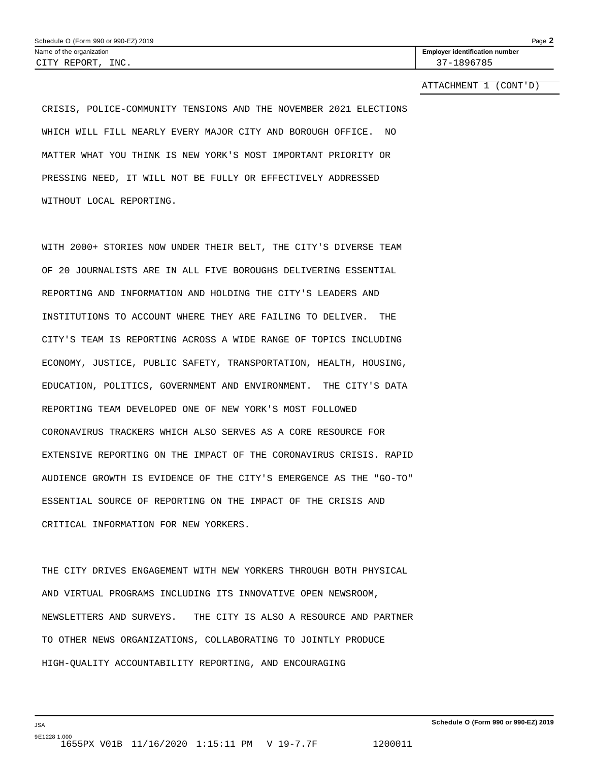ATTACHMENT 1 (CONT'D)

CRISIS, POLICE-COMMUNITY TENSIONS AND THE NOVEMBER 2021 ELECTIONS WHICH WILL FILL NEARLY EVERY MAJOR CITY AND BOROUGH OFFICE. NO MATTER WHAT YOU THINK IS NEW YORK'S MOST IMPORTANT PRIORITY OR PRESSING NEED, IT WILL NOT BE FULLY OR EFFECTIVELY ADDRESSED WITHOUT LOCAL REPORTING.

WITH 2000+ STORIES NOW UNDER THEIR BELT, THE CITY'S DIVERSE TEAM OF 20 JOURNALISTS ARE IN ALL FIVE BOROUGHS DELIVERING ESSENTIAL REPORTING AND INFORMATION AND HOLDING THE CITY'S LEADERS AND INSTITUTIONS TO ACCOUNT WHERE THEY ARE FAILING TO DELIVER. THE CITY'S TEAM IS REPORTING ACROSS A WIDE RANGE OF TOPICS INCLUDING ECONOMY, JUSTICE, PUBLIC SAFETY, TRANSPORTATION, HEALTH, HOUSING, EDUCATION, POLITICS, GOVERNMENT AND ENVIRONMENT. THE CITY'S DATA REPORTING TEAM DEVELOPED ONE OF NEW YORK'S MOST FOLLOWED CORONAVIRUS TRACKERS WHICH ALSO SERVES AS A CORE RESOURCE FOR EXTENSIVE REPORTING ON THE IMPACT OF THE CORONAVIRUS CRISIS. RAPID AUDIENCE GROWTH IS EVIDENCE OF THE CITY'S EMERGENCE AS THE "GO-TO" ESSENTIAL SOURCE OF REPORTING ON THE IMPACT OF THE CRISIS AND CRITICAL INFORMATION FOR NEW YORKERS.

THE CITY DRIVES ENGAGEMENT WITH NEW YORKERS THROUGH BOTH PHYSICAL AND VIRTUAL PROGRAMS INCLUDING ITS INNOVATIVE OPEN NEWSROOM, NEWSLETTERS AND SURVEYS. THE CITY IS ALSO A RESOURCE AND PARTNER TO OTHER NEWS ORGANIZATIONS, COLLABORATING TO JOINTLY PRODUCE HIGH-QUALITY ACCOUNTABILITY REPORTING, AND ENCOURAGING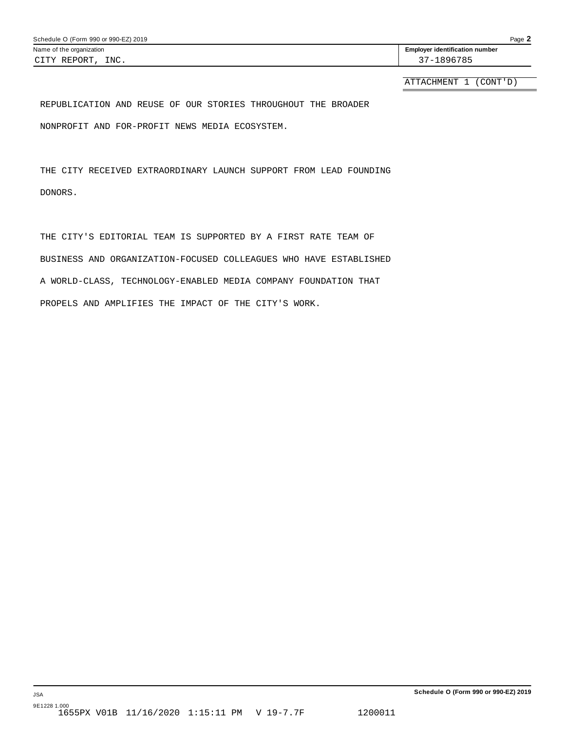Name of the organization: CITY REPORT, INC.

Employer identification number: 37-1896785

ATTACHMENT 1 (CONT'D)

REPUBLICATION AND REUSE OF OUR STORIES THROUGHOUT THE BROADER NONPROFIT AND FOR-PROFIT NEWS MEDIA ECOSYSTEM.

THE CITY RECEIVED EXTRAORDINARY LAUNCH SUPPORT FROM LEAD FOUNDING DONORS.

THE CITY'S EDITORIAL TEAM IS SUPPORTED BY A FIRST RATE TEAM OF BUSINESS AND ORGANIZATION-FOCUSED COLLEAGUES WHO HAVE ESTABLISHED A WORLD-CLASS, TECHNOLOGY-ENABLED MEDIA COMPANY FOUNDATION THAT PROPELS AND AMPLIFIES THE IMPACT OF THE CITY'S WORK.